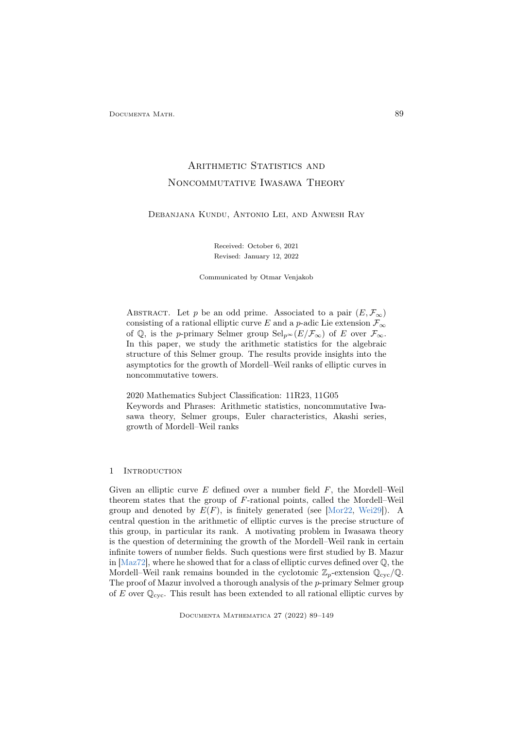# Arithmetic Statistics and Noncommutative Iwasawa Theory

Debanjana Kundu, Antonio Lei, and Anwesh Ray

Received: October 6, 2021

Revised: January 12, 2022

Communicated by Otmar Venjakob

Abstract. Let $p$ be an odd prime. Associated to a pair $(E, \mathcal{F}_\infty)$ consisting of a rational elliptic curve $E$ and a $p$-adic Lie extension $\mathcal{F}_\infty$ of $\mathbb{Q}$, is the $p$-primary Selmer group $\mathrm{Sel}_{p^\infty}(E/\mathcal{F}_\infty)$ of $E$ over $\mathcal{F}_\infty$. In this paper, we study the arithmetic statistics for the algebraic structure of this Selmer group. The results provide insights into the asymptotics for the growth of Mordell–Weil ranks of elliptic curves in noncommutative towers.

2020 Mathematics Subject Classification: 11R23, 11G05

Keywords and Phrases: Arithmetic statistics, noncommutative Iwasawa theory, Selmer groups, Euler characteristics, Akashi series, growth of Mordell–Weil ranks

## 1 Introduction

Given an elliptic curve $E$ defined over a number field $F$, the Mordell–Weil theorem states that the group of $F$-rational points, called the Mordell–Weil group and denoted by $E(F)$, is finitely generated (see [Mor22, Wei29]). A central question in the arithmetic of elliptic curves is the precise structure of this group, in particular its rank. A motivating problem in Iwasawa theory is the question of determining the growth of the Mordell–Weil rank in certain infinite towers of number fields. Such questions were first studied by B. Mazur in [Maz72], where he showed that for a class of elliptic curves defined over $\mathbb{Q}$, the Mordell–Weil rank remains bounded in the cyclotomic $\mathbb{Z}_p$-extension $\mathbb{Q}_{\mathrm{cyc}}/\mathbb{Q}$. The proof of Mazur involved a thorough analysis of the $p$-primary Selmer group of $E$ over $\mathbb{Q}_{\mathrm{cyc}}$. This result has been extended to all rational elliptic curves by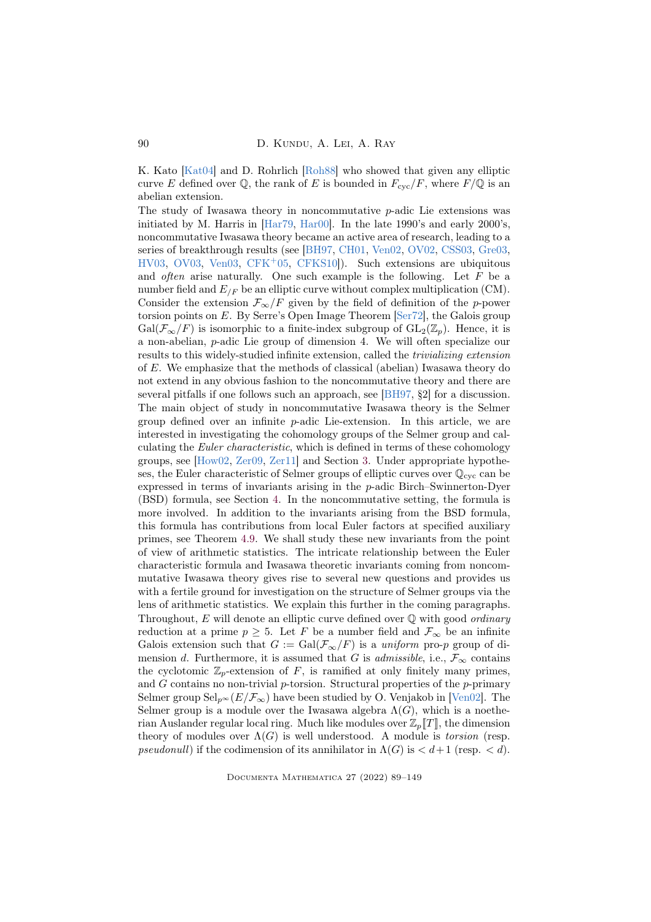K. Kato [Kat04] and D. Rohrlich [Roh88] who showed that given any elliptic curve $E$ defined over $\mathbb{Q}$, the rank of $E$ is bounded in $F_{\mathrm{cyc}}/F$, where $F/\mathbb{Q}$ is an abelian extension.

The study of Iwasawa theory in noncommutative $p$-adic Lie extensions was initiated by M. Harris in [Har79, Har00]. In the late 1990's and early 2000's, noncommutative Iwasawa theory became an active area of research, leading to a series of breakthrough results (see [BH97, CH01, Ven02, OV02, CSS03, Gre03, HV03, OV03, Ven03, CFK+05, CFKS10]). Such extensions are ubiquitous and *often* arise naturally. One such example is the following. Let $F$ be a number field and $E_{/F}$ be an elliptic curve without complex multiplication (CM). Consider the extension $\mathcal{F}_\infty/F$ given by the field of definition of the $p$-power torsion points on $E$. By Serre's Open Image Theorem [Ser72], the Galois group $\mathrm{Gal}(\mathcal{F}_\infty/F)$ is isomorphic to a finite-index subgroup of $\mathrm{GL}_2(\mathbb{Z}_p)$. Hence, it is a non-abelian, $p$-adic Lie group of dimension 4. We will often specialize our results to this widely-studied infinite extension, called the *trivializing extension* of $E$. We emphasize that the methods of classical (abelian) Iwasawa theory do not extend in any obvious fashion to the noncommutative theory and there are several pitfalls if one follows such an approach, see [BH97, §2] for a discussion.

The main object of study in noncommutative Iwasawa theory is the Selmer group defined over an infinite $p$-adic Lie-extension. In this article, we are interested in investigating the cohomology groups of the Selmer group and calculating the *Euler characteristic*, which is defined in terms of these cohomology groups, see [How02, Zer09, Zer11] and Section 3. Under appropriate hypotheses, the Euler characteristic of Selmer groups of elliptic curves over $\mathbb{Q}_{\mathrm{cyc}}$ can be expressed in terms of invariants arising in the $p$-adic Birch–Swinnerton-Dyer (BSD) formula, see Section 4. In the noncommutative setting, the formula is more involved. In addition to the invariants arising from the BSD formula, this formula has contributions from local Euler factors at specified auxiliary primes, see Theorem 4.9. We shall study these new invariants from the point of view of arithmetic statistics. The intricate relationship between the Euler characteristic formula and Iwasawa theoretic invariants coming from noncommutative Iwasawa theory gives rise to several new questions and provides us with a fertile ground for investigation on the structure of Selmer groups via the lens of arithmetic statistics. We explain this further in the coming paragraphs.

Throughout, $E$ will denote an elliptic curve defined over $\mathbb{Q}$ with good *ordinary* reduction at a prime $p \geq 5$. Let $F$ be a number field and $\mathcal{F}_\infty$ be an infinite Galois extension such that $G := \mathrm{Gal}(\mathcal{F}_\infty/F)$ is a *uniform* pro-$p$ group of dimension $d$. Furthermore, it is assumed that $G$ is *admissible*, i.e., $\mathcal{F}_\infty$ contains the cyclotomic $\mathbb{Z}_p$-extension of $F$, is ramified at only finitely many primes, and $G$ contains no non-trivial $p$-torsion. Structural properties of the $p$-primary Selmer group $\mathrm{Sel}_{p^\infty}(E/\mathcal{F}_\infty)$ have been studied by O. Venjakob in [Ven02]. The Selmer group is a module over the Iwasawa algebra $\Lambda(G)$, which is a noetherian Auslander regular local ring. Much like modules over $\mathbb{Z}_p[\![T]\!]$, the dimension theory of modules over $\Lambda(G)$ is well understood. A module is *torsion* (resp. *pseudonull*) if the codimension of its annihilator in $\Lambda(G)$ is $< d+1$ (resp. $< d$).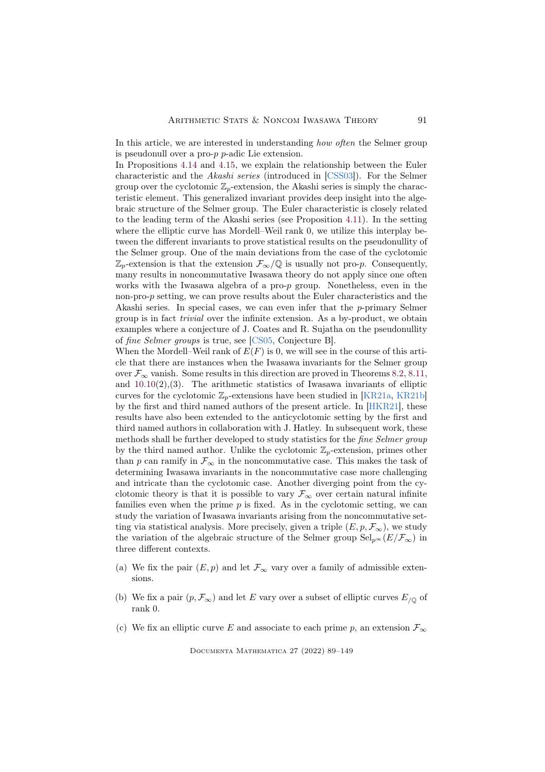In this article, we are interested in understanding *how often* the Selmer group is pseudonull over a pro-$p$ $p$-adic Lie extension.

In Propositions 4.14 and 4.15, we explain the relationship between the Euler characteristic and the *Akashi series* (introduced in [CSS03]). For the Selmer group over the cyclotomic $\mathbb{Z}_p$-extension, the Akashi series is simply the characteristic element. This generalized invariant provides deep insight into the algebraic structure of the Selmer group. The Euler characteristic is closely related to the leading term of the Akashi series (see Proposition 4.11). In the setting where the elliptic curve has Mordell–Weil rank 0, we utilize this interplay between the different invariants to prove statistical results on the pseudonullity of the Selmer group. One of the main deviations from the case of the cyclotomic $\mathbb{Z}_p$-extension is that the extension $\mathcal{F}_\infty/\mathbb{Q}$ is usually not pro-$p$. Consequently, many results in noncommutative Iwasawa theory do not apply since one often works with the Iwasawa algebra of a pro-$p$ group. Nonetheless, even in the non-pro-$p$ setting, we can prove results about the Euler characteristics and the Akashi series. In special cases, we can even infer that the $p$-primary Selmer group is in fact *trivial* over the infinite extension. As a by-product, we obtain examples where a conjecture of J. Coates and R. Sujatha on the pseudonullity of *fine Selmer groups* is true, see [CS05, Conjecture B].

When the Mordell–Weil rank of $E(F)$ is 0, we will see in the course of this article that there are instances when the Iwasawa invariants for the Selmer group over $\mathcal{F}_\infty$ vanish. Some results in this direction are proved in Theorems 8.2, 8.11, and 10.10(2),(3). The arithmetic statistics of Iwasawa invariants of elliptic curves for the cyclotomic $\mathbb{Z}_p$-extensions have been studied in [KR21a, KR21b] by the first and third named authors of the present article. In [HKR21], these results have also been extended to the anticyclotomic setting by the first and third named authors in collaboration with J. Hatley. In subsequent work, these methods shall be further developed to study statistics for the *fine Selmer group* by the third named author. Unlike the cyclotomic $\mathbb{Z}_p$-extension, primes other than $p$ can ramify in $\mathcal{F}_\infty$ in the noncommutative case. This makes the task of determining Iwasawa invariants in the noncommutative case more challenging and intricate than the cyclotomic case. Another diverging point from the cyclotomic theory is that it is possible to vary $\mathcal{F}_\infty$ over certain natural infinite families even when the prime $p$ is fixed. As in the cyclotomic setting, we can study the variation of Iwasawa invariants arising from the noncommutative setting via statistical analysis. More precisely, given a triple $(E, p, \mathcal{F}_\infty)$, we study the variation of the algebraic structure of the Selmer group $\mathrm{Sel}_{p^\infty}(E/\mathcal{F}_\infty)$ in three different contexts.

(a) We fix the pair $(E, p)$ and let $\mathcal{F}_\infty$ vary over a family of admissible extensions.

(b) We fix a pair $(p, \mathcal{F}_\infty)$ and let $E$ vary over a subset of elliptic curves $E_{/\mathbb{Q}}$ of rank 0.

(c) We fix an elliptic curve $E$ and associate to each prime $p$, an extension $\mathcal{F}_\infty$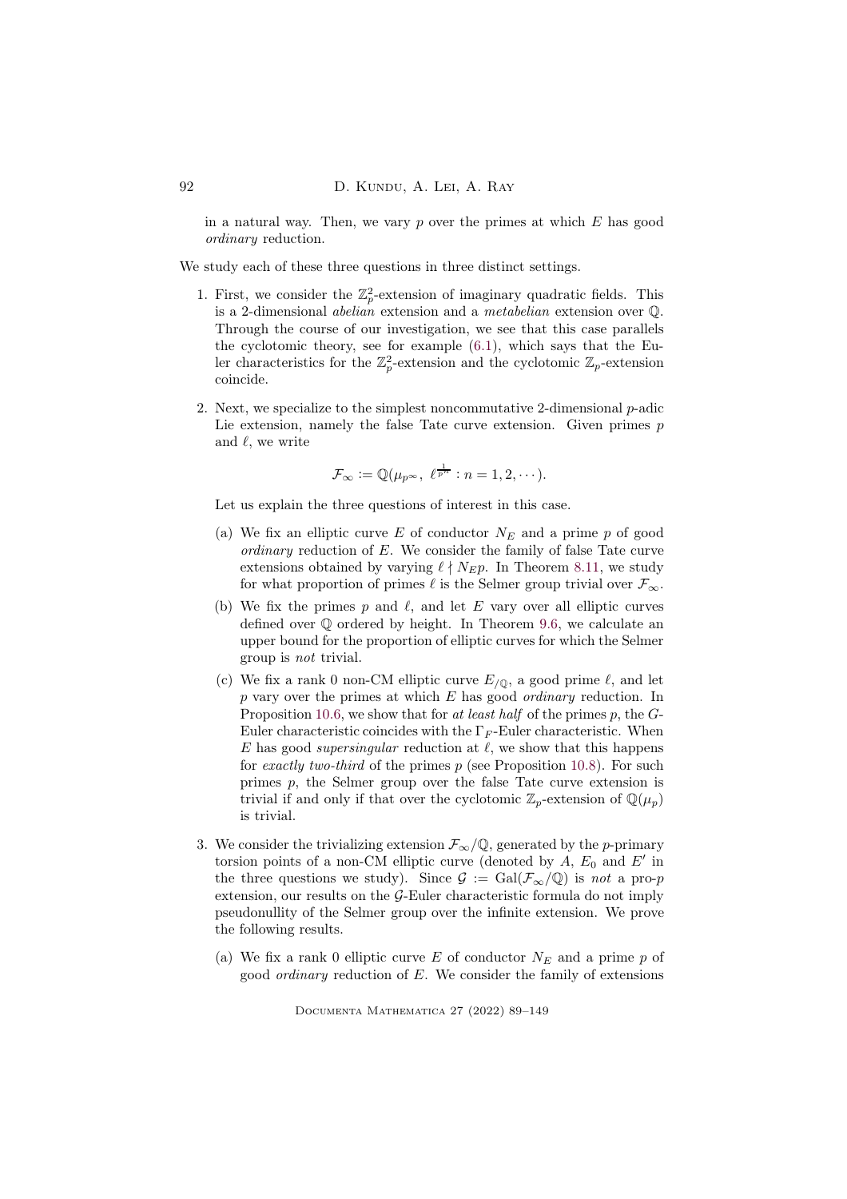in a natural way. Then, we vary $p$ over the primes at which $E$ has good *ordinary* reduction.

We study each of these three questions in three distinct settings.

1. First, we consider the $\mathbb{Z}_p^2$-extension of imaginary quadratic fields. This is a 2-dimensional *abelian* extension and a *metabelian* extension over $\mathbb{Q}$. Through the course of our investigation, we see that this case parallels the cyclotomic theory, see for example (6.1), which says that the Euler characteristics for the $\mathbb{Z}_p^2$-extension and the cyclotomic $\mathbb{Z}_p$-extension coincide.

2. Next, we specialize to the simplest noncommutative 2-dimensional $p$-adic Lie extension, namely the false Tate curve extension. Given primes $p$ and $\ell$, we write

$$\mathcal{F}_\infty := \mathbb{Q}(\mu_{p^\infty},\ \ell^{\frac{1}{p^n}} : n = 1, 2, \cdots).$$

   Let us explain the three questions of interest in this case.

   (a) We fix an elliptic curve $E$ of conductor $N_E$ and a prime $p$ of good *ordinary* reduction of $E$. We consider the family of false Tate curve extensions obtained by varying $\ell \nmid N_E p$. In Theorem 8.11, we study for what proportion of primes $\ell$ is the Selmer group trivial over $\mathcal{F}_\infty$.

   (b) We fix the primes $p$ and $\ell$, and let $E$ vary over all elliptic curves defined over $\mathbb{Q}$ ordered by height. In Theorem 9.6, we calculate an upper bound for the proportion of elliptic curves for which the Selmer group is *not* trivial.

   (c) We fix a rank 0 non-CM elliptic curve $E_{/\mathbb{Q}}$, a good prime $\ell$, and let $p$ vary over the primes at which $E$ has good *ordinary* reduction. In Proposition 10.6, we show that for *at least half* of the primes $p$, the $G$-Euler characteristic coincides with the $\Gamma_F$-Euler characteristic. When $E$ has good *supersingular* reduction at $\ell$, we show that this happens for *exactly two-third* of the primes $p$ (see Proposition 10.8). For such primes $p$, the Selmer group over the false Tate curve extension is trivial if and only if that over the cyclotomic $\mathbb{Z}_p$-extension of $\mathbb{Q}(\mu_p)$ is trivial.

3. We consider the trivializing extension $\mathcal{F}_\infty/\mathbb{Q}$, generated by the $p$-primary torsion points of a non-CM elliptic curve (denoted by $A$, $E_0$ and $E'$ in the three questions we study). Since $\mathcal{G} := \operatorname{Gal}(\mathcal{F}_\infty/\mathbb{Q})$ is *not* a pro-$p$ extension, our results on the $\mathcal{G}$-Euler characteristic formula do not imply pseudonullity of the Selmer group over the infinite extension. We prove the following results.

   (a) We fix a rank 0 elliptic curve $E$ of conductor $N_E$ and a prime $p$ of good *ordinary* reduction of $E$. We consider the family of extensions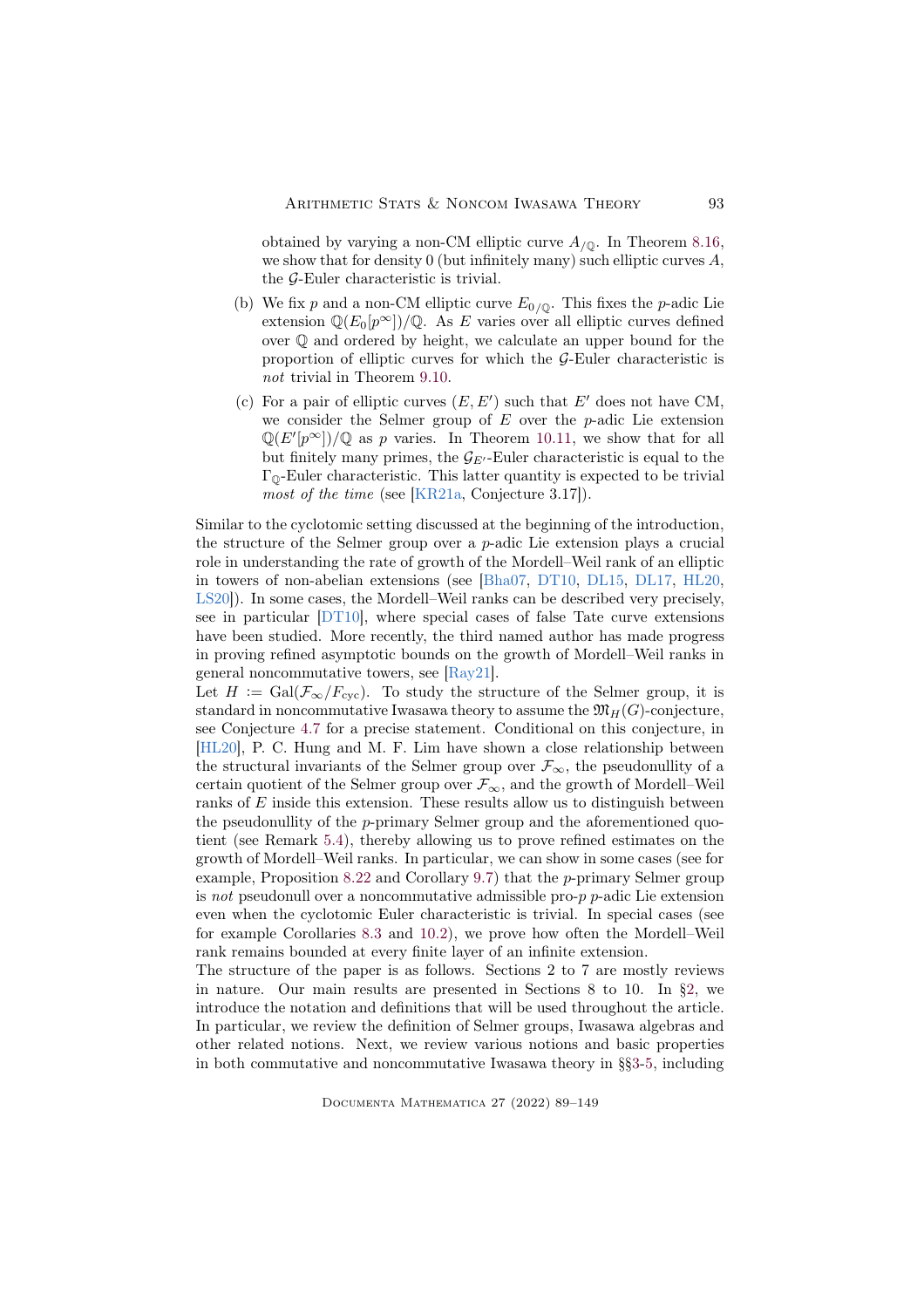obtained by varying a non-CM elliptic curve $A_{/\mathbb{Q}}$. In Theorem 8.16, we show that for density 0 (but infinitely many) such elliptic curves $A$, the $\mathcal{G}$-Euler characteristic is trivial.

(b) We fix $p$ and a non-CM elliptic curve $E_{0/\mathbb{Q}}$. This fixes the $p$-adic Lie extension $\mathbb{Q}(E_0[p^\infty])/\mathbb{Q}$. As $E$ varies over all elliptic curves defined over $\mathbb{Q}$ and ordered by height, we calculate an upper bound for the proportion of elliptic curves for which the $\mathcal{G}$-Euler characteristic is *not* trivial in Theorem 9.10.

(c) For a pair of elliptic curves $(E, E')$ such that $E'$ does not have CM, we consider the Selmer group of $E$ over the $p$-adic Lie extension $\mathbb{Q}(E'[p^\infty])/\mathbb{Q}$ as $p$ varies. In Theorem 10.11, we show that for all but finitely many primes, the $\mathcal{G}_{E'}$-Euler characteristic is equal to the $\Gamma_{\mathbb{Q}}$-Euler characteristic. This latter quantity is expected to be trivial *most of the time* (see [KR21a, Conjecture 3.17]).

Similar to the cyclotomic setting discussed at the beginning of the introduction, the structure of the Selmer group over a $p$-adic Lie extension plays a crucial role in understanding the rate of growth of the Mordell–Weil rank of an elliptic in towers of non-abelian extensions (see [Bha07, DT10, DL15, DL17, HL20, LS20]). In some cases, the Mordell–Weil ranks can be described very precisely, see in particular [DT10], where special cases of false Tate curve extensions have been studied. More recently, the third named author has made progress in proving refined asymptotic bounds on the growth of Mordell–Weil ranks in general noncommutative towers, see [Ray21].

Let $H := \mathrm{Gal}(\mathcal{F}_\infty/F_{\mathrm{cyc}})$. To study the structure of the Selmer group, it is standard in noncommutative Iwasawa theory to assume the $\mathfrak{M}_H(G)$-conjecture, see Conjecture 4.7 for a precise statement. Conditional on this conjecture, in [HL20], P. C. Hung and M. F. Lim have shown a close relationship between the structural invariants of the Selmer group over $\mathcal{F}_\infty$, the pseudonullity of a certain quotient of the Selmer group over $\mathcal{F}_\infty$, and the growth of Mordell–Weil ranks of $E$ inside this extension. These results allow us to distinguish between the pseudonullity of the $p$-primary Selmer group and the aforementioned quotient (see Remark 5.4), thereby allowing us to prove refined estimates on the growth of Mordell–Weil ranks. In particular, we can show in some cases (see for example, Proposition 8.22 and Corollary 9.7) that the $p$-primary Selmer group is *not* pseudonull over a noncommutative admissible pro-$p$ $p$-adic Lie extension even when the cyclotomic Euler characteristic is trivial. In special cases (see for example Corollaries 8.3 and 10.2), we prove how often the Mordell–Weil rank remains bounded at every finite layer of an infinite extension.

The structure of the paper is as follows. Sections 2 to 7 are mostly reviews in nature. Our main results are presented in Sections 8 to 10. In §2, we introduce the notation and definitions that will be used throughout the article. In particular, we review the definition of Selmer groups, Iwasawa algebras and other related notions. Next, we review various notions and basic properties in both commutative and noncommutative Iwasawa theory in §§3-5, including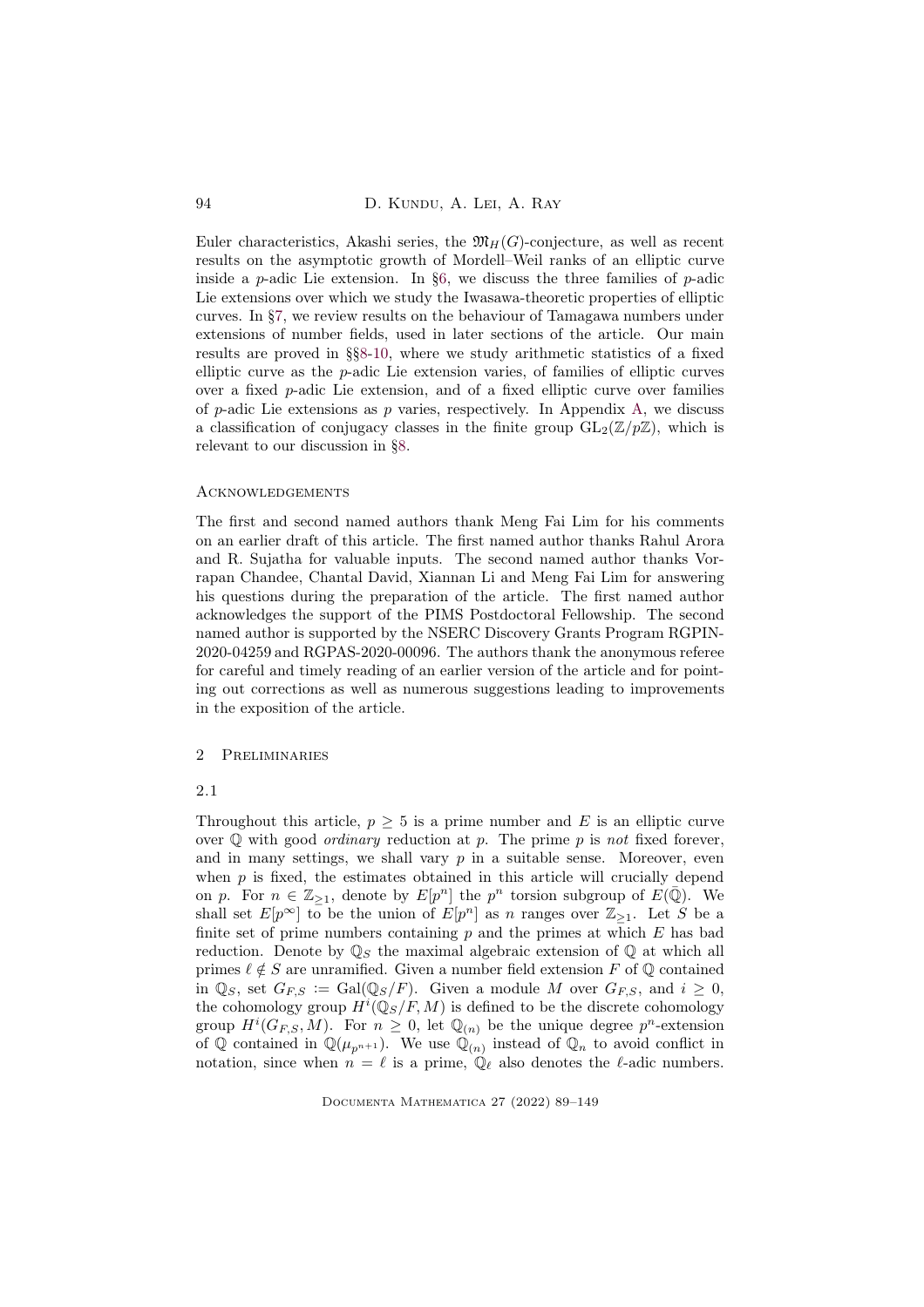Euler characteristics, Akashi series, the $\mathfrak{M}_H(G)$-conjecture, as well as recent results on the asymptotic growth of Mordell–Weil ranks of an elliptic curve inside a $p$-adic Lie extension. In §6, we discuss the three families of $p$-adic Lie extensions over which we study the Iwasawa-theoretic properties of elliptic curves. In §7, we review results on the behaviour of Tamagawa numbers under extensions of number fields, used in later sections of the article. Our main results are proved in §§8-10, where we study arithmetic statistics of a fixed elliptic curve as the $p$-adic Lie extension varies, of families of elliptic curves over a fixed $p$-adic Lie extension, and of a fixed elliptic curve over families of $p$-adic Lie extensions as $p$ varies, respectively. In Appendix A, we discuss a classification of conjugacy classes in the finite group $\mathrm{GL}_2(\mathbb{Z}/p\mathbb{Z})$, which is relevant to our discussion in §8.

## Acknowledgements

The first and second named authors thank Meng Fai Lim for his comments on an earlier draft of this article. The first named author thanks Rahul Arora and R. Sujatha for valuable inputs. The second named author thanks Vorrapan Chandee, Chantal David, Xiannan Li and Meng Fai Lim for answering his questions during the preparation of the article. The first named author acknowledges the support of the PIMS Postdoctoral Fellowship. The second named author is supported by the NSERC Discovery Grants Program RGPIN-2020-04259 and RGPAS-2020-00096. The authors thank the anonymous referee for careful and timely reading of an earlier version of the article and for pointing out corrections as well as numerous suggestions leading to improvements in the exposition of the article.

## 2 Preliminaries

### 2.1

Throughout this article, $p \geq 5$ is a prime number and $E$ is an elliptic curve over $\mathbb{Q}$ with good *ordinary* reduction at $p$. The prime $p$ is *not* fixed forever, and in many settings, we shall vary $p$ in a suitable sense. Moreover, even when $p$ is fixed, the estimates obtained in this article will crucially depend on $p$. For $n \in \mathbb{Z}_{\geq 1}$, denote by $E[p^n]$ the $p^n$ torsion subgroup of $E(\bar{\mathbb{Q}})$. We shall set $E[p^\infty]$ to be the union of $E[p^n]$ as $n$ ranges over $\mathbb{Z}_{\geq 1}$. Let $S$ be a finite set of prime numbers containing $p$ and the primes at which $E$ has bad reduction. Denote by $\mathbb{Q}_S$ the maximal algebraic extension of $\mathbb{Q}$ at which all primes $\ell \notin S$ are unramified. Given a number field extension $F$ of $\mathbb{Q}$ contained in $\mathbb{Q}_S$, set $G_{F,S} := \mathrm{Gal}(\mathbb{Q}_S/F)$. Given a module $M$ over $G_{F,S}$, and $i \geq 0$, the cohomology group $H^i(\mathbb{Q}_S/F, M)$ is defined to be the discrete cohomology group $H^i(G_{F,S}, M)$. For $n \geq 0$, let $\mathbb{Q}_{(n)}$ be the unique degree $p^n$-extension of $\mathbb{Q}$ contained in $\mathbb{Q}(\mu_{p^{n+1}})$. We use $\mathbb{Q}_{(n)}$ instead of $\mathbb{Q}_n$ to avoid conflict in notation, since when $n = \ell$ is a prime, $\mathbb{Q}_\ell$ also denotes the $\ell$-adic numbers.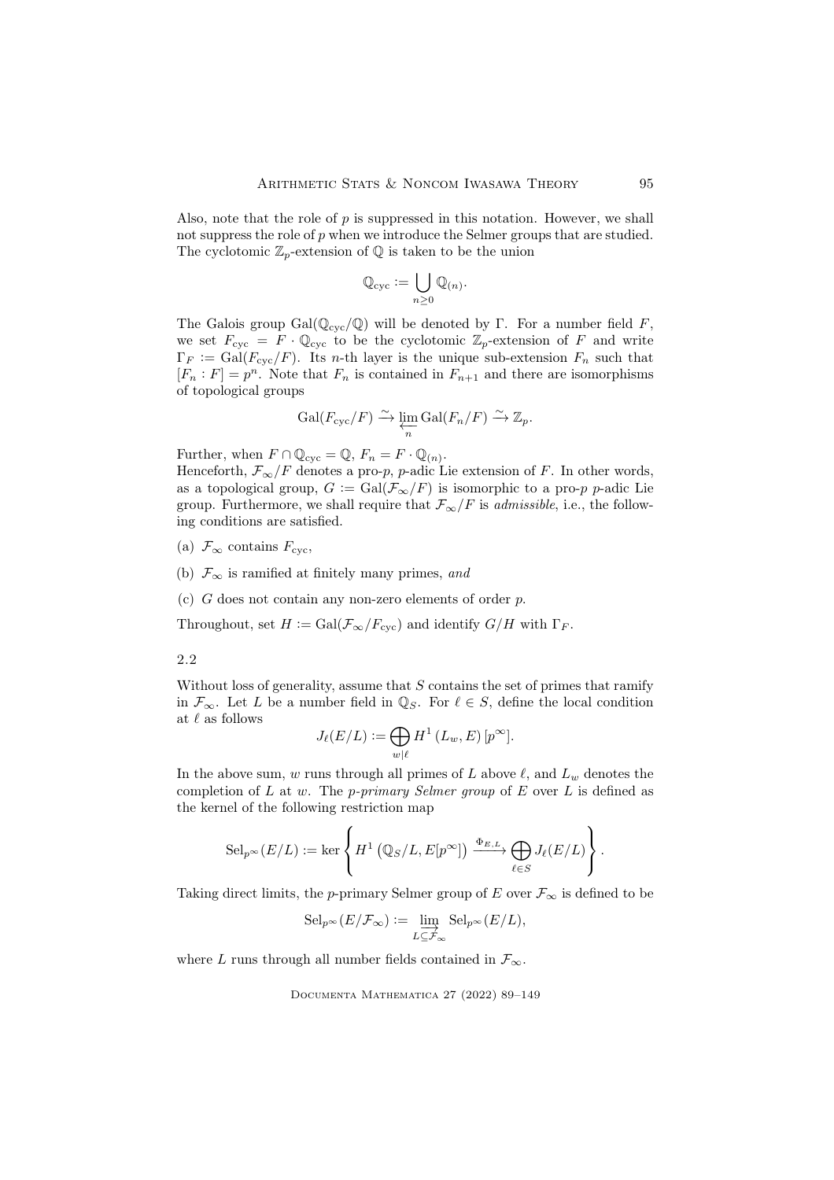Also, note that the role of $p$ is suppressed in this notation. However, we shall not suppress the role of $p$ when we introduce the Selmer groups that are studied. The cyclotomic $\mathbb{Z}_p$-extension of $\mathbb{Q}$ is taken to be the union

$$\mathbb{Q}_{\text{cyc}} := \bigcup_{n \geq 0} \mathbb{Q}_{(n)}.$$

The Galois group $\text{Gal}(\mathbb{Q}_{\text{cyc}}/\mathbb{Q})$ will be denoted by $\Gamma$. For a number field $F$, we set $F_{\text{cyc}} = F \cdot \mathbb{Q}_{\text{cyc}}$ to be the cyclotomic $\mathbb{Z}_p$-extension of $F$ and write $\Gamma_F := \text{Gal}(F_{\text{cyc}}/F)$. Its $n$-th layer is the unique sub-extension $F_n$ such that $[F_n : F] = p^n$. Note that $F_n$ is contained in $F_{n+1}$ and there are isomorphisms of topological groups

$$\text{Gal}(F_{\text{cyc}}/F) \xrightarrow{\sim} \varprojlim_n \text{Gal}(F_n/F) \xrightarrow{\sim} \mathbb{Z}_p.$$

Further, when $F \cap \mathbb{Q}_{\text{cyc}} = \mathbb{Q}$, $F_n = F \cdot \mathbb{Q}_{(n)}$.

Henceforth, $\mathcal{F}_\infty/F$ denotes a pro-$p$, $p$-adic Lie extension of $F$. In other words, as a topological group, $G := \text{Gal}(\mathcal{F}_\infty/F)$ is isomorphic to a pro-$p$ $p$-adic Lie group. Furthermore, we shall require that $\mathcal{F}_\infty/F$ is *admissible*, i.e., the following conditions are satisfied.

(a) $\mathcal{F}_\infty$ contains $F_{\text{cyc}}$,

(b) $\mathcal{F}_\infty$ is ramified at finitely many primes, *and*

(c) $G$ does not contain any non-zero elements of order $p$.

Throughout, set $H := \text{Gal}(\mathcal{F}_\infty/F_{\text{cyc}})$ and identify $G/H$ with $\Gamma_F$.

2.2

Without loss of generality, assume that $S$ contains the set of primes that ramify in $\mathcal{F}_\infty$. Let $L$ be a number field in $\mathbb{Q}_S$. For $\ell \in S$, define the local condition at $\ell$ as follows

$$J_\ell(E/L) := \bigoplus_{w|\ell} H^1(L_w, E)[p^\infty].$$

In the above sum, $w$ runs through all primes of $L$ above $\ell$, and $L_w$ denotes the completion of $L$ at $w$. The *p-primary Selmer group* of $E$ over $L$ is defined as the kernel of the following restriction map

$$\text{Sel}_{p^\infty}(E/L) := \ker \left\{ H^1\left(\mathbb{Q}_S/L, E[p^\infty]\right) \xrightarrow{\Phi_{E,L}} \bigoplus_{\ell \in S} J_\ell(E/L) \right\}.$$

Taking direct limits, the $p$-primary Selmer group of $E$ over $\mathcal{F}_\infty$ is defined to be

$$\text{Sel}_{p^\infty}(E/\mathcal{F}_\infty) := \varinjlim_{L \subseteq \mathcal{F}_\infty} \text{Sel}_{p^\infty}(E/L),$$

where $L$ runs through all number fields contained in $\mathcal{F}_\infty$.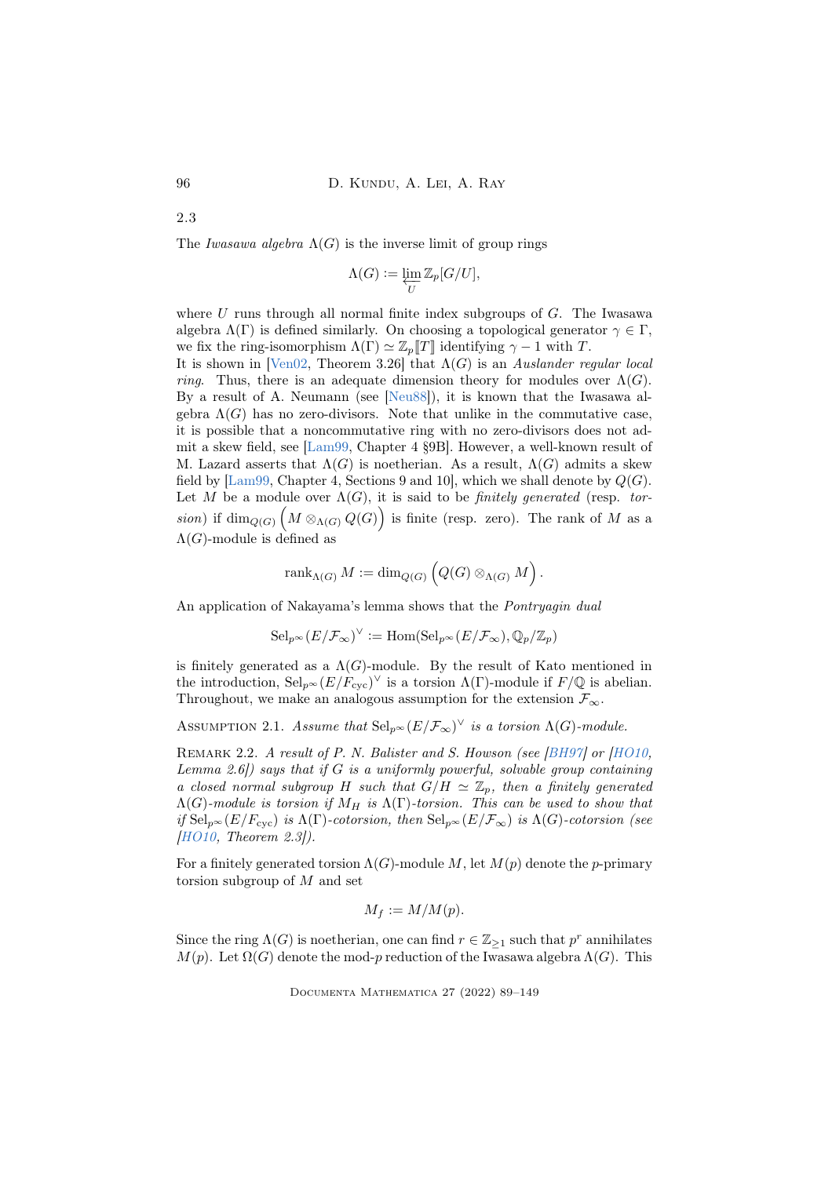2.3

The *Iwasawa algebra* $\Lambda(G)$ is the inverse limit of group rings

$$\Lambda(G) := \varprojlim_{U} \mathbb{Z}_p[G/U],$$

where $U$ runs through all normal finite index subgroups of $G$. The Iwasawa algebra $\Lambda(\Gamma)$ is defined similarly. On choosing a topological generator $\gamma \in \Gamma$, we fix the ring-isomorphism $\Lambda(\Gamma) \simeq \mathbb{Z}_p[\![T]\!]$ identifying $\gamma - 1$ with $T$.

It is shown in [Ven02, Theorem 3.26] that $\Lambda(G)$ is an *Auslander regular local ring*. Thus, there is an adequate dimension theory for modules over $\Lambda(G)$. By a result of A. Neumann (see [Neu88]), it is known that the Iwasawa algebra $\Lambda(G)$ has no zero-divisors. Note that unlike in the commutative case, it is possible that a noncommutative ring with no zero-divisors does not admit a skew field, see [Lam99, Chapter 4 §9B]. However, a well-known result of M. Lazard asserts that $\Lambda(G)$ is noetherian. As a result, $\Lambda(G)$ admits a skew field by [Lam99, Chapter 4, Sections 9 and 10], which we shall denote by $Q(G)$. Let $M$ be a module over $\Lambda(G)$, it is said to be *finitely generated* (resp. *torsion*) if $\dim_{Q(G)} \left( M \otimes_{\Lambda(G)} Q(G) \right)$ is finite (resp. zero). The rank of $M$ as a $\Lambda(G)$-module is defined as

$$\operatorname{rank}_{\Lambda(G)} M := \dim_{Q(G)} \left( Q(G) \otimes_{\Lambda(G)} M \right).$$

An application of Nakayama's lemma shows that the *Pontryagin dual*

$$\operatorname{Sel}_{p^\infty}(E/\mathcal{F}_\infty)^\vee := \operatorname{Hom}(\operatorname{Sel}_{p^\infty}(E/\mathcal{F}_\infty), \mathbb{Q}_p/\mathbb{Z}_p)$$

is finitely generated as a $\Lambda(G)$-module. By the result of Kato mentioned in the introduction, $\operatorname{Sel}_{p^\infty}(E/F_{\mathrm{cyc}})^\vee$ is a torsion $\Lambda(\Gamma)$-module if $F/\mathbb{Q}$ is abelian. Throughout, we make an analogous assumption for the extension $\mathcal{F}_\infty$.

Assumption 2.1. *Assume that $\operatorname{Sel}_{p^\infty}(E/\mathcal{F}_\infty)^\vee$ is a torsion $\Lambda(G)$-module.*

Remark 2.2. *A result of P. N. Balister and S. Howson (see [BH97] or [HO10, Lemma 2.6]) says that if $G$ is a uniformly powerful, solvable group containing a closed normal subgroup $H$ such that $G/H \simeq \mathbb{Z}_p$, then a finitely generated $\Lambda(G)$-module is torsion if $M_H$ is $\Lambda(\Gamma)$-torsion. This can be used to show that if $\operatorname{Sel}_{p^\infty}(E/F_{\mathrm{cyc}})$ is $\Lambda(\Gamma)$-cotorsion, then $\operatorname{Sel}_{p^\infty}(E/\mathcal{F}_\infty)$ is $\Lambda(G)$-cotorsion (see [HO10, Theorem 2.3]).*

For a finitely generated torsion $\Lambda(G)$-module $M$, let $M(p)$ denote the $p$-primary torsion subgroup of $M$ and set

$$M_f := M/M(p).$$

Since the ring $\Lambda(G)$ is noetherian, one can find $r \in \mathbb{Z}_{\geq 1}$ such that $p^r$ annihilates $M(p)$. Let $\Omega(G)$ denote the mod-$p$ reduction of the Iwasawa algebra $\Lambda(G)$. This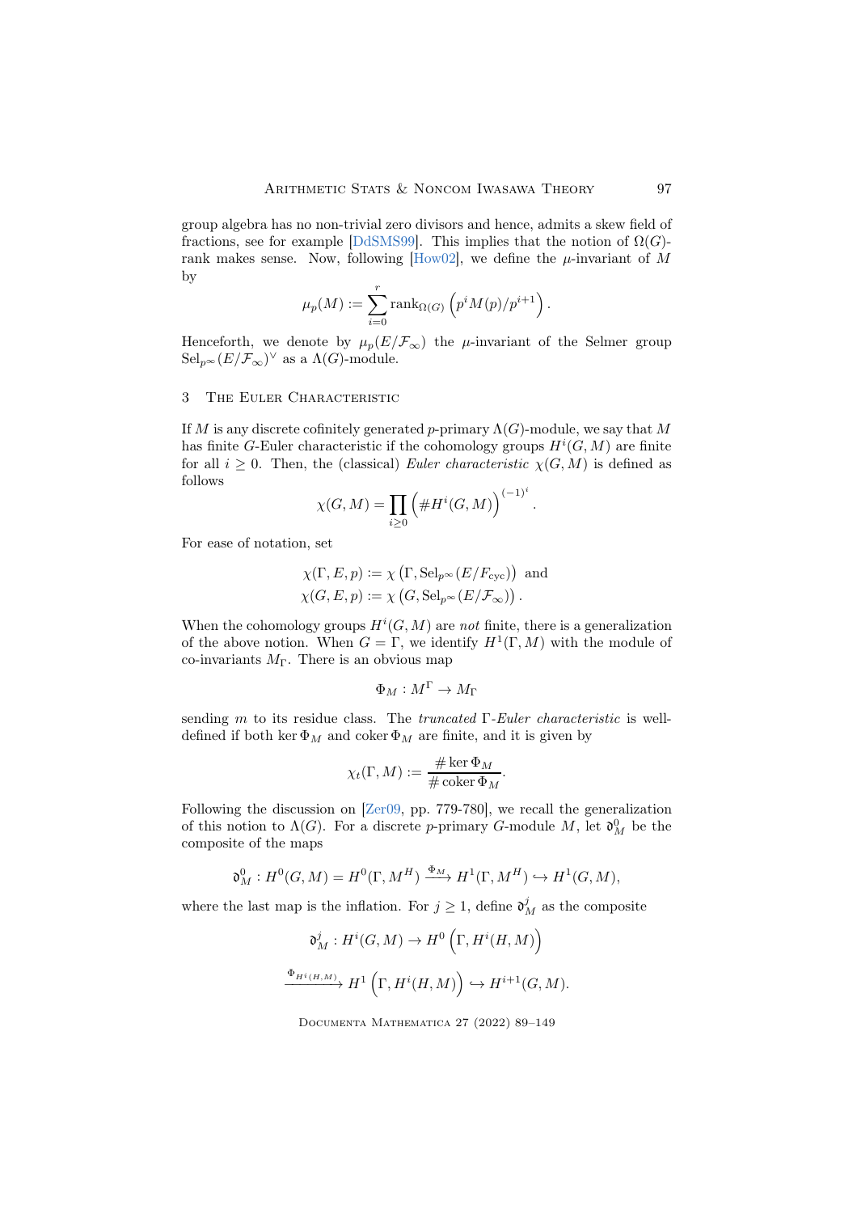group algebra has no non-trivial zero divisors and hence, admits a skew field of fractions, see for example [DdSMS99]. This implies that the notion of $\Omega(G)$-rank makes sense. Now, following [How02], we define the $\mu$-invariant of $M$ by

$$\mu_p(M) := \sum_{i=0}^{r} \operatorname{rank}_{\Omega(G)} \left(p^i M(p)/p^{i+1}\right).$$

Henceforth, we denote by $\mu_p(E/\mathcal{F}_\infty)$ the $\mu$-invariant of the Selmer group $\operatorname{Sel}_{p^\infty}(E/\mathcal{F}_\infty)^\vee$ as a $\Lambda(G)$-module.

## 3 The Euler Characteristic

If $M$ is any discrete cofinitely generated $p$-primary $\Lambda(G)$-module, we say that $M$ has finite $G$-Euler characteristic if the cohomology groups $H^i(G, M)$ are finite for all $i \geq 0$. Then, the (classical) *Euler characteristic* $\chi(G, M)$ is defined as follows

$$\chi(G, M) = \prod_{i \geq 0} \left(\# H^i(G, M)\right)^{(-1)^i}.$$

For ease of notation, set

$$\chi(\Gamma, E, p) := \chi\left(\Gamma, \operatorname{Sel}_{p^\infty}(E/F_{\mathrm{cyc}})\right) \text{ and}$$
$$\chi(G, E, p) := \chi\left(G, \operatorname{Sel}_{p^\infty}(E/\mathcal{F}_\infty)\right).$$

When the cohomology groups $H^i(G, M)$ are *not* finite, there is a generalization of the above notion. When $G = \Gamma$, we identify $H^1(\Gamma, M)$ with the module of co-invariants $M_\Gamma$. There is an obvious map

$$\Phi_M : M^\Gamma \to M_\Gamma$$

sending $m$ to its residue class. The *truncated* $\Gamma$-*Euler characteristic* is well-defined if both $\ker \Phi_M$ and $\operatorname{coker} \Phi_M$ are finite, and it is given by

$$\chi_t(\Gamma, M) := \frac{\# \ker \Phi_M}{\# \operatorname{coker} \Phi_M}.$$

Following the discussion on [Zer09, pp. 779-780], we recall the generalization of this notion to $\Lambda(G)$. For a discrete $p$-primary $G$-module $M$, let $\mathfrak{d}^0_M$ be the composite of the maps

$$\mathfrak{d}^0_M : H^0(G, M) = H^0(\Gamma, M^H) \xrightarrow{\Phi_M} H^1(\Gamma, M^H) \hookrightarrow H^1(G, M),$$

where the last map is the inflation. For $j \geq 1$, define $\mathfrak{d}^j_M$ as the composite

$$\mathfrak{d}^j_M : H^i(G, M) \to H^0\left(\Gamma, H^i(H, M)\right)$$

$$\xrightarrow{\Phi_{H^i(H,M)}} H^1\left(\Gamma, H^i(H, M)\right) \hookrightarrow H^{i+1}(G, M).$$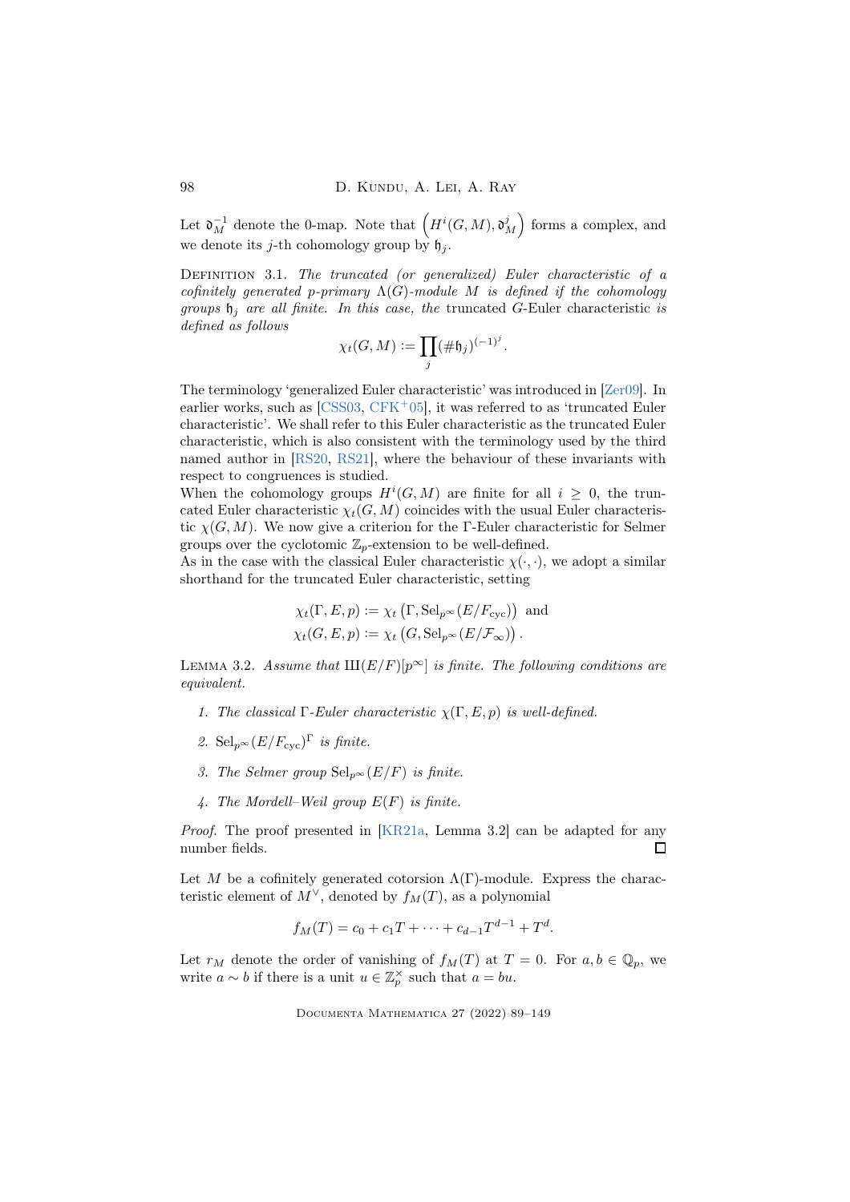Let $\mathfrak{d}_M^{-1}$ denote the 0-map. Note that $\left(H^i(G,M), \mathfrak{d}_M^j\right)$ forms a complex, and we denote its $j$-th cohomology group by $\mathfrak{h}_j$.

Definition 3.1. *The truncated (or generalized) Euler characteristic of a cofinitely generated $p$-primary $\Lambda(G)$-module $M$ is defined if the cohomology groups $\mathfrak{h}_j$ are all finite. In this case, the* truncated $G$-Euler characteristic *is defined as follows*

$$\chi_t(G,M) := \prod_j (\#\mathfrak{h}_j)^{(-1)^j}.$$

The terminology 'generalized Euler characteristic' was introduced in [Zer09]. In earlier works, such as [CSS03, CFK+05], it was referred to as 'truncated Euler characteristic'. We shall refer to this Euler characteristic as the truncated Euler characteristic, which is also consistent with the terminology used by the third named author in [RS20, RS21], where the behaviour of these invariants with respect to congruences is studied.

When the cohomology groups $H^i(G,M)$ are finite for all $i \geq 0$, the truncated Euler characteristic $\chi_t(G,M)$ coincides with the usual Euler characteristic $\chi(G,M)$. We now give a criterion for the $\Gamma$-Euler characteristic for Selmer groups over the cyclotomic $\mathbb{Z}_p$-extension to be well-defined.

As in the case with the classical Euler characteristic $\chi(\cdot,\cdot)$, we adopt a similar shorthand for the truncated Euler characteristic, setting

$$\chi_t(\Gamma, E, p) := \chi_t\left(\Gamma, \mathrm{Sel}_{p^\infty}(E/F_{\mathrm{cyc}})\right) \text{ and}$$
$$\chi_t(G, E, p) := \chi_t\left(G, \mathrm{Sel}_{p^\infty}(E/\mathcal{F}_\infty)\right).$$

Lemma 3.2. *Assume that $\text{Ш}(E/F)[p^\infty]$ is finite. The following conditions are equivalent.*

1. *The classical $\Gamma$-Euler characteristic $\chi(\Gamma, E, p)$ is well-defined.*
2. *$\mathrm{Sel}_{p^\infty}(E/F_{\mathrm{cyc}})^\Gamma$ is finite.*
3. *The Selmer group $\mathrm{Sel}_{p^\infty}(E/F)$ is finite.*
4. *The Mordell–Weil group $E(F)$ is finite.*

*Proof.* The proof presented in [KR21a, Lemma 3.2] can be adapted for any number fields. □

Let $M$ be a cofinitely generated cotorsion $\Lambda(\Gamma)$-module. Express the characteristic element of $M^\vee$, denoted by $f_M(T)$, as a polynomial

$$f_M(T) = c_0 + c_1 T + \cdots + c_{d-1}T^{d-1} + T^d.$$

Let $r_M$ denote the order of vanishing of $f_M(T)$ at $T = 0$. For $a, b \in \mathbb{Q}_p$, we write $a \sim b$ if there is a unit $u \in \mathbb{Z}_p^\times$ such that $a = bu$.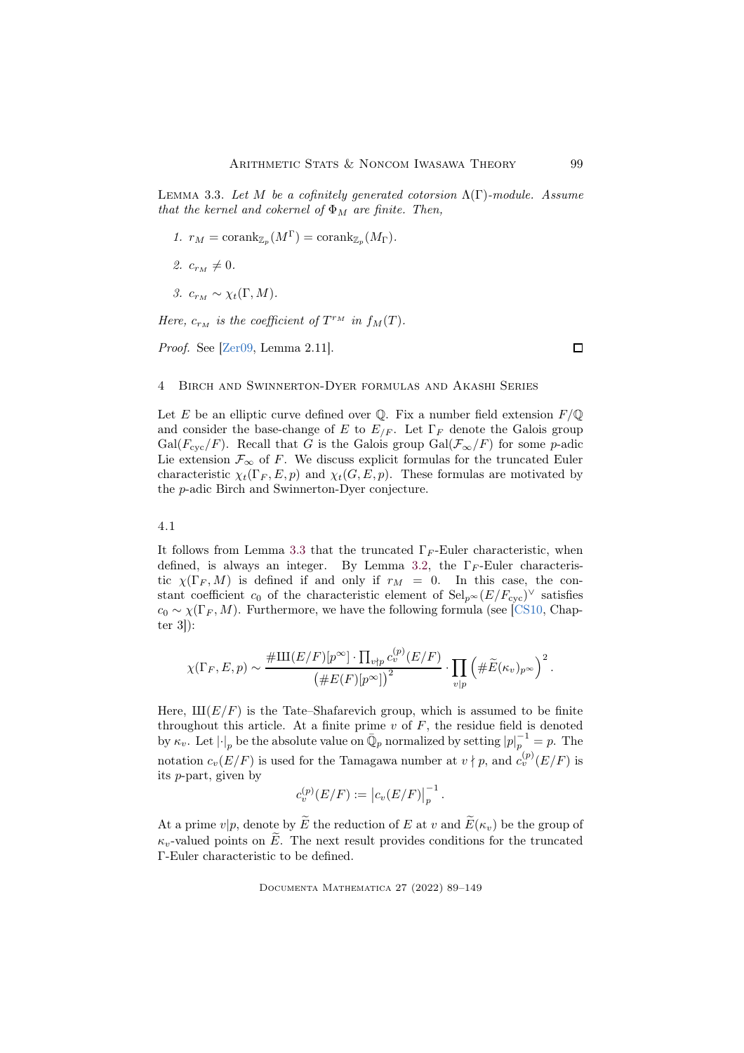Lemma 3.3. *Let $M$ be a cofinitely generated cotorsion $\Lambda(\Gamma)$-module. Assume that the kernel and cokernel of $\Phi_M$ are finite. Then,*

1. $r_M = \operatorname{corank}_{\mathbb{Z}_p}(M^\Gamma) = \operatorname{corank}_{\mathbb{Z}_p}(M_\Gamma)$.
2. $c_{r_M} \neq 0$.
3. $c_{r_M} \sim \chi_t(\Gamma, M)$.

*Here, $c_{r_M}$ is the coefficient of $T^{r_M}$ in $f_M(T)$.*

*Proof.* See [Zer09, Lemma 2.11]. □

## 4 Birch and Swinnerton-Dyer formulas and Akashi Series

Let $E$ be an elliptic curve defined over $\mathbb{Q}$. Fix a number field extension $F/\mathbb{Q}$ and consider the base-change of $E$ to $E_{/F}$. Let $\Gamma_F$ denote the Galois group $\operatorname{Gal}(F_{\text{cyc}}/F)$. Recall that $G$ is the Galois group $\operatorname{Gal}(\mathcal{F}_\infty/F)$ for some $p$-adic Lie extension $\mathcal{F}_\infty$ of $F$. We discuss explicit formulas for the truncated Euler characteristic $\chi_t(\Gamma_F, E, p)$ and $\chi_t(G, E, p)$. These formulas are motivated by the $p$-adic Birch and Swinnerton-Dyer conjecture.

### 4.1

It follows from Lemma 3.3 that the truncated $\Gamma_F$-Euler characteristic, when defined, is always an integer. By Lemma 3.2, the $\Gamma_F$-Euler characteristic $\chi(\Gamma_F, M)$ is defined if and only if $r_M = 0$. In this case, the constant coefficient $c_0$ of the characteristic element of $\operatorname{Sel}_{p^\infty}(E/F_{\text{cyc}})^\vee$ satisfies $c_0 \sim \chi(\Gamma_F, M)$. Furthermore, we have the following formula (see [CS10, Chapter 3]):

$$\chi(\Gamma_F, E, p) \sim \frac{\#\text{Ш}(E/F)[p^\infty] \cdot \prod_{v\nmid p} c_v^{(p)}(E/F)}{\left(\#E(F)[p^\infty]\right)^2} \cdot \prod_{v|p} \left(\#\widetilde{E}(\kappa_v)_{p^\infty}\right)^2.$$

Here, $\text{Ш}(E/F)$ is the Tate–Shafarevich group, which is assumed to be finite throughout this article. At a finite prime $v$ of $F$, the residue field is denoted by $\kappa_v$. Let $|\cdot|_p$ be the absolute value on $\bar{\mathbb{Q}}_p$ normalized by setting $|p|_p^{-1} = p$. The notation $c_v(E/F)$ is used for the Tamagawa number at $v \nmid p$, and $c_v^{(p)}(E/F)$ is its $p$-part, given by

$$c_v^{(p)}(E/F) := \left|c_v(E/F)\right|_p^{-1}.$$

At a prime $v|p$, denote by $\widetilde{E}$ the reduction of $E$ at $v$ and $\widetilde{E}(\kappa_v)$ be the group of $\kappa_v$-valued points on $\widetilde{E}$. The next result provides conditions for the truncated $\Gamma$-Euler characteristic to be defined.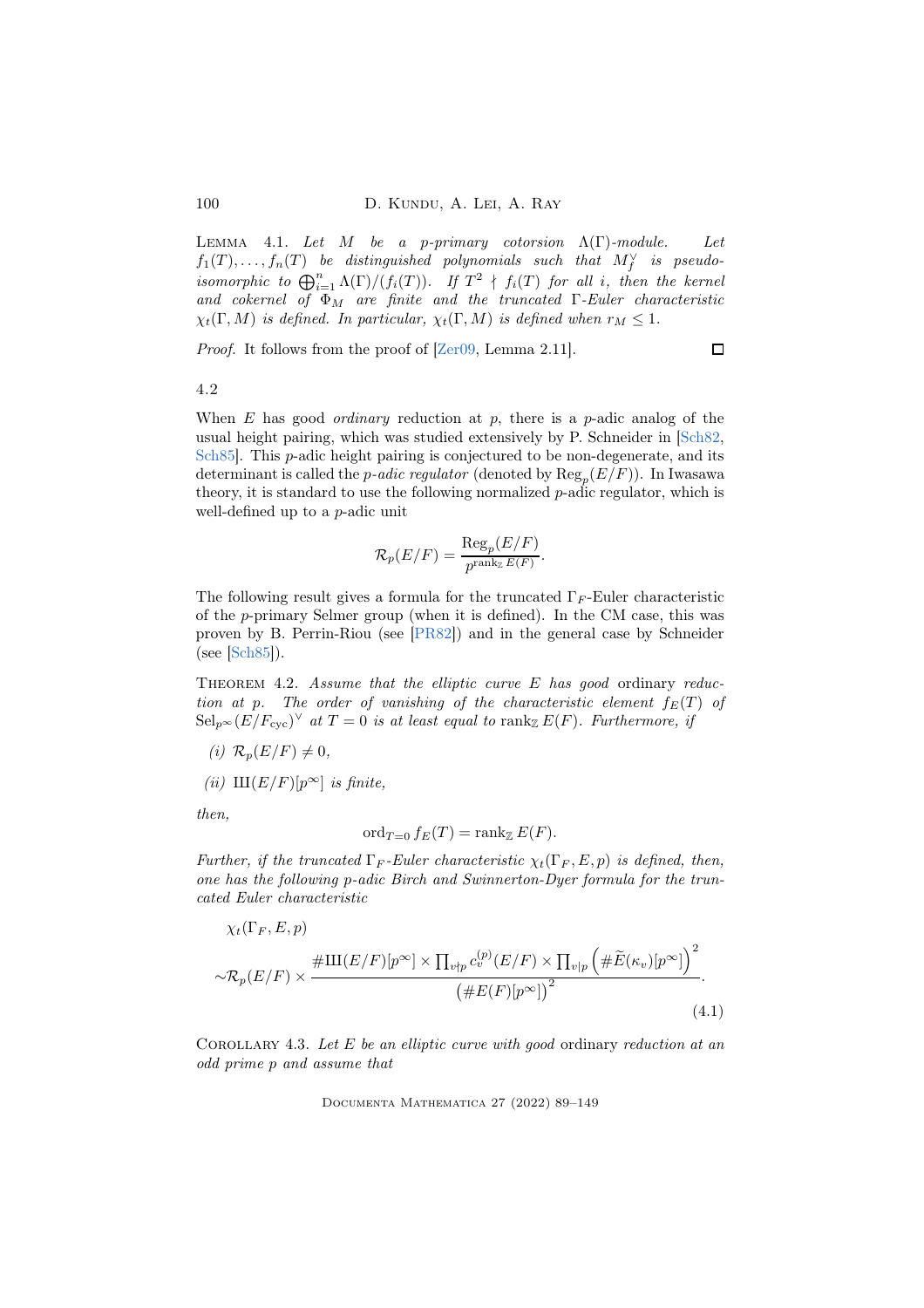Lemma 4.1. *Let $M$ be a $p$-primary cotorsion $\Lambda(\Gamma)$-module. Let $f_1(T), \dots, f_n(T)$ be distinguished polynomials such that $M_f^\vee$ is pseudo-isomorphic to $\bigoplus_{i=1}^n \Lambda(\Gamma)/(f_i(T))$. If $T^2 \nmid f_i(T)$ for all $i$, then the kernel and cokernel of $\Phi_M$ are finite and the truncated $\Gamma$-Euler characteristic $\chi_t(\Gamma, M)$ is defined. In particular, $\chi_t(\Gamma, M)$ is defined when $r_M \leq 1$.*

*Proof.* It follows from the proof of [Zer09, Lemma 2.11]. □

## 4.2

When $E$ has good *ordinary* reduction at $p$, there is a $p$-adic analog of the usual height pairing, which was studied extensively by P. Schneider in [Sch82, Sch85]. This $p$-adic height pairing is conjectured to be non-degenerate, and its determinant is called the *$p$-adic regulator* (denoted by $\mathrm{Reg}_p(E/F)$). In Iwasawa theory, it is standard to use the following normalized $p$-adic regulator, which is well-defined up to a $p$-adic unit

$$\mathcal{R}_p(E/F) = \frac{\mathrm{Reg}_p(E/F)}{p^{\mathrm{rank}_{\mathbb{Z}} E(F)}}.$$

The following result gives a formula for the truncated $\Gamma_F$-Euler characteristic of the $p$-primary Selmer group (when it is defined). In the CM case, this was proven by B. Perrin-Riou (see [PR82]) and in the general case by Schneider (see [Sch85]).

Theorem 4.2. *Assume that the elliptic curve $E$ has good* ordinary *reduction at $p$. The order of vanishing of the characteristic element $f_E(T)$ of $\mathrm{Sel}_{p^\infty}(E/F_{\mathrm{cyc}})^\vee$ at $T = 0$ is at least equal to $\mathrm{rank}_{\mathbb{Z}} E(F)$. Furthermore, if*

*(i) $\mathcal{R}_p(E/F) \neq 0$,*

*(ii) $\text{Ш}(E/F)[p^\infty]$ is finite,*

*then,*

$$\mathrm{ord}_{T=0} f_E(T) = \mathrm{rank}_{\mathbb{Z}} E(F).$$

*Further, if the truncated $\Gamma_F$-Euler characteristic $\chi_t(\Gamma_F, E, p)$ is defined, then, one has the following $p$-adic Birch and Swinnerton-Dyer formula for the truncated Euler characteristic*

$$\begin{aligned}
&\chi_t(\Gamma_F, E, p) \\
&\sim \mathcal{R}_p(E/F) \times \frac{\#\text{Ш}(E/F)[p^\infty] \times \prod_{v\nmid p} c_v^{(p)}(E/F) \times \prod_{v\mid p}\left(\#\widetilde{E}(\kappa_v)[p^\infty]\right)^2}{\left(\#E(F)[p^\infty]\right)^2}.
\end{aligned} \tag{4.1}$$

Corollary 4.3. *Let $E$ be an elliptic curve with good* ordinary *reduction at an odd prime $p$ and assume that*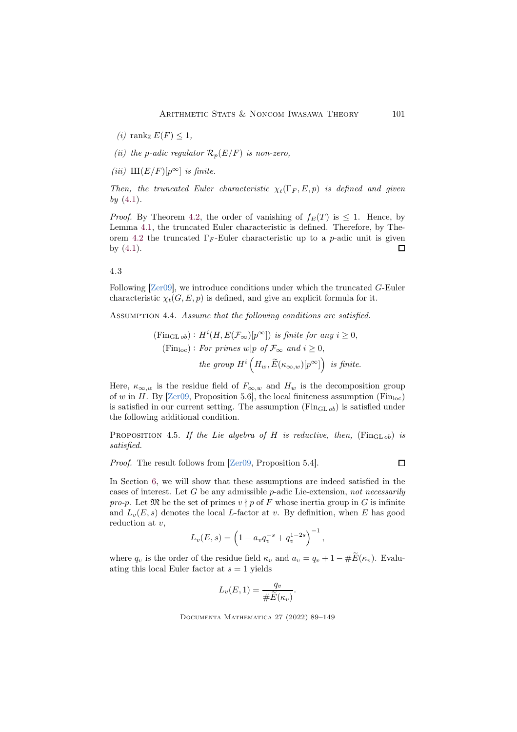*(i)* $\operatorname{rank}_{\mathbb{Z}} E(F) \leq 1$,

*(ii)* *the p-adic regulator* $\mathcal{R}_p(E/F)$ *is non-zero,*

*(iii)* $Ш(E/F)[p^\infty]$ *is finite.*

*Then, the truncated Euler characteristic* $\chi_t(\Gamma_F, E, p)$ *is defined and given by* (4.1).

*Proof.* By Theorem 4.2, the order of vanishing of $f_E(T)$ is $\leq 1$. Hence, by Lemma 4.1, the truncated Euler characteristic is defined. Therefore, by Theorem 4.2 the truncated $\Gamma_F$-Euler characteristic up to a $p$-adic unit is given by (4.1). ∎

4.3

Following [Zer09], we introduce conditions under which the truncated $G$-Euler characteristic $\chi_t(G, E, p)$ is defined, and give an explicit formula for it.

Assumption 4.4. *Assume that the following conditions are satisfied.*

$$(\mathrm{Fin}_{\mathrm{GL}\,ob}) : H^i(H, E(\mathcal{F}_\infty)[p^\infty]) \text{ is finite for any } i \geq 0,$$
$$(\mathrm{Fin}_{\mathrm{loc}}) : \text{For primes } w | p \text{ of } \mathcal{F}_\infty \text{ and } i \geq 0,$$
$$\text{the group } H^i\left(H_w, \widetilde{E}(\kappa_{\infty,w})[p^\infty]\right) \text{ is finite.}$$

Here, $\kappa_{\infty,w}$ is the residue field of $F_{\infty,w}$ and $H_w$ is the decomposition group of $w$ in $H$. By [Zer09, Proposition 5.6], the local finiteness assumption $(\mathrm{Fin}_{\mathrm{loc}})$ is satisfied in our current setting. The assumption $(\mathrm{Fin}_{\mathrm{GL}\,ob})$ is satisfied under the following additional condition.

Proposition 4.5. *If the Lie algebra of* $H$ *is reductive, then,* $(\mathrm{Fin}_{\mathrm{GL}\,ob})$ *is satisfied.*

*Proof.* The result follows from [Zer09, Proposition 5.4]. ∎

In Section 6, we will show that these assumptions are indeed satisfied in the cases of interest. Let $G$ be any admissible $p$-adic Lie-extension, *not necessarily pro-p*. Let $\mathfrak{M}$ be the set of primes $v \nmid p$ of $F$ whose inertia group in $G$ is infinite and $L_v(E, s)$ denotes the local $L$-factor at $v$. By definition, when $E$ has good reduction at $v$,

$$L_v(E, s) = \left(1 - a_v q_v^{-s} + q_v^{1-2s}\right)^{-1},$$

where $q_v$ is the order of the residue field $\kappa_v$ and $a_v = q_v + 1 - \#\widetilde{E}(\kappa_v)$. Evaluating this local Euler factor at $s = 1$ yields

$$L_v(E, 1) = \frac{q_v}{\#\widetilde{E}(\kappa_v)}.$$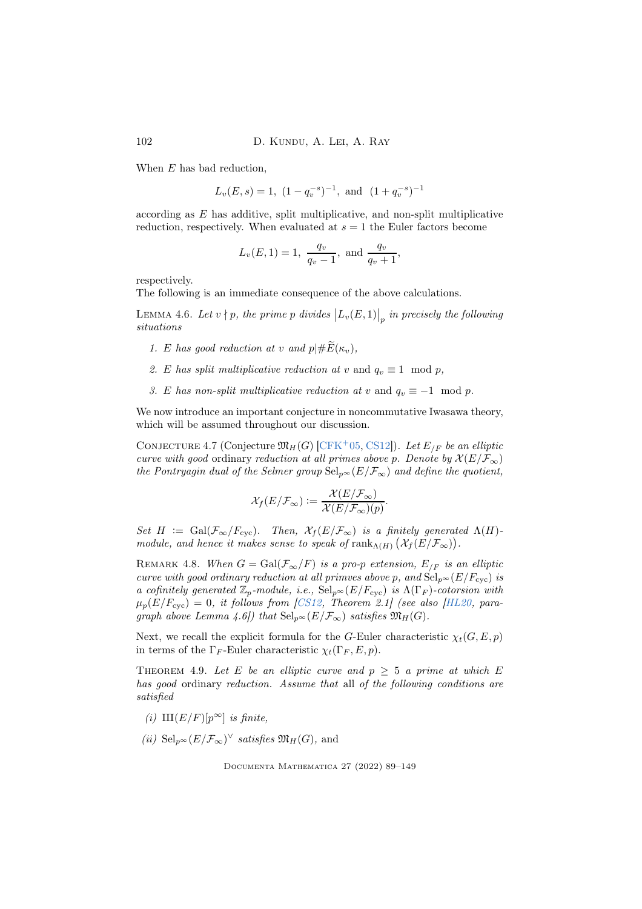When $E$ has bad reduction,

$$L_v(E,s) = 1,\ (1-q_v^{-s})^{-1},\ \text{and}\ \ (1+q_v^{-s})^{-1}$$

according as $E$ has additive, split multiplicative, and non-split multiplicative reduction, respectively. When evaluated at $s=1$ the Euler factors become

$$L_v(E,1) = 1,\ \frac{q_v}{q_v-1},\ \text{and}\ \frac{q_v}{q_v+1},$$

respectively.

The following is an immediate consequence of the above calculations.

Lemma 4.6. *Let $v \nmid p$, the prime $p$ divides $\left|L_v(E,1)\right|_p$ in precisely the following situations*

1. *$E$ has good reduction at $v$ and $p | \#\widetilde{E}(\kappa_v)$,*
2. *$E$ has split multiplicative reduction at $v$* and *$q_v \equiv 1 \mod p$,*
3. *$E$ has non-split multiplicative reduction at $v$* and *$q_v \equiv -1 \mod p$.*

We now introduce an important conjecture in noncommutative Iwasawa theory, which will be assumed throughout our discussion.

Conjecture 4.7 (Conjecture $\mathfrak{M}_H(G)$ [CFK+05, CS12]). *Let $E_{/F}$ be an elliptic curve with good* ordinary *reduction at all primes above $p$. Denote by $\mathcal{X}(E/\mathcal{F}_\infty)$ the Pontryagin dual of the Selmer group $\mathrm{Sel}_{p^\infty}(E/\mathcal{F}_\infty)$ and define the quotient,*

$$\mathcal{X}_f(E/\mathcal{F}_\infty) := \frac{\mathcal{X}(E/\mathcal{F}_\infty)}{\mathcal{X}(E/\mathcal{F}_\infty)(p)}.$$

*Set $H := \mathrm{Gal}(\mathcal{F}_\infty/F_{\mathrm{cyc}})$. Then, $\mathcal{X}_f(E/\mathcal{F}_\infty)$ is a finitely generated $\Lambda(H)$-module, and hence it makes sense to speak of $\mathrm{rank}_{\Lambda(H)}\left(\mathcal{X}_f(E/\mathcal{F}_\infty)\right)$.*

Remark 4.8. *When $G = \mathrm{Gal}(\mathcal{F}_\infty/F)$ is a pro-$p$ extension, $E_{/F}$ is an elliptic curve with good ordinary reduction at all primves above $p$,* and *$\mathrm{Sel}_{p^\infty}(E/F_{\mathrm{cyc}})$ is a cofinitely generated $\mathbb{Z}_p$-module, i.e., $\mathrm{Sel}_{p^\infty}(E/F_{\mathrm{cyc}})$ is $\Lambda(\Gamma_F)$-cotorsion with $\mu_p(E/F_{\mathrm{cyc}}) = 0$, it follows from [CS12, Theorem 2.1] (see also [HL20, paragraph above Lemma 4.6]) that $\mathrm{Sel}_{p^\infty}(E/\mathcal{F}_\infty)$ satisfies $\mathfrak{M}_H(G)$.*

Next, we recall the explicit formula for the $G$-Euler characteristic $\chi_t(G,E,p)$ in terms of the $\Gamma_F$-Euler characteristic $\chi_t(\Gamma_F,E,p)$.

Theorem 4.9. *Let $E$ be an elliptic curve and $p \geq 5$ a prime at which $E$ has good* ordinary *reduction. Assume that* all *of the following conditions are satisfied*

*(i)* $Ш(E/F)[p^\infty]$ *is finite,*

*(ii)* $\mathrm{Sel}_{p^\infty}(E/\mathcal{F}_\infty)^\vee$ *satisfies* $\mathfrak{M}_H(G)$, and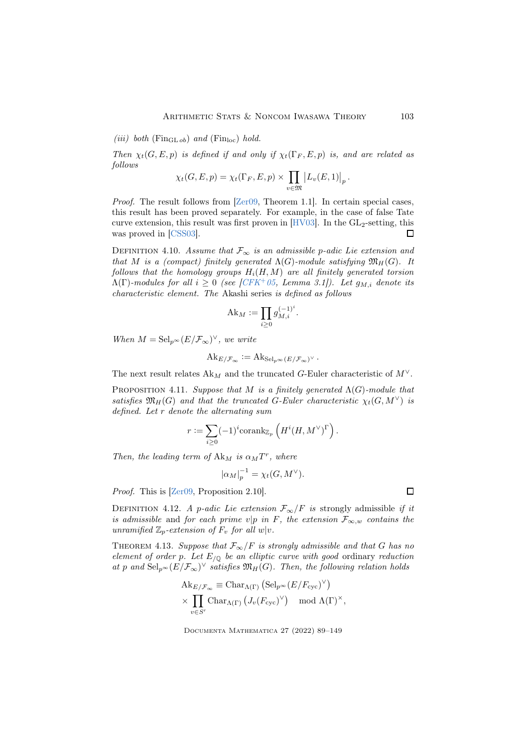*(iii) both* $(\mathrm{Fin}_{\mathrm{GL}\,ob})$ *and* $(\mathrm{Fin}_{\mathrm{loc}})$ *hold.*

*Then* $\chi_t(G, E, p)$ *is defined if and only if* $\chi_t(\Gamma_F, E, p)$ *is, and are related as follows*

$$\chi_t(G, E, p) = \chi_t(\Gamma_F, E, p) \times \prod_{v \in \mathfrak{M}} \left|L_v(E, 1)\right|_p.$$

*Proof.* The result follows from [Zer09, Theorem 1.1]. In certain special cases, this result has been proved separately. For example, in the case of false Tate curve extension, this result was first proven in [HV03]. In the $\mathrm{GL}_2$-setting, this was proved in [CSS03]. ∎

Definition 4.10. *Assume that* $\mathcal{F}_\infty$ *is an admissible* $p$*-adic Lie extension and that* $M$ *is a (compact) finitely generated* $\Lambda(G)$*-module satisfying* $\mathfrak{M}_H(G)$*. It follows that the homology groups* $H_i(H, M)$ *are all finitely generated torsion* $\Lambda(\Gamma)$*-modules for all* $i \geq 0$ *(see [CFK+05, Lemma 3.1]). Let* $g_{M,i}$ *denote its characteristic element. The* Akashi series *is defined as follows*

$$\mathrm{Ak}_M := \prod_{i \geq 0} g_{M,i}^{(-1)^i}.$$

*When* $M = \mathrm{Sel}_{p^\infty}(E/\mathcal{F}_\infty)^\vee$*, we write*

$$\mathrm{Ak}_{E/\mathcal{F}_\infty} := \mathrm{Ak}_{\mathrm{Sel}_{p^\infty}(E/\mathcal{F}_\infty)^\vee}.$$

The next result relates $\mathrm{Ak}_M$ and the truncated $G$-Euler characteristic of $M^\vee$.

Proposition 4.11. *Suppose that* $M$ *is a finitely generated* $\Lambda(G)$*-module that satisfies* $\mathfrak{M}_H(G)$ *and that the truncated* $G$*-Euler characteristic* $\chi_t(G, M^\vee)$ *is defined. Let* $r$ *denote the alternating sum*

$$r := \sum_{i \geq 0} (-1)^i \mathrm{corank}_{\mathbb{Z}_p}\left(H^i(H, M^\vee)^\Gamma\right).$$

*Then, the leading term of* $\mathrm{Ak}_M$ *is* $\alpha_M T^r$*, where*

$$|\alpha_M|_p^{-1} = \chi_t(G, M^\vee).$$

*Proof.* This is [Zer09, Proposition 2.10]. ∎

Definition 4.12. *A* $p$*-adic Lie extension* $\mathcal{F}_\infty/F$ *is* strongly admissible *if it is admissible* and *for each prime* $v|p$ *in* $F$*, the extension* $\mathcal{F}_{\infty,w}$ *contains the unramified* $\mathbb{Z}_p$*-extension of* $F_v$ *for all* $w|v$*.*

Theorem 4.13. *Suppose that* $\mathcal{F}_\infty/F$ *is strongly admissible and that* $G$ *has no element of order* $p$*. Let* $E_{/\mathbb{Q}}$ *be an elliptic curve with* good *ordinary* reduction *at* $p$ *and* $\mathrm{Sel}_{p^\infty}(E/\mathcal{F}_\infty)^\vee$ *satisfies* $\mathfrak{M}_H(G)$*. Then, the following relation holds*

$$\begin{aligned}\mathrm{Ak}_{E/\mathcal{F}_\infty} &\equiv \mathrm{Char}_{\Lambda(\Gamma)}\left(\mathrm{Sel}_{p^\infty}(E/F_{\mathrm{cyc}})^\vee\right) \\ &\times \prod_{v \in S'} \mathrm{Char}_{\Lambda(\Gamma)}\left(J_v(F_{\mathrm{cyc}})^\vee\right) \quad \mod \Lambda(\Gamma)^\times,\end{aligned}$$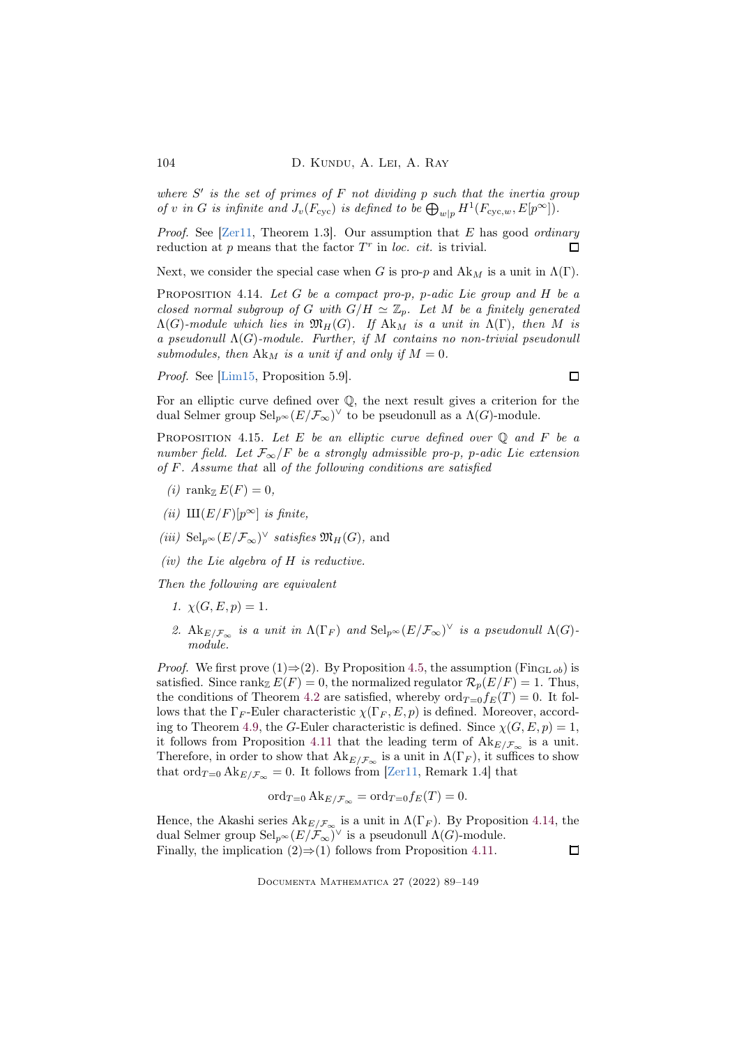*where $S'$ is the set of primes of $F$ not dividing $p$ such that the inertia group of $v$ in $G$ is infinite and $J_v(F_{\mathrm{cyc}})$ is defined to be $\bigoplus_{w|p} H^1(F_{\mathrm{cyc},w}, E[p^\infty])$.*

*Proof.* See [Zer11, Theorem 1.3]. Our assumption that $E$ has good *ordinary* reduction at $p$ means that the factor $T^r$ in *loc. cit.* is trivial. ☐

Next, we consider the special case when $G$ is pro-$p$ and $\mathrm{Ak}_M$ is a unit in $\Lambda(\Gamma)$.

Proposition 4.14. *Let $G$ be a compact pro-$p$, $p$-adic Lie group and $H$ be a closed normal subgroup of $G$ with $G/H \simeq \mathbb{Z}_p$. Let $M$ be a finitely generated $\Lambda(G)$-module which lies in $\mathfrak{M}_H(G)$. If $\mathrm{Ak}_M$ is a unit in $\Lambda(\Gamma)$, then $M$ is a pseudonull $\Lambda(G)$-module. Further, if $M$ contains no non-trivial pseudonull submodules, then $\mathrm{Ak}_M$ is a unit if and only if $M = 0$.*

*Proof.* See [Lim15, Proposition 5.9]. ☐

For an elliptic curve defined over $\mathbb{Q}$, the next result gives a criterion for the dual Selmer group $\mathrm{Sel}_{p^\infty}(E/\mathcal{F}_\infty)^\vee$ to be pseudonull as a $\Lambda(G)$-module.

Proposition 4.15. *Let $E$ be an elliptic curve defined over $\mathbb{Q}$ and $F$ be a number field. Let $\mathcal{F}_\infty/F$ be a strongly admissible pro-$p$, $p$-adic Lie extension of $F$. Assume that* all *of the following conditions are satisfied*

- *(i)* $\mathrm{rank}_{\mathbb{Z}} E(F) = 0$,
- *(ii)* $Ш(E/F)[p^\infty]$ *is finite,*
- *(iii)* $\mathrm{Sel}_{p^\infty}(E/\mathcal{F}_\infty)^\vee$ *satisfies* $\mathfrak{M}_H(G)$, and
- *(iv) the Lie algebra of $H$ is reductive.*

*Then the following are equivalent*

1. $\chi(G, E, p) = 1$.
2. $\mathrm{Ak}_{E/\mathcal{F}_\infty}$ *is a unit in $\Lambda(\Gamma_F)$ and $\mathrm{Sel}_{p^\infty}(E/\mathcal{F}_\infty)^\vee$ is a pseudonull $\Lambda(G)$-module.*

*Proof.* We first prove (1)⇒(2). By Proposition 4.5, the assumption ($\mathrm{Fin}_{\mathrm{GL}\,ob}$) is satisfied. Since $\mathrm{rank}_{\mathbb{Z}} E(F) = 0$, the normalized regulator $\mathcal{R}_p(E/F) = 1$. Thus, the conditions of Theorem 4.2 are satisfied, whereby $\mathrm{ord}_{T=0} f_E(T) = 0$. It follows that the $\Gamma_F$-Euler characteristic $\chi(\Gamma_F, E, p)$ is defined. Moreover, according to Theorem 4.9, the $G$-Euler characteristic is defined. Since $\chi(G, E, p) = 1$, it follows from Proposition 4.11 that the leading term of $\mathrm{Ak}_{E/\mathcal{F}_\infty}$ is a unit. Therefore, in order to show that $\mathrm{Ak}_{E/\mathcal{F}_\infty}$ is a unit in $\Lambda(\Gamma_F)$, it suffices to show that $\mathrm{ord}_{T=0} \mathrm{Ak}_{E/\mathcal{F}_\infty} = 0$. It follows from [Zer11, Remark 1.4] that

$$\mathrm{ord}_{T=0} \mathrm{Ak}_{E/\mathcal{F}_\infty} = \mathrm{ord}_{T=0} f_E(T) = 0.$$

Hence, the Akashi series $\mathrm{Ak}_{E/\mathcal{F}_\infty}$ is a unit in $\Lambda(\Gamma_F)$. By Proposition 4.14, the dual Selmer group $\mathrm{Sel}_{p^\infty}(E/\mathcal{F}_\infty)^\vee$ is a pseudonull $\Lambda(G)$-module.
Finally, the implication (2)⇒(1) follows from Proposition 4.11. ☐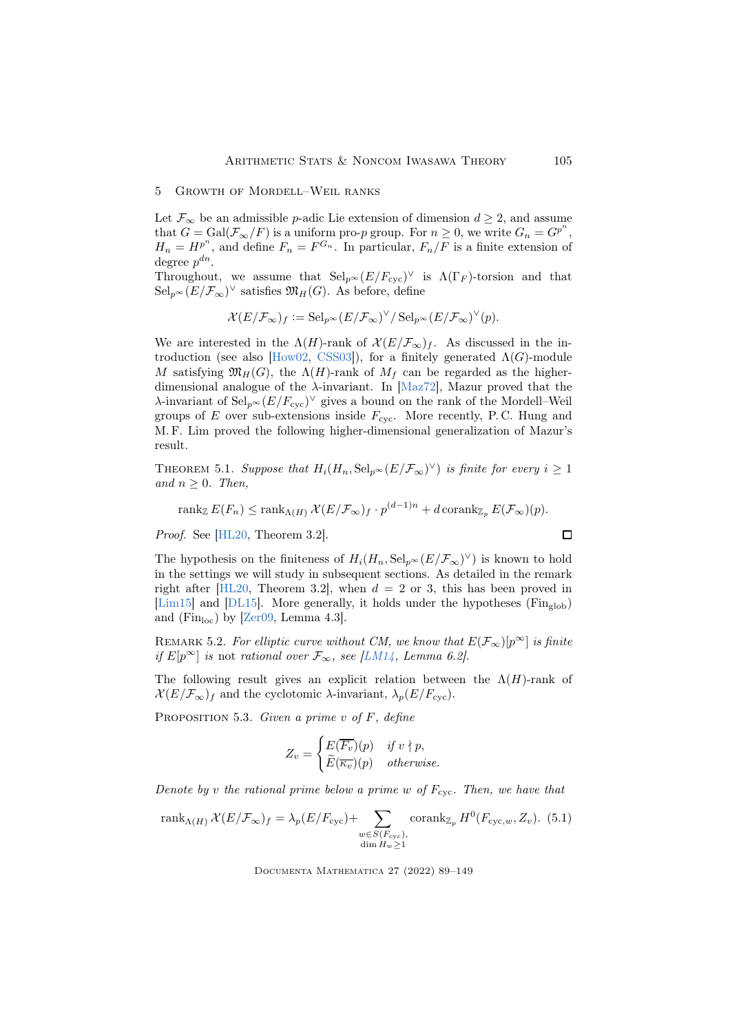## 5 Growth of Mordell–Weil ranks

Let $\mathcal{F}_\infty$ be an admissible $p$-adic Lie extension of dimension $d \geq 2$, and assume that $G = \mathrm{Gal}(\mathcal{F}_\infty/F)$ is a uniform pro-$p$ group. For $n \geq 0$, we write $G_n = G^{p^n}$, $H_n = H^{p^n}$, and define $F_n = F^{G_n}$. In particular, $F_n/F$ is a finite extension of degree $p^{dn}$.

Throughout, we assume that $\mathrm{Sel}_{p^\infty}(E/F_{\mathrm{cyc}})^\vee$ is $\Lambda(\Gamma_F)$-torsion and that $\mathrm{Sel}_{p^\infty}(E/\mathcal{F}_\infty)^\vee$ satisfies $\mathfrak{M}_H(G)$. As before, define

$$\mathcal{X}(E/\mathcal{F}_\infty)_f := \mathrm{Sel}_{p^\infty}(E/\mathcal{F}_\infty)^\vee / \mathrm{Sel}_{p^\infty}(E/\mathcal{F}_\infty)^\vee(p).$$

We are interested in the $\Lambda(H)$-rank of $\mathcal{X}(E/\mathcal{F}_\infty)_f$. As discussed in the introduction (see also [How02, CSS03]), for a finitely generated $\Lambda(G)$-module $M$ satisfying $\mathfrak{M}_H(G)$, the $\Lambda(H)$-rank of $M_f$ can be regarded as the higher-dimensional analogue of the $\lambda$-invariant. In [Maz72], Mazur proved that the $\lambda$-invariant of $\mathrm{Sel}_{p^\infty}(E/F_{\mathrm{cyc}})^\vee$ gives a bound on the rank of the Mordell–Weil groups of $E$ over sub-extensions inside $F_{\mathrm{cyc}}$. More recently, P. C. Hung and M. F. Lim proved the following higher-dimensional generalization of Mazur's result.

Theorem 5.1. *Suppose that $H_i(H_n, \mathrm{Sel}_{p^\infty}(E/\mathcal{F}_\infty)^\vee)$ is finite for every $i \geq 1$ and $n \geq 0$. Then,*

$$\mathrm{rank}_{\mathbb{Z}}\, E(F_n) \leq \mathrm{rank}_{\Lambda(H)}\, \mathcal{X}(E/\mathcal{F}_\infty)_f \cdot p^{(d-1)n} + d\, \mathrm{corank}_{\mathbb{Z}_p}\, E(\mathcal{F}_\infty)(p).$$

*Proof.* See [HL20, Theorem 3.2]. □

The hypothesis on the finiteness of $H_i(H_n, \mathrm{Sel}_{p^\infty}(E/\mathcal{F}_\infty)^\vee)$ is known to hold in the settings we will study in subsequent sections. As detailed in the remark right after [HL20, Theorem 3.2], when $d = 2$ or 3, this has been proved in [Lim15] and [DL15]. More generally, it holds under the hypotheses ($\mathrm{Fin}_{\mathrm{glob}}$) and ($\mathrm{Fin}_{\mathrm{loc}}$) by [Zer09, Lemma 4.3].

Remark 5.2. *For elliptic curve without CM, we know that $E(\mathcal{F}_\infty)[p^\infty]$ is finite if $E[p^\infty]$ is not rational over $\mathcal{F}_\infty$, see [LM14, Lemma 6.2].*

The following result gives an explicit relation between the $\Lambda(H)$-rank of $\mathcal{X}(E/\mathcal{F}_\infty)_f$ and the cyclotomic $\lambda$-invariant, $\lambda_p(E/F_{\mathrm{cyc}})$.

Proposition 5.3. *Given a prime $v$ of $F$, define*

$$Z_v = \begin{cases} E(\overline{F_v})(p) & \text{if } v \nmid p, \\ \widetilde{E}(\overline{\kappa_v})(p) & \text{otherwise.} \end{cases}$$

*Denote by $v$ the rational prime below a prime $w$ of $F_{\mathrm{cyc}}$. Then, we have that*

$$\mathrm{rank}_{\Lambda(H)}\, \mathcal{X}(E/\mathcal{F}_\infty)_f = \lambda_p(E/F_{\mathrm{cyc}}) + \sum_{\substack{w \in S(F_{\mathrm{cyc}}), \\ \dim H_w \geq 1}} \mathrm{corank}_{\mathbb{Z}_p}\, H^0(F_{\mathrm{cyc},w}, Z_v). \quad (5.1)$$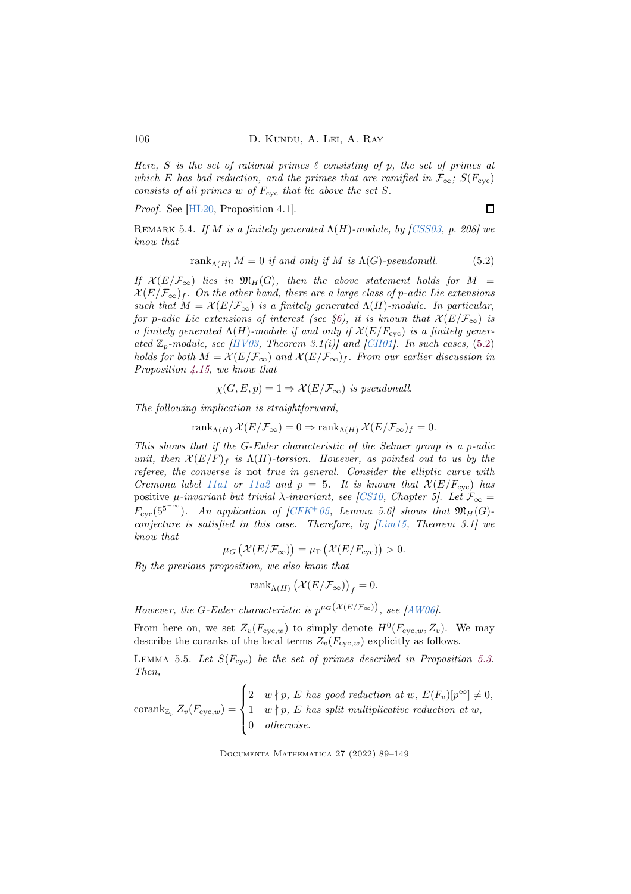*Here, $S$ is the set of rational primes $\ell$ consisting of $p$, the set of primes at which $E$ has bad reduction, and the primes that are ramified in $\mathcal{F}_\infty$; $S(F_{\mathrm{cyc}})$ consists of all primes $w$ of $F_{\mathrm{cyc}}$ that lie above the set $S$.*

*Proof.* See [HL20, Proposition 4.1]. ◻

Remark 5.4. *If $M$ is a finitely generated $\Lambda(H)$-module, by [CSS03, p. 208] we know that*

$$\mathrm{rank}_{\Lambda(H)} M = 0 \text{ if and only if } M \text{ is } \Lambda(G)\text{-pseudonull}. \tag{5.2}$$

*If $\mathcal{X}(E/\mathcal{F}_\infty)$ lies in $\mathfrak{M}_H(G)$, then the above statement holds for $M = \mathcal{X}(E/\mathcal{F}_\infty)_f$. On the other hand, there are a large class of $p$-adic Lie extensions such that $M = \mathcal{X}(E/\mathcal{F}_\infty)$ is a finitely generated $\Lambda(H)$-module. In particular, for $p$-adic Lie extensions of interest (see §6), it is known that $\mathcal{X}(E/\mathcal{F}_\infty)$ is a finitely generated $\Lambda(H)$-module if and only if $\mathcal{X}(E/F_{\mathrm{cyc}})$ is a finitely generated $\mathbb{Z}_p$-module, see [HV03, Theorem 3.1(i)] and [CH01]. In such cases, (5.2) holds for both $M = \mathcal{X}(E/\mathcal{F}_\infty)$ and $\mathcal{X}(E/\mathcal{F}_\infty)_f$. From our earlier discussion in Proposition 4.15, we know that*

$$\chi(G, E, p) = 1 \Rightarrow \mathcal{X}(E/\mathcal{F}_\infty) \text{ is pseudonull.}$$

*The following implication is straightforward,*

$$\mathrm{rank}_{\Lambda(H)} \mathcal{X}(E/\mathcal{F}_\infty) = 0 \Rightarrow \mathrm{rank}_{\Lambda(H)} \mathcal{X}(E/\mathcal{F}_\infty)_f = 0.$$

*This shows that if the $G$-Euler characteristic of the Selmer group is a $p$-adic unit, then $\mathcal{X}(E/F)_f$ is $\Lambda(H)$-torsion. However, as pointed out to us by the referee, the converse is* not *true in general. Consider the elliptic curve with Cremona label 11a1 or 11a2 and $p = 5$. It is known that $\mathcal{X}(E/F_{\mathrm{cyc}})$ has* positive *$\mu$-invariant but trivial $\lambda$-invariant, see [CS10, Chapter 5]. Let $\mathcal{F}_\infty = F_{\mathrm{cyc}}(5^{5^{-\infty}})$. An application of [CFK⁺05, Lemma 5.6] shows that $\mathfrak{M}_H(G)$-conjecture is satisfied in this case. Therefore, by [Lim15, Theorem 3.1] we know that*

$$\mu_G\left(\mathcal{X}(E/\mathcal{F}_\infty)\right) = \mu_\Gamma\left(\mathcal{X}(E/F_{\mathrm{cyc}})\right) > 0.$$

*By the previous proposition, we also know that*

$$\mathrm{rank}_{\Lambda(H)}\left(\mathcal{X}(E/\mathcal{F}_\infty)\right)_f = 0.$$

*However, the $G$-Euler characteristic is $p^{\mu_G\left(\mathcal{X}(E/\mathcal{F}_\infty)\right)}$, see [AW06].*

From here on, we set $Z_v(F_{\mathrm{cyc},w})$ to simply denote $H^0(F_{\mathrm{cyc},w}, Z_v)$. We may describe the coranks of the local terms $Z_v(F_{\mathrm{cyc},w})$ explicitly as follows.

Lemma 5.5. *Let $S(F_{\mathrm{cyc}})$ be the set of primes described in Proposition 5.3. Then,*

$$\mathrm{corank}_{\mathbb{Z}_p} Z_v(F_{\mathrm{cyc},w}) = \begin{cases} 2 & w \nmid p,\ E \text{ has good reduction at } w,\ E(F_v)[p^\infty] \neq 0, \\ 1 & w \nmid p,\ E \text{ has split multiplicative reduction at } w, \\ 0 & \text{otherwise.} \end{cases}$$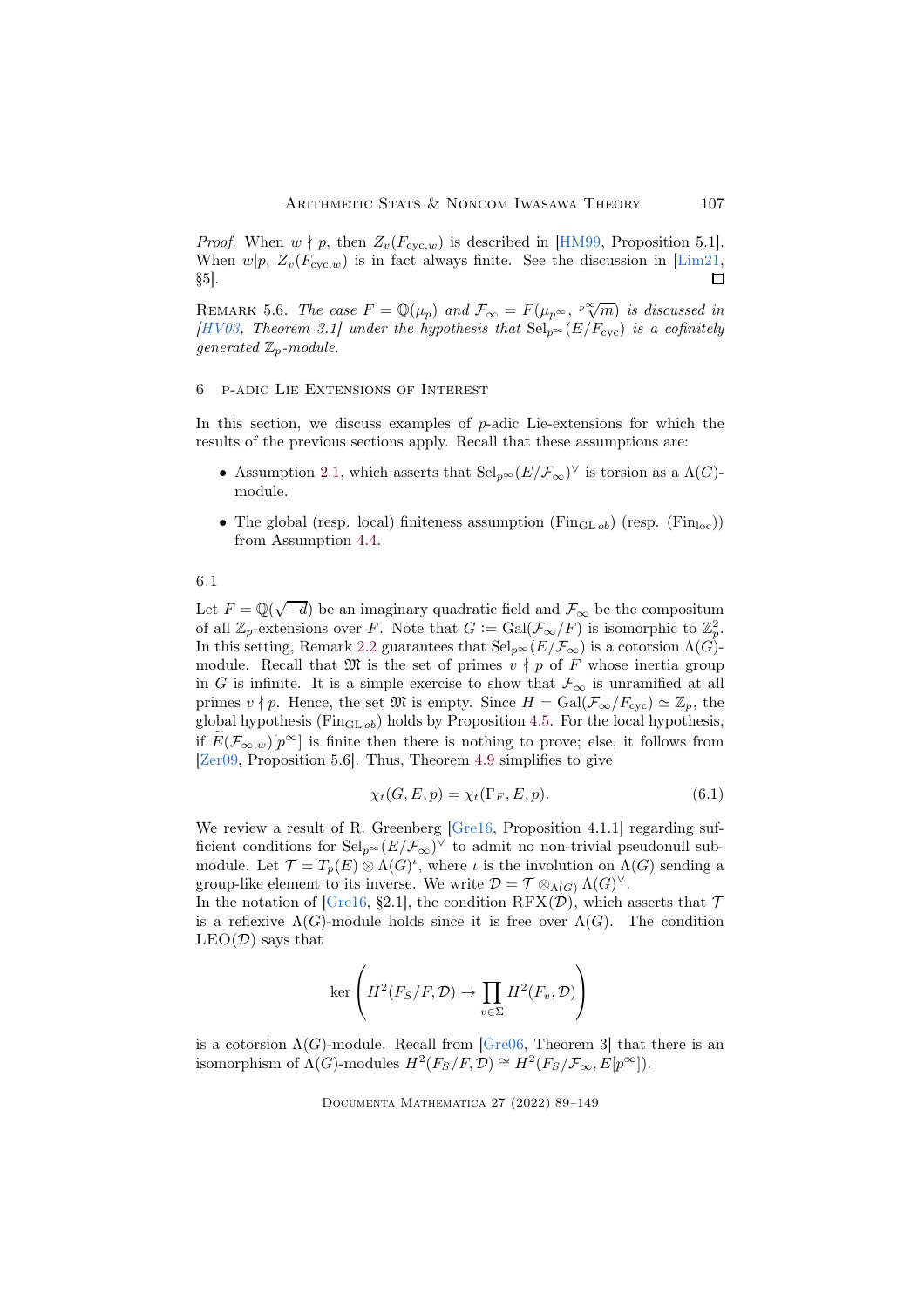*Proof.* When $w \nmid p$, then $Z_v(F_{\mathrm{cyc},w})$ is described in [HM99, Proposition 5.1]. When $w|p$, $Z_v(F_{\mathrm{cyc},w})$ is in fact always finite. See the discussion in [Lim21, §5]. ∎

Remark 5.6. *The case $F = \mathbb{Q}(\mu_p)$ and $\mathcal{F}_\infty = F(\mu_{p^\infty}, \sqrt[p^\infty]{m})$ is discussed in [HV03, Theorem 3.1] under the hypothesis that $\mathrm{Sel}_{p^\infty}(E/F_{\mathrm{cyc}})$ is a cofinitely generated $\mathbb{Z}_p$-module.*

# 6 p-adic Lie Extensions of Interest

In this section, we discuss examples of $p$-adic Lie-extensions for which the results of the previous sections apply. Recall that these assumptions are:

- Assumption 2.1, which asserts that $\mathrm{Sel}_{p^\infty}(E/\mathcal{F}_\infty)^\vee$ is torsion as a $\Lambda(G)$-module.
- The global (resp. local) finiteness assumption ($\mathrm{Fin}_{\mathrm{GL}\,ob}$) (resp. ($\mathrm{Fin}_{\mathrm{loc}}$)) from Assumption 4.4.

## 6.1

Let $F = \mathbb{Q}(\sqrt{-d})$ be an imaginary quadratic field and $\mathcal{F}_\infty$ be the compositum of all $\mathbb{Z}_p$-extensions over $F$. Note that $G := \mathrm{Gal}(\mathcal{F}_\infty/F)$ is isomorphic to $\mathbb{Z}_p^2$. In this setting, Remark 2.2 guarantees that $\mathrm{Sel}_{p^\infty}(E/\mathcal{F}_\infty)$ is a cotorsion $\Lambda(G)$-module. Recall that $\mathfrak{M}$ is the set of primes $v \nmid p$ of $F$ whose inertia group in $G$ is infinite. It is a simple exercise to show that $\mathcal{F}_\infty$ is unramified at all primes $v \nmid p$. Hence, the set $\mathfrak{M}$ is empty. Since $H = \mathrm{Gal}(\mathcal{F}_\infty/F_{\mathrm{cyc}}) \simeq \mathbb{Z}_p$, the global hypothesis ($\mathrm{Fin}_{\mathrm{GL}\,ob}$) holds by Proposition 4.5. For the local hypothesis, if $\widetilde{E}(\mathcal{F}_{\infty,w})[p^\infty]$ is finite then there is nothing to prove; else, it follows from [Zer09, Proposition 5.6]. Thus, Theorem 4.9 simplifies to give

$$\chi_t(G, E, p) = \chi_t(\Gamma_F, E, p). \tag{6.1}$$

We review a result of R. Greenberg [Gre16, Proposition 4.1.1] regarding sufficient conditions for $\mathrm{Sel}_{p^\infty}(E/\mathcal{F}_\infty)^\vee$ to admit no non-trivial pseudonull submodule. Let $\mathcal{T} = T_p(E) \otimes \Lambda(G)^\iota$, where $\iota$ is the involution on $\Lambda(G)$ sending a group-like element to its inverse. We write $\mathcal{D} = \mathcal{T} \otimes_{\Lambda(G)} \Lambda(G)^\vee$.
In the notation of [Gre16, §2.1], the condition $\mathrm{RFX}(\mathcal{D})$, which asserts that $\mathcal{T}$ is a reflexive $\Lambda(G)$-module holds since it is free over $\Lambda(G)$. The condition $\mathrm{LEO}(\mathcal{D})$ says that

$$\ker\left(H^2(F_S/F, \mathcal{D}) \to \prod_{v \in \Sigma} H^2(F_v, \mathcal{D})\right)$$

is a cotorsion $\Lambda(G)$-module. Recall from [Gre06, Theorem 3] that there is an isomorphism of $\Lambda(G)$-modules $H^2(F_S/F, \mathcal{D}) \cong H^2(F_S/\mathcal{F}_\infty, E[p^\infty])$.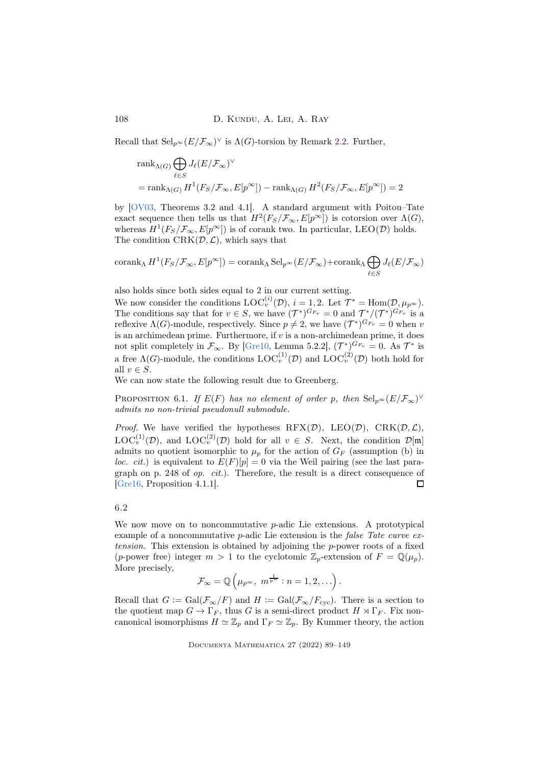Recall that $\mathrm{Sel}_{p^\infty}(E/\mathcal{F}_\infty)^\vee$ is $\Lambda(G)$-torsion by Remark 2.2. Further,

$$
\begin{aligned}
&\operatorname{rank}_{\Lambda(G)} \bigoplus_{\ell \in S} J_\ell(E/\mathcal{F}_\infty)^\vee \\
&= \operatorname{rank}_{\Lambda(G)} H^1(F_S/\mathcal{F}_\infty, E[p^\infty]) - \operatorname{rank}_{\Lambda(G)} H^2(F_S/\mathcal{F}_\infty, E[p^\infty]) = 2
\end{aligned}
$$

by [OV03, Theorems 3.2 and 4.1]. A standard argument with Poitou–Tate exact sequence then tells us that $H^2(F_S/\mathcal{F}_\infty, E[p^\infty])$ is cotorsion over $\Lambda(G)$, whereas $H^1(F_S/\mathcal{F}_\infty, E[p^\infty])$ is of corank two. In particular, $\mathrm{LEO}(\mathcal{D})$ holds. The condition $\mathrm{CRK}(\mathcal{D}, \mathcal{L})$, which says that

$$
\operatorname{corank}_\Lambda H^1(F_S/\mathcal{F}_\infty, E[p^\infty]) = \operatorname{corank}_\Lambda \mathrm{Sel}_{p^\infty}(E/\mathcal{F}_\infty) + \operatorname{corank}_\Lambda \bigoplus_{\ell \in S} J_\ell(E/\mathcal{F}_\infty)
$$

also holds since both sides equal to 2 in our current setting.

We now consider the conditions $\mathrm{LOC}_v^{(i)}(\mathcal{D})$, $i = 1, 2$. Let $\mathcal{T}^* = \mathrm{Hom}(\mathcal{D}, \mu_{p^\infty})$. The conditions say that for $v \in S$, we have $(\mathcal{T}^*)^{G_{F_v}} = 0$ and $\mathcal{T}^*/(\mathcal{T}^*)^{G_{F_v}}$ is a reflexive $\Lambda(G)$-module, respectively. Since $p \neq 2$, we have $(\mathcal{T}^*)^{G_{F_v}} = 0$ when $v$ is an archimedean prime. Furthermore, if $v$ is a non-archimedean prime, it does not split completely in $\mathcal{F}_\infty$. By [Gre10, Lemma 5.2.2], $(\mathcal{T}^*)^{G_{F_v}} = 0$. As $\mathcal{T}^*$ is a free $\Lambda(G)$-module, the conditions $\mathrm{LOC}_v^{(1)}(\mathcal{D})$ and $\mathrm{LOC}_v^{(2)}(\mathcal{D})$ both hold for all $v \in S$.

We can now state the following result due to Greenberg.

**Proposition 6.1.** *If $E(F)$ has no element of order $p$, then $\mathrm{Sel}_{p^\infty}(E/\mathcal{F}_\infty)^\vee$ admits no non-trivial pseudonull submodule.*

*Proof.* We have verified the hypotheses $\mathrm{RFX}(\mathcal{D})$, $\mathrm{LEO}(\mathcal{D})$, $\mathrm{CRK}(\mathcal{D}, \mathcal{L})$, $\mathrm{LOC}_v^{(1)}(\mathcal{D})$, and $\mathrm{LOC}_v^{(2)}(\mathcal{D})$ hold for all $v \in S$. Next, the condition $\mathcal{D}[\mathfrak{m}]$ admits no quotient isomorphic to $\mu_p$ for the action of $G_F$ (assumption (b) in *loc. cit.*) is equivalent to $E(F)[p] = 0$ via the Weil pairing (see the last paragraph on p. 248 of *op. cit.*). Therefore, the result is a direct consequence of [Gre16, Proposition 4.1.1]. ∎

## 6.2

We now move on to noncommutative $p$-adic Lie extensions. A prototypical example of a noncommutative $p$-adic Lie extension is the *false Tate curve extension*. This extension is obtained by adjoining the $p$-power roots of a fixed ($p$-power free) integer $m > 1$ to the cyclotomic $\mathbb{Z}_p$-extension of $F = \mathbb{Q}(\mu_p)$. More precisely,

$$
\mathcal{F}_\infty = \mathbb{Q}\left(\mu_{p^\infty},\ m^{\frac{1}{p^n}} : n = 1, 2, \ldots\right).
$$

Recall that $G := \mathrm{Gal}(\mathcal{F}_\infty/F)$ and $H := \mathrm{Gal}(\mathcal{F}_\infty/F_{\mathrm{cyc}})$. There is a section to the quotient map $G \to \Gamma_F$, thus $G$ is a semi-direct product $H \rtimes \Gamma_F$. Fix non-canonical isomorphisms $H \simeq \mathbb{Z}_p$ and $\Gamma_F \simeq \mathbb{Z}_p$. By Kummer theory, the action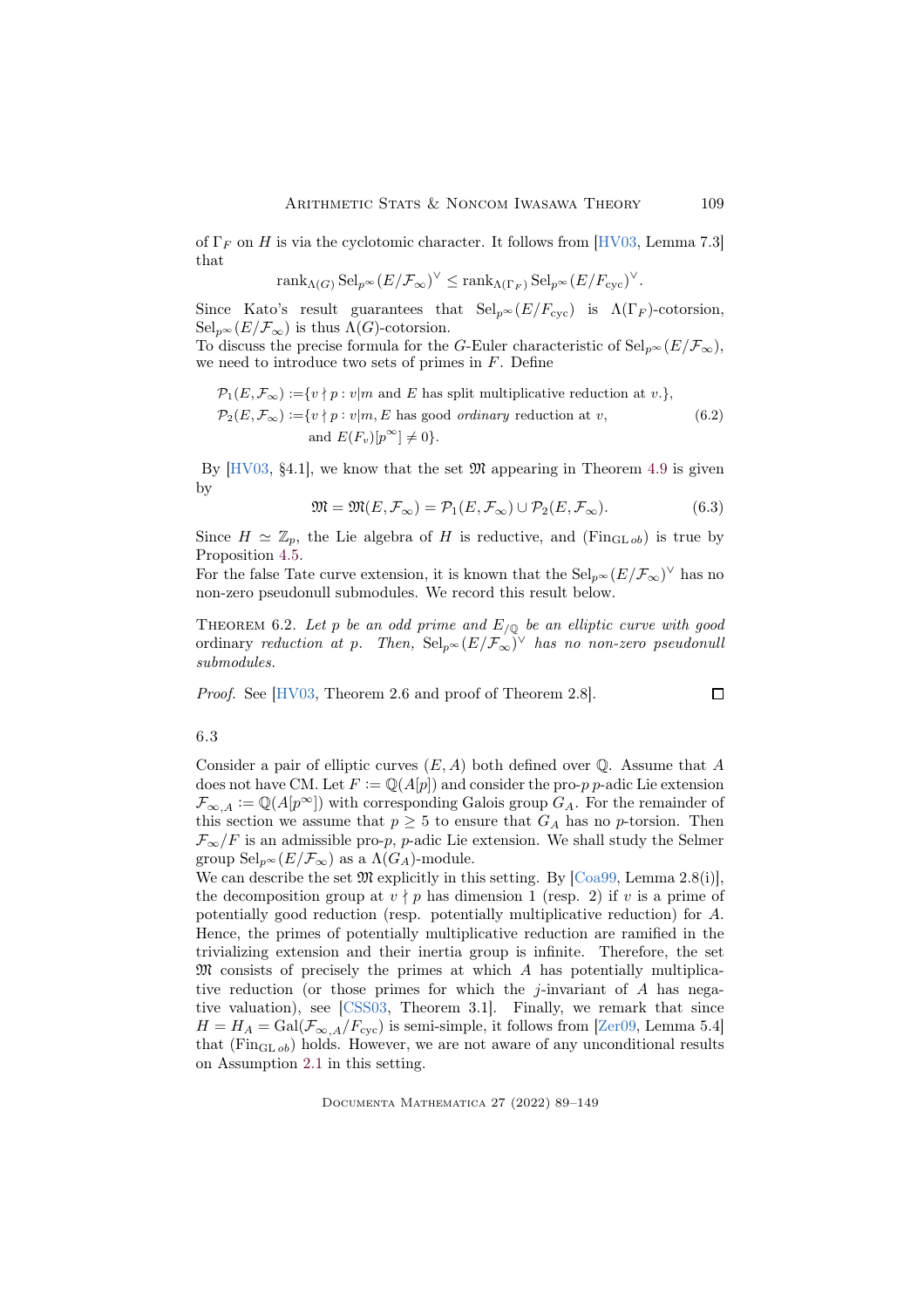of $\Gamma_F$ on $H$ is via the cyclotomic character. It follows from [HV03, Lemma 7.3] that

$$\operatorname{rank}_{\Lambda(G)} \operatorname{Sel}_{p^\infty}(E/\mathcal{F}_\infty)^\vee \leq \operatorname{rank}_{\Lambda(\Gamma_F)} \operatorname{Sel}_{p^\infty}(E/F_{\mathrm{cyc}})^\vee.$$

Since Kato's result guarantees that $\operatorname{Sel}_{p^\infty}(E/F_{\mathrm{cyc}})$ is $\Lambda(\Gamma_F)$-cotorsion, $\operatorname{Sel}_{p^\infty}(E/\mathcal{F}_\infty)$ is thus $\Lambda(G)$-cotorsion.

To discuss the precise formula for the $G$-Euler characteristic of $\operatorname{Sel}_{p^\infty}(E/\mathcal{F}_\infty)$, we need to introduce two sets of primes in $F$. Define

$$\begin{aligned}
\mathcal{P}_1(E,\mathcal{F}_\infty) :=& \{v \nmid p : v|m \text{ and } E \text{ has split multiplicative reduction at } v.\},\\
\mathcal{P}_2(E,\mathcal{F}_\infty) :=& \{v \nmid p : v|m, E \text{ has good } \textit{ordinary} \text{ reduction at } v,\\
& \text{and } E(F_v)[p^\infty] \neq 0\}.
\end{aligned} \tag{6.2}$$

By [HV03, §4.1], we know that the set $\mathfrak{M}$ appearing in Theorem 4.9 is given by

$$\mathfrak{M} = \mathfrak{M}(E,\mathcal{F}_\infty) = \mathcal{P}_1(E,\mathcal{F}_\infty) \cup \mathcal{P}_2(E,\mathcal{F}_\infty). \tag{6.3}$$

Since $H \simeq \mathbb{Z}_p$, the Lie algebra of $H$ is reductive, and ($\mathrm{Fin}_{\mathrm{GL}\,ob}$) is true by Proposition 4.5.

For the false Tate curve extension, it is known that the $\operatorname{Sel}_{p^\infty}(E/\mathcal{F}_\infty)^\vee$ has no non-zero pseudonull submodules. We record this result below.

Theorem 6.2. *Let $p$ be an odd prime and $E_{/\mathbb{Q}}$ be an elliptic curve with good* ordinary *reduction at $p$. Then, $\operatorname{Sel}_{p^\infty}(E/\mathcal{F}_\infty)^\vee$ has no non-zero pseudonull submodules.*

*Proof.* See [HV03, Theorem 2.6 and proof of Theorem 2.8]. □

6.3

Consider a pair of elliptic curves $(E, A)$ both defined over $\mathbb{Q}$. Assume that $A$ does not have CM. Let $F := \mathbb{Q}(A[p])$ and consider the pro-$p$ $p$-adic Lie extension $\mathcal{F}_{\infty,A} := \mathbb{Q}(A[p^\infty])$ with corresponding Galois group $G_A$. For the remainder of this section we assume that $p \geq 5$ to ensure that $G_A$ has no $p$-torsion. Then $\mathcal{F}_\infty/F$ is an admissible pro-$p$, $p$-adic Lie extension. We shall study the Selmer group $\operatorname{Sel}_{p^\infty}(E/\mathcal{F}_\infty)$ as a $\Lambda(G_A)$-module.

We can describe the set $\mathfrak{M}$ explicitly in this setting. By [Coa99, Lemma 2.8(i)], the decomposition group at $v \nmid p$ has dimension 1 (resp. 2) if $v$ is a prime of potentially good reduction (resp. potentially multiplicative reduction) for $A$. Hence, the primes of potentially multiplicative reduction are ramified in the trivializing extension and their inertia group is infinite. Therefore, the set $\mathfrak{M}$ consists of precisely the primes at which $A$ has potentially multiplicative reduction (or those primes for which the $j$-invariant of $A$ has negative valuation), see [CSS03, Theorem 3.1]. Finally, we remark that since $H = H_A = \operatorname{Gal}(\mathcal{F}_{\infty,A}/F_{\mathrm{cyc}})$ is semi-simple, it follows from [Zer09, Lemma 5.4] that ($\mathrm{Fin}_{\mathrm{GL}\,ob}$) holds. However, we are not aware of any unconditional results on Assumption 2.1 in this setting.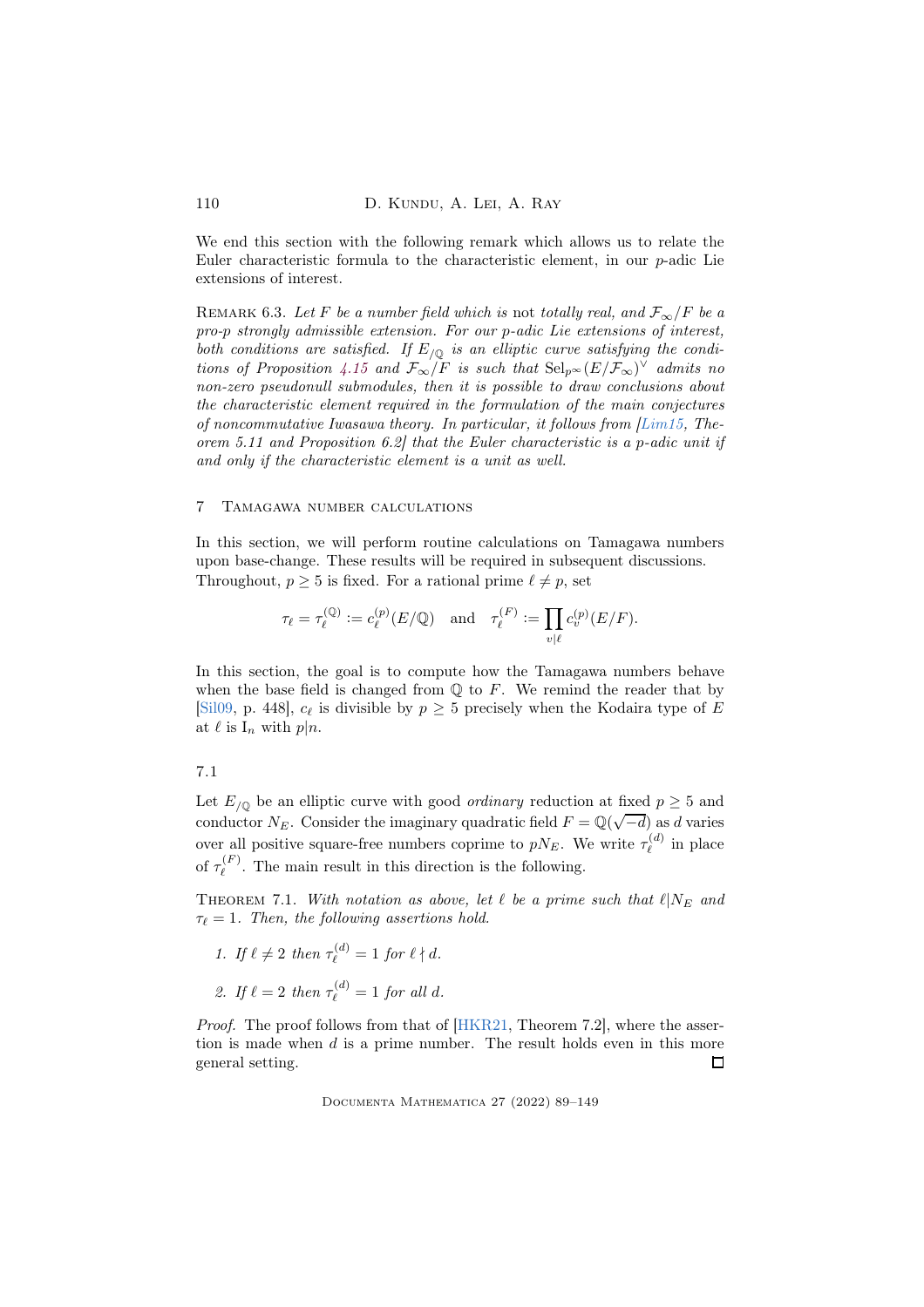We end this section with the following remark which allows us to relate the Euler characteristic formula to the characteristic element, in our $p$-adic Lie extensions of interest.

Remark 6.3. *Let $F$ be a number field which is* not *totally real, and $\mathcal{F}_\infty/F$ be a pro-$p$ strongly admissible extension. For our $p$-adic Lie extensions of interest, both conditions are satisfied. If $E_{/\mathbb{Q}}$ is an elliptic curve satisfying the conditions of Proposition 4.15 and $\mathcal{F}_\infty/F$ is such that $\mathrm{Sel}_{p^\infty}(E/\mathcal{F}_\infty)^\vee$ admits no non-zero pseudonull submodules, then it is possible to draw conclusions about the characteristic element required in the formulation of the main conjectures of noncommutative Iwasawa theory. In particular, it follows from [Lim15, Theorem 5.11 and Proposition 6.2] that the Euler characteristic is a $p$-adic unit if and only if the characteristic element is a unit as well.*

## 7 Tamagawa number calculations

In this section, we will perform routine calculations on Tamagawa numbers upon base-change. These results will be required in subsequent discussions. Throughout, $p \geq 5$ is fixed. For a rational prime $\ell \neq p$, set

$$\tau_\ell = \tau_\ell^{(\mathbb{Q})} := c_\ell^{(p)}(E/\mathbb{Q}) \quad \text{and} \quad \tau_\ell^{(F)} := \prod_{v|\ell} c_v^{(p)}(E/F).$$

In this section, the goal is to compute how the Tamagawa numbers behave when the base field is changed from $\mathbb{Q}$ to $F$. We remind the reader that by [Sil09, p. 448], $c_\ell$ is divisible by $p \geq 5$ precisely when the Kodaira type of $E$ at $\ell$ is $\mathrm{I}_n$ with $p|n$.

### 7.1

Let $E_{/\mathbb{Q}}$ be an elliptic curve with good *ordinary* reduction at fixed $p \geq 5$ and conductor $N_E$. Consider the imaginary quadratic field $F = \mathbb{Q}(\sqrt{-d})$ as $d$ varies over all positive square-free numbers coprime to $pN_E$. We write $\tau_\ell^{(d)}$ in place of $\tau_\ell^{(F)}$. The main result in this direction is the following.

Theorem 7.1. *With notation as above, let $\ell$ be a prime such that $\ell | N_E$ and $\tau_\ell = 1$. Then, the following assertions hold.*

1. *If $\ell \neq 2$ then $\tau_\ell^{(d)} = 1$ for $\ell \nmid d$.*
2. *If $\ell = 2$ then $\tau_\ell^{(d)} = 1$ for all $d$.*

*Proof.* The proof follows from that of [HKR21, Theorem 7.2], where the assertion is made when $d$ is a prime number. The result holds even in this more general setting. ∎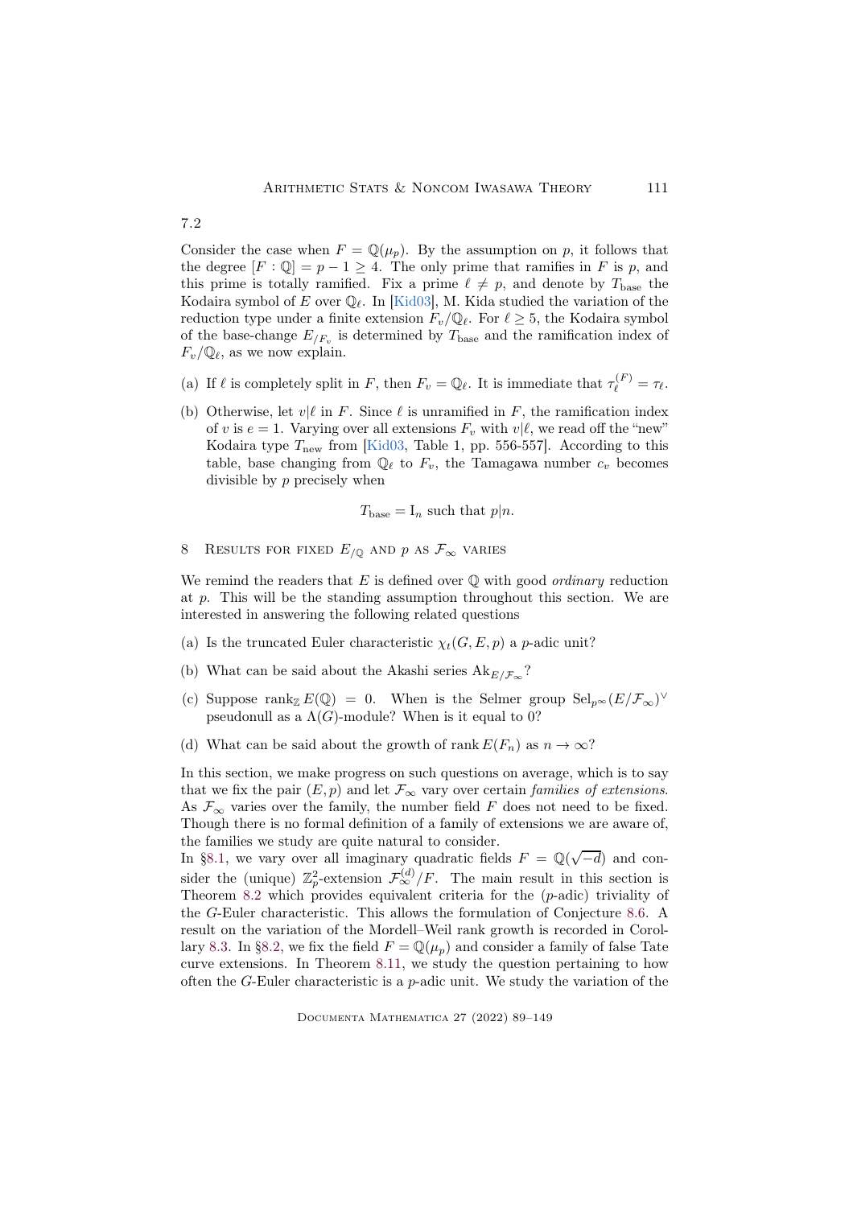7.2

Consider the case when $F = \mathbb{Q}(\mu_p)$. By the assumption on $p$, it follows that the degree $[F : \mathbb{Q}] = p - 1 \geq 4$. The only prime that ramifies in $F$ is $p$, and this prime is totally ramified. Fix a prime $\ell \neq p$, and denote by $T_{\text{base}}$ the Kodaira symbol of $E$ over $\mathbb{Q}_\ell$. In [Kid03], M. Kida studied the variation of the reduction type under a finite extension $F_v/\mathbb{Q}_\ell$. For $\ell \geq 5$, the Kodaira symbol of the base-change $E_{/F_v}$ is determined by $T_{\text{base}}$ and the ramification index of $F_v/\mathbb{Q}_\ell$, as we now explain.

(a) If $\ell$ is completely split in $F$, then $F_v = \mathbb{Q}_\ell$. It is immediate that $\tau_\ell^{(F)} = \tau_\ell$.

(b) Otherwise, let $v|\ell$ in $F$. Since $\ell$ is unramified in $F$, the ramification index of $v$ is $e = 1$. Varying over all extensions $F_v$ with $v|\ell$, we read off the "new" Kodaira type $T_{\text{new}}$ from [Kid03, Table 1, pp. 556-557]. According to this table, base changing from $\mathbb{Q}_\ell$ to $F_v$, the Tamagawa number $c_v$ becomes divisible by $p$ precisely when

$$T_{\text{base}} = \mathrm{I}_n \text{ such that } p|n.$$

# 8 Results for fixed $E_{/\mathbb{Q}}$ and $p$ as $\mathcal{F}_\infty$ varies

We remind the readers that $E$ is defined over $\mathbb{Q}$ with good *ordinary* reduction at $p$. This will be the standing assumption throughout this section. We are interested in answering the following related questions

(a) Is the truncated Euler characteristic $\chi_t(G, E, p)$ a $p$-adic unit?

(b) What can be said about the Akashi series $\mathrm{Ak}_{E/\mathcal{F}_\infty}$?

(c) Suppose $\operatorname{rank}_{\mathbb{Z}} E(\mathbb{Q}) = 0$. When is the Selmer group $\mathrm{Sel}_{p^\infty}(E/\mathcal{F}_\infty)^\vee$ pseudonull as a $\Lambda(G)$-module? When is it equal to 0?

(d) What can be said about the growth of $\operatorname{rank} E(F_n)$ as $n \to \infty$?

In this section, we make progress on such questions on average, which is to say that we fix the pair $(E, p)$ and let $\mathcal{F}_\infty$ vary over certain *families of extensions*. As $\mathcal{F}_\infty$ varies over the family, the number field $F$ does not need to be fixed. Though there is no formal definition of a family of extensions we are aware of, the families we study are quite natural to consider.

In §8.1, we vary over all imaginary quadratic fields $F = \mathbb{Q}(\sqrt{-d})$ and consider the (unique) $\mathbb{Z}_p^2$-extension $\mathcal{F}_\infty^{(d)}/F$. The main result in this section is Theorem 8.2 which provides equivalent criteria for the ($p$-adic) triviality of the $G$-Euler characteristic. This allows the formulation of Conjecture 8.6. A result on the variation of the Mordell–Weil rank growth is recorded in Corollary 8.3. In §8.2, we fix the field $F = \mathbb{Q}(\mu_p)$ and consider a family of false Tate curve extensions. In Theorem 8.11, we study the question pertaining to how often the $G$-Euler characteristic is a $p$-adic unit. We study the variation of the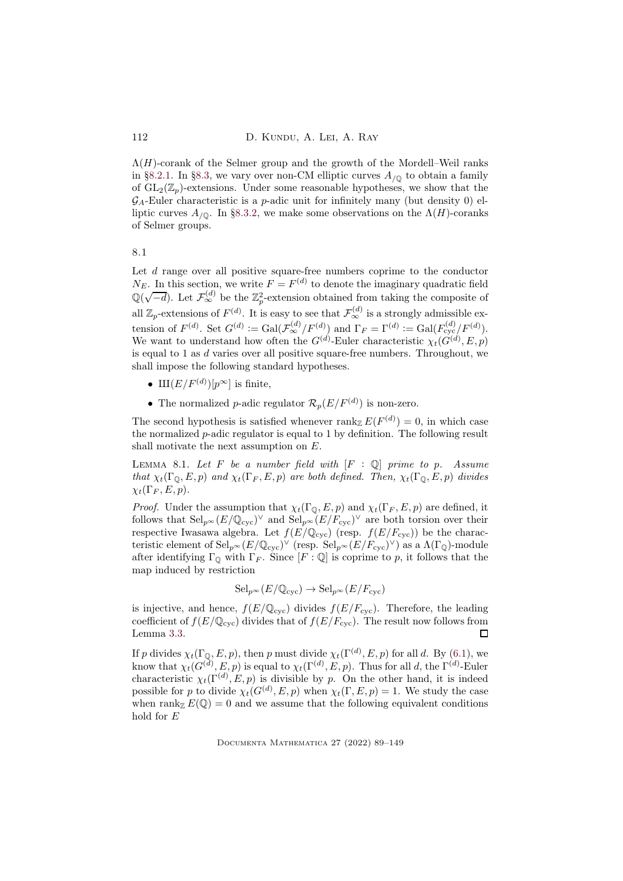$\Lambda(H)$-corank of the Selmer group and the growth of the Mordell–Weil ranks in §8.2.1. In §8.3, we vary over non-CM elliptic curves $A_{/\mathbb{Q}}$ to obtain a family of $\mathrm{GL}_2(\mathbb{Z}_p)$-extensions. Under some reasonable hypotheses, we show that the $\mathcal{G}_A$-Euler characteristic is a $p$-adic unit for infinitely many (but density 0) elliptic curves $A_{/\mathbb{Q}}$. In §8.3.2, we make some observations on the $\Lambda(H)$-coranks of Selmer groups.

## 8.1

Let $d$ range over all positive square-free numbers coprime to the conductor $N_E$. In this section, we write $F = F^{(d)}$ to denote the imaginary quadratic field $\mathbb{Q}(\sqrt{-d})$. Let $\mathcal{F}_\infty^{(d)}$ be the $\mathbb{Z}_p^2$-extension obtained from taking the composite of all $\mathbb{Z}_p$-extensions of $F^{(d)}$. It is easy to see that $\mathcal{F}_\infty^{(d)}$ is a strongly admissible extension of $F^{(d)}$. Set $G^{(d)} := \mathrm{Gal}(\mathcal{F}_\infty^{(d)}/F^{(d)})$ and $\Gamma_F = \Gamma^{(d)} := \mathrm{Gal}(F_{\mathrm{cyc}}^{(d)}/F^{(d)})$. We want to understand how often the $G^{(d)}$-Euler characteristic $\chi_t(G^{(d)}, E, p)$ is equal to 1 as $d$ varies over all positive square-free numbers. Throughout, we shall impose the following standard hypotheses.

- $Ш(E/F^{(d)})[p^\infty]$ is finite,
- The normalized $p$-adic regulator $\mathcal{R}_p(E/F^{(d)})$ is non-zero.

The second hypothesis is satisfied whenever $\mathrm{rank}_{\mathbb{Z}} E(F^{(d)}) = 0$, in which case the normalized $p$-adic regulator is equal to 1 by definition. The following result shall motivate the next assumption on $E$.

**Lemma 8.1.** *Let $F$ be a number field with $[F : \mathbb{Q}]$ prime to $p$. Assume that $\chi_t(\Gamma_{\mathbb{Q}}, E, p)$ and $\chi_t(\Gamma_F, E, p)$ are both defined. Then, $\chi_t(\Gamma_{\mathbb{Q}}, E, p)$ divides $\chi_t(\Gamma_F, E, p)$.*

*Proof.* Under the assumption that $\chi_t(\Gamma_{\mathbb{Q}}, E, p)$ and $\chi_t(\Gamma_F, E, p)$ are defined, it follows that $\mathrm{Sel}_{p^\infty}(E/\mathbb{Q}_{\mathrm{cyc}})^\vee$ and $\mathrm{Sel}_{p^\infty}(E/F_{\mathrm{cyc}})^\vee$ are both torsion over their respective Iwasawa algebra. Let $f(E/\mathbb{Q}_{\mathrm{cyc}})$ (resp. $f(E/F_{\mathrm{cyc}})$) be the characteristic element of $\mathrm{Sel}_{p^\infty}(E/\mathbb{Q}_{\mathrm{cyc}})^\vee$ (resp. $\mathrm{Sel}_{p^\infty}(E/F_{\mathrm{cyc}})^\vee$) as a $\Lambda(\Gamma_{\mathbb{Q}})$-module after identifying $\Gamma_{\mathbb{Q}}$ with $\Gamma_F$. Since $[F : \mathbb{Q}]$ is coprime to $p$, it follows that the map induced by restriction

$$\mathrm{Sel}_{p^\infty}(E/\mathbb{Q}_{\mathrm{cyc}}) \to \mathrm{Sel}_{p^\infty}(E/F_{\mathrm{cyc}})$$

is injective, and hence, $f(E/\mathbb{Q}_{\mathrm{cyc}})$ divides $f(E/F_{\mathrm{cyc}})$. Therefore, the leading coefficient of $f(E/\mathbb{Q}_{\mathrm{cyc}})$ divides that of $f(E/F_{\mathrm{cyc}})$. The result now follows from Lemma 3.3. ∎

If $p$ divides $\chi_t(\Gamma_{\mathbb{Q}}, E, p)$, then $p$ must divide $\chi_t(\Gamma^{(d)}, E, p)$ for all $d$. By (6.1), we know that $\chi_t(G^{(d)}, E, p)$ is equal to $\chi_t(\Gamma^{(d)}, E, p)$. Thus for all $d$, the $\Gamma^{(d)}$-Euler characteristic $\chi_t(\Gamma^{(d)}, E, p)$ is divisible by $p$. On the other hand, it is indeed possible for $p$ to divide $\chi_t(G^{(d)}, E, p)$ when $\chi_t(\Gamma, E, p) = 1$. We study the case when $\mathrm{rank}_{\mathbb{Z}} E(\mathbb{Q}) = 0$ and we assume that the following equivalent conditions hold for $E$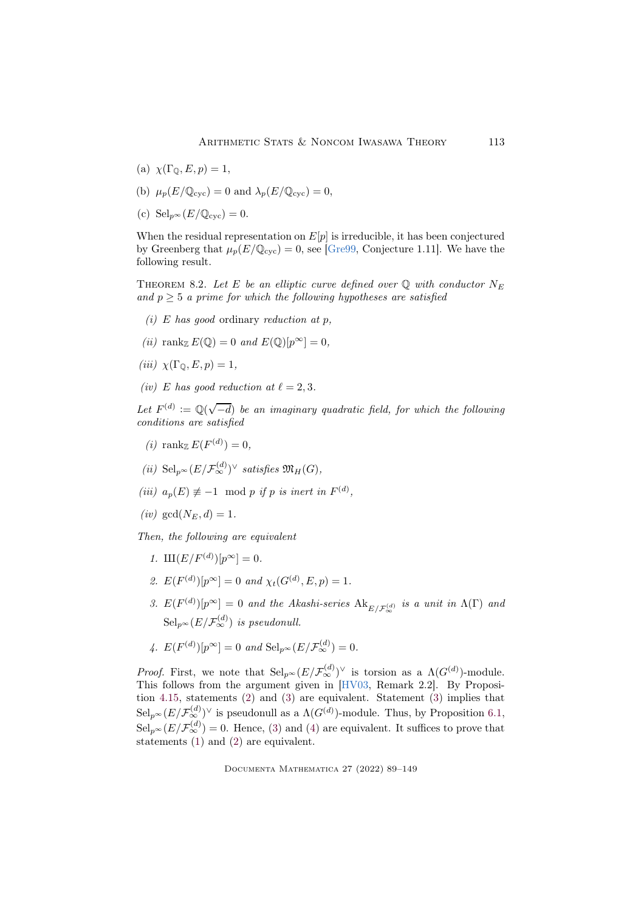(a) $\chi(\Gamma_{\mathbb{Q}}, E, p) = 1$,

(b) $\mu_p(E/\mathbb{Q}_{\mathrm{cyc}}) = 0$ and $\lambda_p(E/\mathbb{Q}_{\mathrm{cyc}}) = 0$,

(c) $\mathrm{Sel}_{p^\infty}(E/\mathbb{Q}_{\mathrm{cyc}}) = 0$.

When the residual representation on $E[p]$ is irreducible, it has been conjectured by Greenberg that $\mu_p(E/\mathbb{Q}_{\mathrm{cyc}}) = 0$, see [Gre99, Conjecture 1.11]. We have the following result.

Theorem 8.2. *Let $E$ be an elliptic curve defined over $\mathbb{Q}$ with conductor $N_E$ and $p \geq 5$ a prime for which the following hypotheses are satisfied*

*(i) $E$ has good* ordinary *reduction at $p$,*

*(ii) $\mathrm{rank}_{\mathbb{Z}} E(\mathbb{Q}) = 0$ and $E(\mathbb{Q})[p^\infty] = 0$,*

*(iii) $\chi(\Gamma_{\mathbb{Q}}, E, p) = 1$,*

*(iv) $E$ has good reduction at $\ell = 2, 3$.*

*Let $F^{(d)} := \mathbb{Q}(\sqrt{-d})$ be an imaginary quadratic field, for which the following conditions are satisfied*

*(i) $\mathrm{rank}_{\mathbb{Z}} E(F^{(d)}) = 0$,*

*(ii) $\mathrm{Sel}_{p^\infty}(E/\mathcal{F}_\infty^{(d)})^\vee$ satisfies $\mathfrak{M}_H(G)$,*

*(iii) $a_p(E) \not\equiv -1 \mod p$ if $p$ is inert in $F^{(d)}$,*

*(iv) $\gcd(N_E, d) = 1$.*

*Then, the following are equivalent*

1. *$\text{Ш}(E/F^{(d)})[p^\infty] = 0$.*
2. *$E(F^{(d)})[p^\infty] = 0$ and $\chi_t(G^{(d)}, E, p) = 1$.*
3. *$E(F^{(d)})[p^\infty] = 0$ and the Akashi-series $\mathrm{Ak}_{E/\mathcal{F}_\infty^{(d)}}$ is a unit in $\Lambda(\Gamma)$ and $\mathrm{Sel}_{p^\infty}(E/\mathcal{F}_\infty^{(d)})$ is pseudonull.*
4. *$E(F^{(d)})[p^\infty] = 0$ and $\mathrm{Sel}_{p^\infty}(E/\mathcal{F}_\infty^{(d)}) = 0$.*

*Proof.* First, we note that $\mathrm{Sel}_{p^\infty}(E/\mathcal{F}_\infty^{(d)})^\vee$ is torsion as a $\Lambda(G^{(d)})$-module. This follows from the argument given in [HV03, Remark 2.2]. By Proposition 4.15, statements (2) and (3) are equivalent. Statement (3) implies that $\mathrm{Sel}_{p^\infty}(E/\mathcal{F}_\infty^{(d)})^\vee$ is pseudonull as a $\Lambda(G^{(d)})$-module. Thus, by Proposition 6.1, $\mathrm{Sel}_{p^\infty}(E/\mathcal{F}_\infty^{(d)}) = 0$. Hence, (3) and (4) are equivalent. It suffices to prove that statements (1) and (2) are equivalent.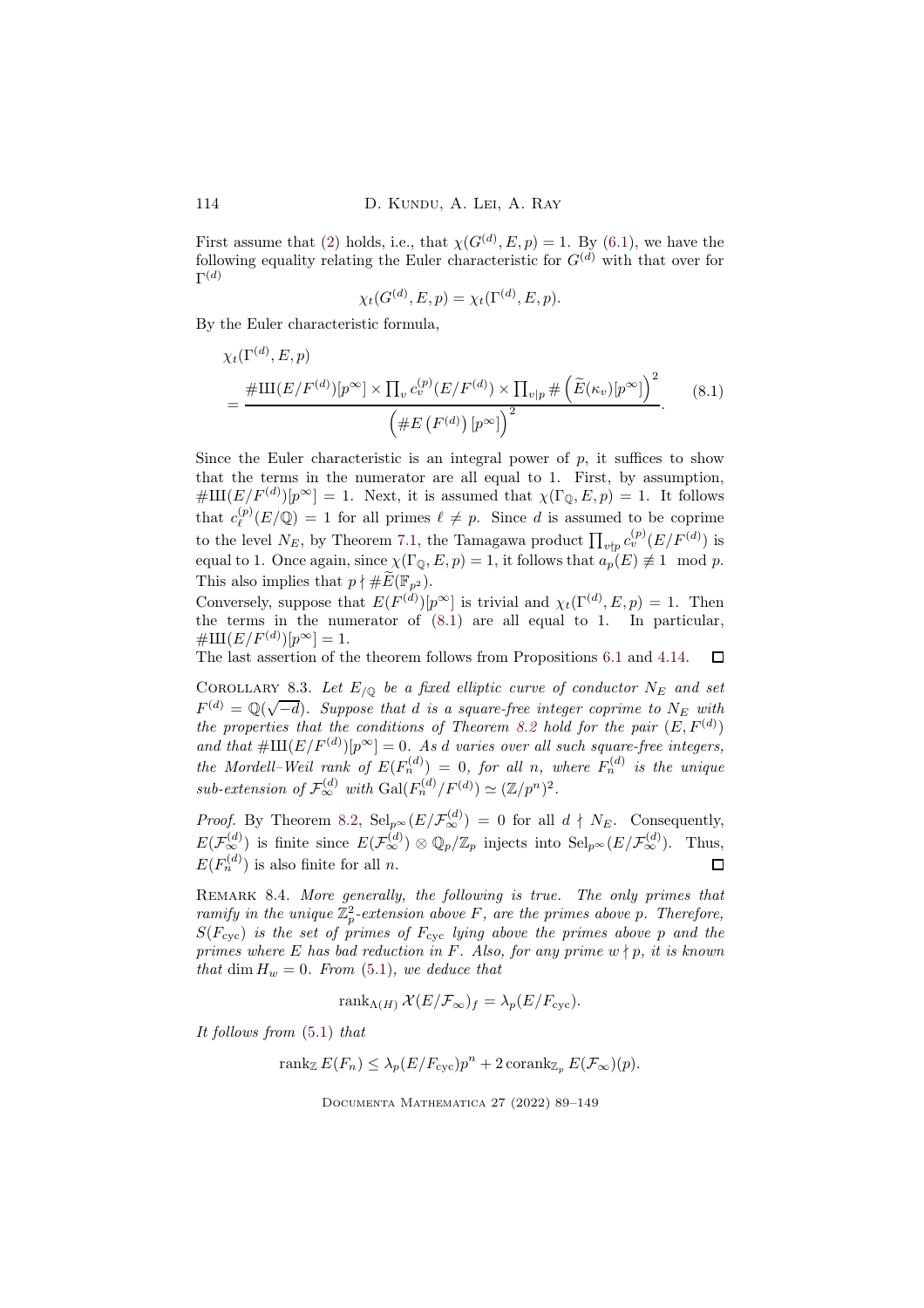First assume that (2) holds, i.e., that $\chi(G^{(d)}, E, p) = 1$. By (6.1), we have the following equality relating the Euler characteristic for $G^{(d)}$ with that over for $\Gamma^{(d)}$

$$\chi_t(G^{(d)}, E, p) = \chi_t(\Gamma^{(d)}, E, p).$$

By the Euler characteristic formula,

$$\chi_t(\Gamma^{(d)}, E, p) = \frac{\#\text{Ш}(E/F^{(d)})[p^\infty] \times \prod_v c_v^{(p)}(E/F^{(d)}) \times \prod_{v|p} \# \left(\widetilde{E}(\kappa_v)[p^\infty]\right)^2}{\left(\# E\left(F^{(d)}\right)[p^\infty]\right)^2}. \tag{8.1}$$

Since the Euler characteristic is an integral power of $p$, it suffices to show that the terms in the numerator are all equal to 1. First, by assumption, $\#\text{Ш}(E/F^{(d)})[p^\infty] = 1$. Next, it is assumed that $\chi(\Gamma_{\mathbb{Q}}, E, p) = 1$. It follows that $c_\ell^{(p)}(E/\mathbb{Q}) = 1$ for all primes $\ell \neq p$. Since $d$ is assumed to be coprime to the level $N_E$, by Theorem 7.1, the Tamagawa product $\prod_{v \nmid p} c_v^{(p)}(E/F^{(d)})$ is equal to 1. Once again, since $\chi(\Gamma_{\mathbb{Q}}, E, p) = 1$, it follows that $a_p(E) \not\equiv 1 \mod p$. This also implies that $p \nmid \#\widetilde{E}(\mathbb{F}_{p^2})$.

Conversely, suppose that $E(F^{(d)})[p^\infty]$ is trivial and $\chi_t(\Gamma^{(d)}, E, p) = 1$. Then the terms in the numerator of (8.1) are all equal to 1. In particular, $\#\text{Ш}(E/F^{(d)})[p^\infty] = 1$.

The last assertion of the theorem follows from Propositions 6.1 and 4.14. ∎

Corollary 8.3. *Let $E_{/\mathbb{Q}}$ be a fixed elliptic curve of conductor $N_E$ and set $F^{(d)} = \mathbb{Q}(\sqrt{-d})$. Suppose that $d$ is a square-free integer coprime to $N_E$ with the properties that the conditions of Theorem 8.2 hold for the pair $(E, F^{(d)})$ and that $\#\text{Ш}(E/F^{(d)})[p^\infty] = 0$. As $d$ varies over all such square-free integers, the Mordell–Weil rank of $E(F_n^{(d)}) = 0$, for all $n$, where $F_n^{(d)}$ is the unique sub-extension of $\mathcal{F}_\infty^{(d)}$ with $\mathrm{Gal}(F_n^{(d)}/F^{(d)}) \simeq (\mathbb{Z}/p^n)^2$.*

*Proof.* By Theorem 8.2, $\mathrm{Sel}_{p^\infty}(E/\mathcal{F}_\infty^{(d)}) = 0$ for all $d \nmid N_E$. Consequently, $E(\mathcal{F}_\infty^{(d)})$ is finite since $E(\mathcal{F}_\infty^{(d)}) \otimes \mathbb{Q}_p/\mathbb{Z}_p$ injects into $\mathrm{Sel}_{p^\infty}(E/\mathcal{F}_\infty^{(d)})$. Thus, $E(F_n^{(d)})$ is also finite for all $n$. ∎

Remark 8.4. *More generally, the following is true. The only primes that ramify in the unique $\mathbb{Z}_p^2$-extension above $F$, are the primes above $p$. Therefore, $S(F_{\mathrm{cyc}})$ is the set of primes of $F_{\mathrm{cyc}}$ lying above the primes above $p$ and the primes where $E$ has bad reduction in $F$. Also, for any prime $w \nmid p$, it is known that $\dim H_w = 0$. From (5.1), we deduce that*

$$\mathrm{rank}_{\Lambda(H)} \mathcal{X}(E/\mathcal{F}_\infty)_f = \lambda_p(E/F_{\mathrm{cyc}}).$$

*It follows from (5.1) that*

$$\mathrm{rank}_{\mathbb{Z}} E(F_n) \leq \lambda_p(E/F_{\mathrm{cyc}})p^n + 2\,\mathrm{corank}_{\mathbb{Z}_p} E(\mathcal{F}_\infty)(p).$$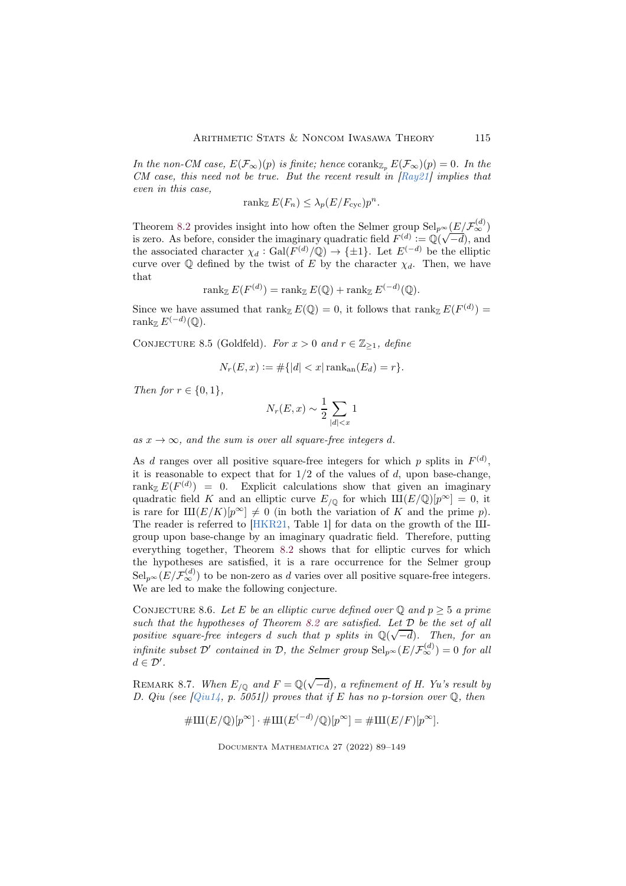*In the non-CM case, $E(\mathcal{F}_\infty)(p)$ is finite; hence $\operatorname{corank}_{\mathbb{Z}_p} E(\mathcal{F}_\infty)(p) = 0$. In the CM case, this need not be true. But the recent result in [Ray21] implies that even in this case,*

$$\operatorname{rank}_{\mathbb{Z}} E(F_n) \leq \lambda_p(E/F_{\mathrm{cyc}})p^n.$$

Theorem 8.2 provides insight into how often the Selmer group $\mathrm{Sel}_{p^\infty}(E/\mathcal{F}_\infty^{(d)})$ is zero. As before, consider the imaginary quadratic field $F^{(d)} := \mathbb{Q}(\sqrt{-d})$, and the associated character $\chi_d : \mathrm{Gal}(F^{(d)}/\mathbb{Q}) \to \{\pm 1\}$. Let $E^{(-d)}$ be the elliptic curve over $\mathbb{Q}$ defined by the twist of $E$ by the character $\chi_d$. Then, we have that

$$\operatorname{rank}_{\mathbb{Z}} E(F^{(d)}) = \operatorname{rank}_{\mathbb{Z}} E(\mathbb{Q}) + \operatorname{rank}_{\mathbb{Z}} E^{(-d)}(\mathbb{Q}).$$

Since we have assumed that $\operatorname{rank}_{\mathbb{Z}} E(\mathbb{Q}) = 0$, it follows that $\operatorname{rank}_{\mathbb{Z}} E(F^{(d)}) = \operatorname{rank}_{\mathbb{Z}} E^{(-d)}(\mathbb{Q})$.

Conjecture 8.5 (Goldfeld). *For $x > 0$ and $r \in \mathbb{Z}_{\geq 1}$, define*

$$N_r(E, x) := \#\{|d| < x \mid \operatorname{rank}_{\mathrm{an}}(E_d) = r\}.$$

*Then for $r \in \{0, 1\}$,*

$$N_r(E, x) \sim \frac{1}{2} \sum_{|d|<x} 1$$

*as $x \to \infty$, and the sum is over all square-free integers $d$.*

As $d$ ranges over all positive square-free integers for which $p$ splits in $F^{(d)}$, it is reasonable to expect that for $1/2$ of the values of $d$, upon base-change, $\operatorname{rank}_{\mathbb{Z}} E(F^{(d)}) = 0$. Explicit calculations show that given an imaginary quadratic field $K$ and an elliptic curve $E_{/\mathbb{Q}}$ for which $Ш(E/\mathbb{Q})[p^\infty] = 0$, it is rare for $Ш(E/K)[p^\infty] \neq 0$ (in both the variation of $K$ and the prime $p$). The reader is referred to [HKR21, Table 1] for data on the growth of the Ш-group upon base-change by an imaginary quadratic field. Therefore, putting everything together, Theorem 8.2 shows that for elliptic curves for which the hypotheses are satisfied, it is a rare occurrence for the Selmer group $\mathrm{Sel}_{p^\infty}(E/\mathcal{F}_\infty^{(d)})$ to be non-zero as $d$ varies over all positive square-free integers. We are led to make the following conjecture.

Conjecture 8.6. *Let $E$ be an elliptic curve defined over $\mathbb{Q}$ and $p \geq 5$ a prime such that the hypotheses of Theorem 8.2 are satisfied. Let $\mathcal{D}$ be the set of all positive square-free integers $d$ such that $p$ splits in $\mathbb{Q}(\sqrt{-d})$. Then, for an infinite subset $\mathcal{D}'$ contained in $\mathcal{D}$, the Selmer group $\mathrm{Sel}_{p^\infty}(E/\mathcal{F}_\infty^{(d)}) = 0$ for all $d \in \mathcal{D}'$.*

Remark 8.7. *When $E_{/\mathbb{Q}}$ and $F = \mathbb{Q}(\sqrt{-d})$, a refinement of H. Yu's result by D. Qiu (see [Qiu14, p. 5051]) proves that if $E$ has no $p$-torsion over $\mathbb{Q}$, then*

$$\#Ш(E/\mathbb{Q})[p^\infty] \cdot \#Ш(E^{(-d)}/\mathbb{Q})[p^\infty] = \#Ш(E/F)[p^\infty].$$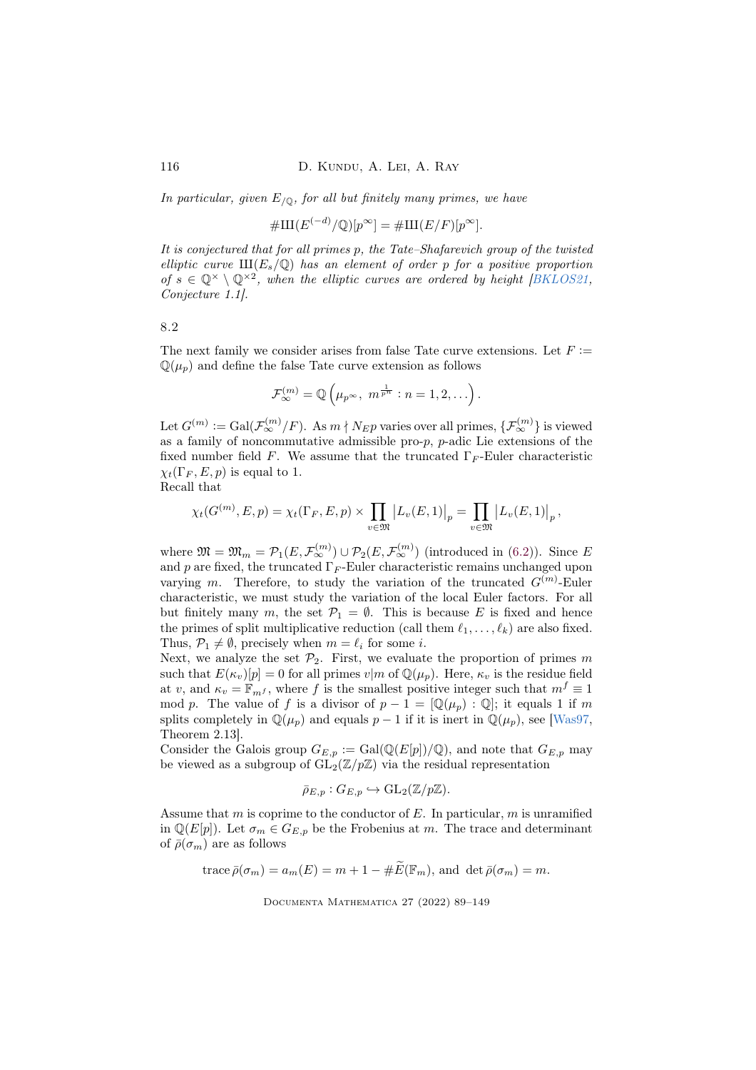*In particular, given $E_{/\mathbb{Q}}$, for all but finitely many primes, we have*

$$\#\text{Ш}(E^{(-d)}/\mathbb{Q})[p^\infty] = \#\text{Ш}(E/F)[p^\infty].$$

*It is conjectured that for all primes $p$, the Tate–Shafarevich group of the twisted elliptic curve $\text{Ш}(E_s/\mathbb{Q})$ has an element of order $p$ for a positive proportion of $s \in \mathbb{Q}^\times \setminus \mathbb{Q}^{\times 2}$, when the elliptic curves are ordered by height [BKLOS21, Conjecture 1.1].*

8.2

The next family we consider arises from false Tate curve extensions. Let $F := \mathbb{Q}(\mu_p)$ and define the false Tate curve extension as follows

$$\mathcal{F}_\infty^{(m)} = \mathbb{Q}\left(\mu_{p^\infty},\ m^{\frac{1}{p^n}} : n = 1, 2, \dots\right).$$

Let $G^{(m)} := \operatorname{Gal}(\mathcal{F}_\infty^{(m)}/F)$. As $m \nmid N_E p$ varies over all primes, $\{\mathcal{F}_\infty^{(m)}\}$ is viewed as a family of noncommutative admissible pro-$p$, $p$-adic Lie extensions of the fixed number field $F$. We assume that the truncated $\Gamma_F$-Euler characteristic $\chi_t(\Gamma_F, E, p)$ is equal to 1.
Recall that

$$\chi_t(G^{(m)}, E, p) = \chi_t(\Gamma_F, E, p) \times \prod_{v \in \mathfrak{M}} \left|L_v(E, 1)\right|_p = \prod_{v \in \mathfrak{M}} \left|L_v(E, 1)\right|_p,$$

where $\mathfrak{M} = \mathfrak{M}_m = \mathcal{P}_1(E, \mathcal{F}_\infty^{(m)}) \cup \mathcal{P}_2(E, \mathcal{F}_\infty^{(m)})$ (introduced in (6.2)). Since $E$ and $p$ are fixed, the truncated $\Gamma_F$-Euler characteristic remains unchanged upon varying $m$. Therefore, to study the variation of the truncated $G^{(m)}$-Euler characteristic, we must study the variation of the local Euler factors. For all but finitely many $m$, the set $\mathcal{P}_1 = \emptyset$. This is because $E$ is fixed and hence the primes of split multiplicative reduction (call them $\ell_1, \dots, \ell_k$) are also fixed. Thus, $\mathcal{P}_1 \neq \emptyset$, precisely when $m = \ell_i$ for some $i$.
Next, we analyze the set $\mathcal{P}_2$. First, we evaluate the proportion of primes $m$ such that $E(\kappa_v)[p] = 0$ for all primes $v | m$ of $\mathbb{Q}(\mu_p)$. Here, $\kappa_v$ is the residue field at $v$, and $\kappa_v = \mathbb{F}_{m^f}$, where $f$ is the smallest positive integer such that $m^f \equiv 1 \mod p$. The value of $f$ is a divisor of $p - 1 = [\mathbb{Q}(\mu_p) : \mathbb{Q}]$; it equals 1 if $m$ splits completely in $\mathbb{Q}(\mu_p)$ and equals $p - 1$ if it is inert in $\mathbb{Q}(\mu_p)$, see [Was97, Theorem 2.13].
Consider the Galois group $G_{E,p} := \operatorname{Gal}(\mathbb{Q}(E[p])/\mathbb{Q})$, and note that $G_{E,p}$ may be viewed as a subgroup of $\operatorname{GL}_2(\mathbb{Z}/p\mathbb{Z})$ via the residual representation

$$\bar{\rho}_{E,p} : G_{E,p} \hookrightarrow \operatorname{GL}_2(\mathbb{Z}/p\mathbb{Z}).$$

Assume that $m$ is coprime to the conductor of $E$. In particular, $m$ is unramified in $\mathbb{Q}(E[p])$. Let $\sigma_m \in G_{E,p}$ be the Frobenius at $m$. The trace and determinant of $\bar{\rho}(\sigma_m)$ are as follows

$$\operatorname{trace} \bar{\rho}(\sigma_m) = a_m(E) = m + 1 - \#\widetilde{E}(\mathbb{F}_m), \text{ and } \det \bar{\rho}(\sigma_m) = m.$$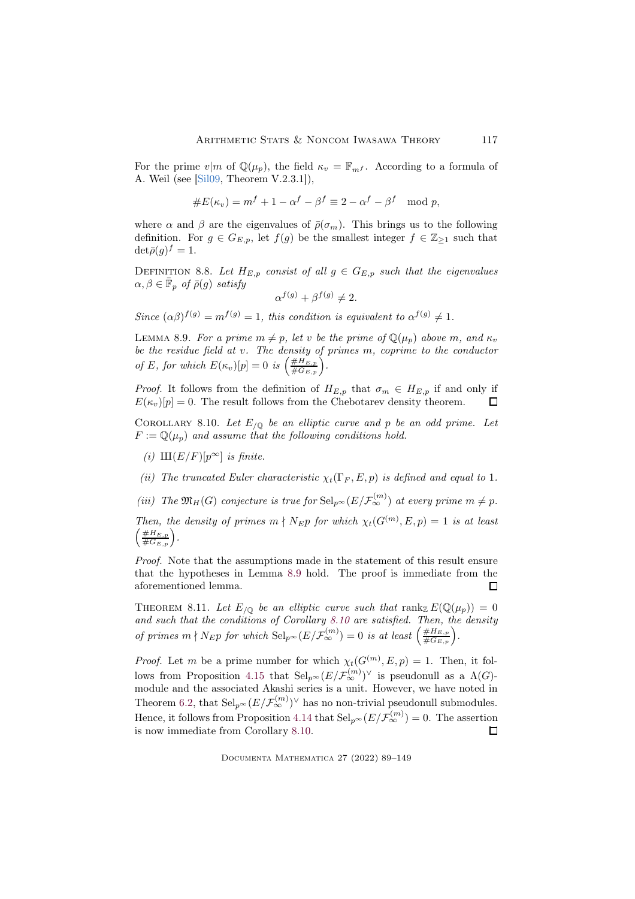For the prime $v|m$ of $\mathbb{Q}(\mu_p)$, the field $\kappa_v = \mathbb{F}_{m^f}$. According to a formula of A. Weil (see [Sil09, Theorem V.2.3.1]),

$$\#E(\kappa_v) = m^f + 1 - \alpha^f - \beta^f \equiv 2 - \alpha^f - \beta^f \mod p,$$

where $\alpha$ and $\beta$ are the eigenvalues of $\bar{\rho}(\sigma_m)$. This brings us to the following definition. For $g \in G_{E,p}$, let $f(g)$ be the smallest integer $f \in \mathbb{Z}_{\geq 1}$ such that $\det\bar{\rho}(g)^f = 1$.

Definition 8.8. *Let $H_{E,p}$ consist of all $g \in G_{E,p}$ such that the eigenvalues $\alpha, \beta \in \bar{\mathbb{F}}_p$ of $\bar{\rho}(g)$ satisfy*

$$\alpha^{f(g)} + \beta^{f(g)} \neq 2.$$

*Since $(\alpha\beta)^{f(g)} = m^{f(g)} = 1$, this condition is equivalent to $\alpha^{f(g)} \neq 1$.*

Lemma 8.9. *For a prime $m \neq p$, let $v$ be the prime of $\mathbb{Q}(\mu_p)$ above $m$, and $\kappa_v$ be the residue field at $v$. The density of primes $m$, coprime to the conductor of $E$, for which $E(\kappa_v)[p] = 0$ is $\left(\frac{\#H_{E,p}}{\#G_{E,p}}\right)$.*

*Proof.* It follows from the definition of $H_{E,p}$ that $\sigma_m \in H_{E,p}$ if and only if $E(\kappa_v)[p] = 0$. The result follows from the Chebotarev density theorem. □

Corollary 8.10. *Let $E_{/\mathbb{Q}}$ be an elliptic curve and $p$ be an odd prime. Let $F := \mathbb{Q}(\mu_p)$ and assume that the following conditions hold.*

*(i) $Ш(E/F)[p^\infty]$ is finite.*

*(ii) The truncated Euler characteristic $\chi_t(\Gamma_F, E, p)$ is defined and equal to 1.*

*(iii) The $\mathfrak{M}_H(G)$ conjecture is true for $\mathrm{Sel}_{p^\infty}(E/\mathcal{F}_\infty^{(m)})$ at every prime $m \neq p$.*

*Then, the density of primes $m \nmid N_E p$ for which $\chi_t(G^{(m)}, E, p) = 1$ is at least $\left(\frac{\#H_{E,p}}{\#G_{E,p}}\right)$.*

*Proof.* Note that the assumptions made in the statement of this result ensure that the hypotheses in Lemma 8.9 hold. The proof is immediate from the aforementioned lemma. □

Theorem 8.11. *Let $E_{/\mathbb{Q}}$ be an elliptic curve such that $\mathrm{rank}_{\mathbb{Z}} E(\mathbb{Q}(\mu_p)) = 0$ and such that the conditions of Corollary 8.10 are satisfied. Then, the density of primes $m \nmid N_E p$ for which $\mathrm{Sel}_{p^\infty}(E/\mathcal{F}_\infty^{(m)}) = 0$ is at least $\left(\frac{\#H_{E,p}}{\#G_{E,p}}\right)$.*

*Proof.* Let $m$ be a prime number for which $\chi_t(G^{(m)}, E, p) = 1$. Then, it follows from Proposition 4.15 that $\mathrm{Sel}_{p^\infty}(E/\mathcal{F}_\infty^{(m)})^\vee$ is pseudonull as a $\Lambda(G)$-module and the associated Akashi series is a unit. However, we have noted in Theorem 6.2, that $\mathrm{Sel}_{p^\infty}(E/\mathcal{F}_\infty^{(m)})^\vee$ has no non-trivial pseudonull submodules. Hence, it follows from Proposition 4.14 that $\mathrm{Sel}_{p^\infty}(E/\mathcal{F}_\infty^{(m)}) = 0$. The assertion is now immediate from Corollary 8.10. □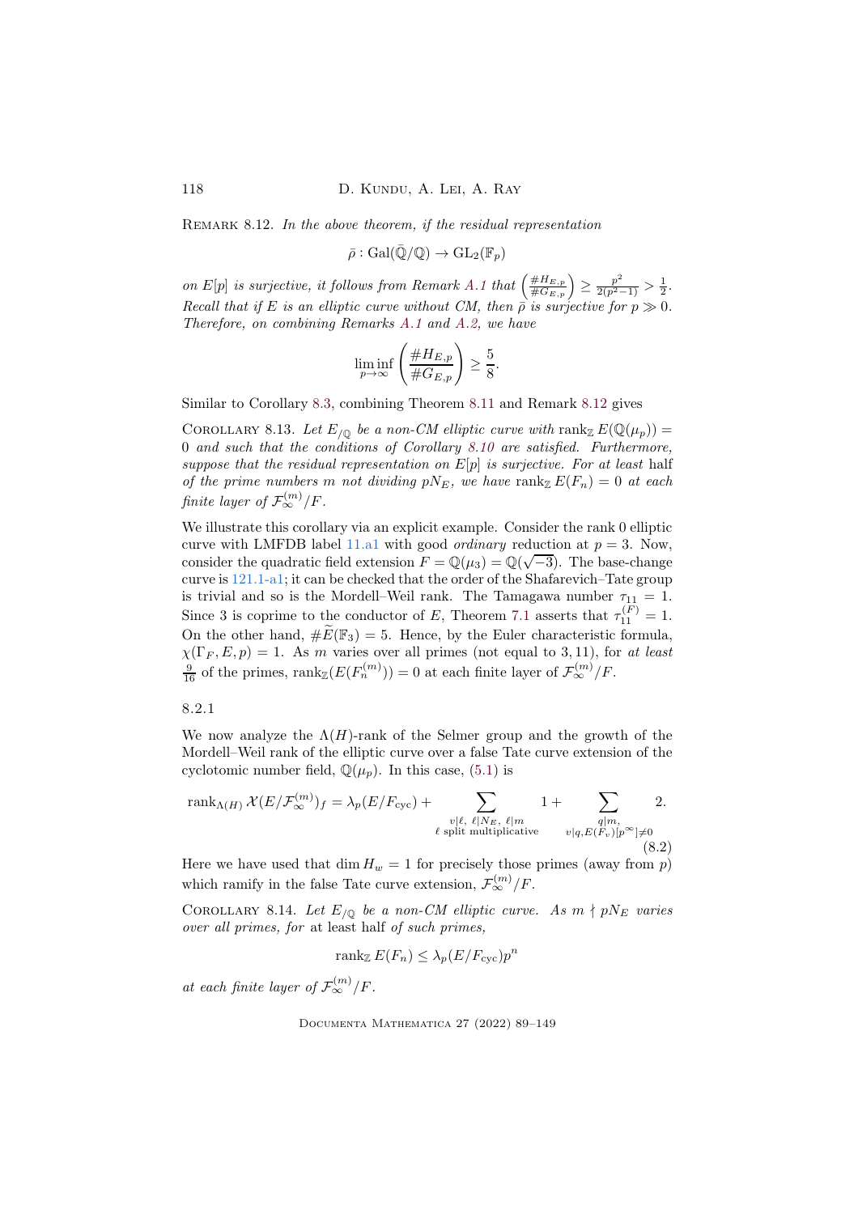Remark 8.12. *In the above theorem, if the residual representation*

$$\bar{\rho} : \mathrm{Gal}(\bar{\mathbb{Q}}/\mathbb{Q}) \to \mathrm{GL}_2(\mathbb{F}_p)$$

*on $E[p]$ is surjective, it follows from Remark A.1 that $\left(\frac{\#H_{E,p}}{\#G_{E,p}}\right) \geq \frac{p^2}{2(p^2-1)} > \frac{1}{2}$. Recall that if $E$ is an elliptic curve without CM, then $\bar{\rho}$ is surjective for $p \gg 0$. Therefore, on combining Remarks A.1 and A.2, we have*

$$\liminf_{p\to\infty} \left(\frac{\#H_{E,p}}{\#G_{E,p}}\right) \geq \frac{5}{8}.$$

Similar to Corollary 8.3, combining Theorem 8.11 and Remark 8.12 gives

Corollary 8.13. *Let $E_{/\mathbb{Q}}$ be a non-CM elliptic curve with $\mathrm{rank}_{\mathbb{Z}} E(\mathbb{Q}(\mu_p)) = 0$ and such that the conditions of Corollary 8.10 are satisfied. Furthermore, suppose that the residual representation on $E[p]$ is surjective. For at least* half *of the prime numbers $m$ not dividing $pN_E$, we have $\mathrm{rank}_{\mathbb{Z}} E(F_n) = 0$ at each finite layer of $\mathcal{F}_\infty^{(m)}/F$.*

We illustrate this corollary via an explicit example. Consider the rank 0 elliptic curve with LMFDB label 11.a1 with good *ordinary* reduction at $p = 3$. Now, consider the quadratic field extension $F = \mathbb{Q}(\mu_3) = \mathbb{Q}(\sqrt{-3})$. The base-change curve is 121.1-a1; it can be checked that the order of the Shafarevich–Tate group is trivial and so is the Mordell–Weil rank. The Tamagawa number $\tau_{11} = 1$. Since 3 is coprime to the conductor of $E$, Theorem 7.1 asserts that $\tau_{11}^{(F)} = 1$. On the other hand, $\#\widetilde{E}(\mathbb{F}_3) = 5$. Hence, by the Euler characteristic formula, $\chi(\Gamma_F, E, p) = 1$. As $m$ varies over all primes (not equal to $3, 11$), for *at least* $\frac{9}{16}$ of the primes, $\mathrm{rank}_{\mathbb{Z}}(E(F_n^{(m)})) = 0$ at each finite layer of $\mathcal{F}_\infty^{(m)}/F$.

8.2.1

We now analyze the $\Lambda(H)$-rank of the Selmer group and the growth of the Mordell–Weil rank of the elliptic curve over a false Tate curve extension of the cyclotomic number field, $\mathbb{Q}(\mu_p)$. In this case, (5.1) is

$$\mathrm{rank}_{\Lambda(H)} \mathcal{X}(E/\mathcal{F}_\infty^{(m)})_f = \lambda_p(E/F_{\mathrm{cyc}}) + \sum_{\substack{v|\ell,\ \ell|N_E,\ \ell|m \\ \ell \text{ split multiplicative}}} 1 + \sum_{\substack{q|m, \\ v|q, E(F_v)[p^\infty]\neq 0}} 2. \tag{8.2}$$

Here we have used that $\dim H_w = 1$ for precisely those primes (away from $p$) which ramify in the false Tate curve extension, $\mathcal{F}_\infty^{(m)}/F$.

Corollary 8.14. *Let $E_{/\mathbb{Q}}$ be a non-CM elliptic curve. As $m \nmid pN_E$ varies over all primes, for* at least *half of such primes,*

$$\mathrm{rank}_{\mathbb{Z}} E(F_n) \leq \lambda_p(E/F_{\mathrm{cyc}})p^n$$

*at each finite layer of $\mathcal{F}_\infty^{(m)}/F$.*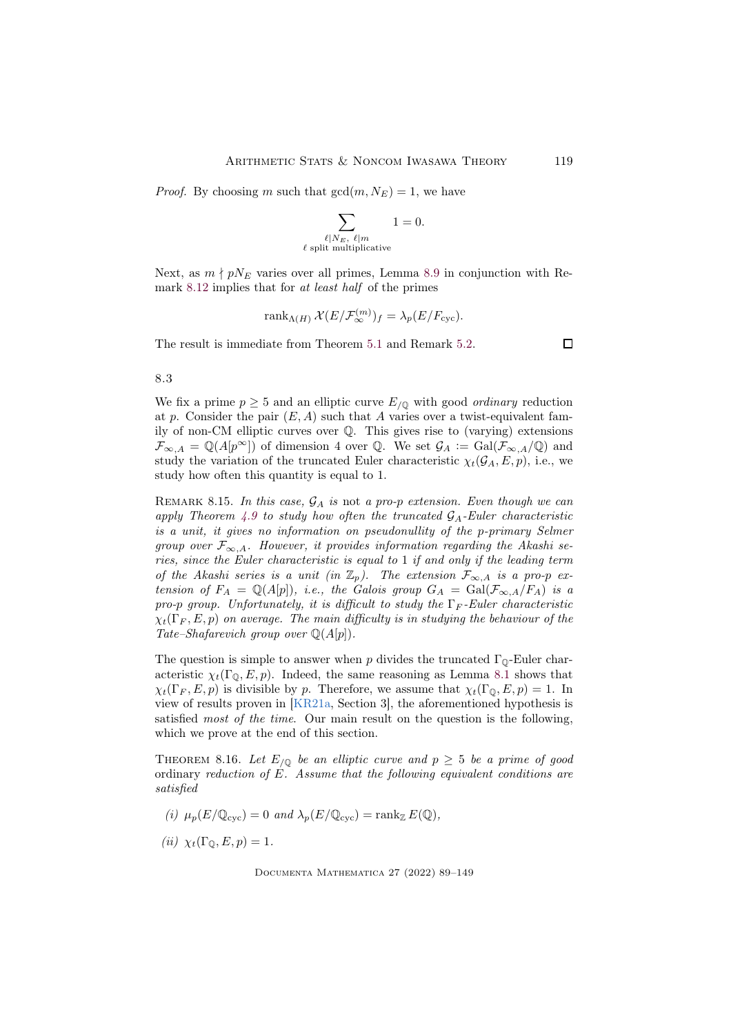*Proof.* By choosing $m$ such that $\gcd(m, N_E) = 1$, we have

$$\sum_{\substack{\ell | N_E,\ \ell | m \\ \ell \text{ split multiplicative}}} 1 = 0.$$

Next, as $m \nmid pN_E$ varies over all primes, Lemma 8.9 in conjunction with Remark 8.12 implies that for *at least half* of the primes

$$\operatorname{rank}_{\Lambda(H)} \mathcal{X}(E/\mathcal{F}_\infty^{(m)})_f = \lambda_p(E/F_{\text{cyc}}).$$

The result is immediate from Theorem 5.1 and Remark 5.2. □

8.3

We fix a prime $p \geq 5$ and an elliptic curve $E_{/\mathbb{Q}}$ with good *ordinary* reduction at $p$. Consider the pair $(E, A)$ such that $A$ varies over a twist-equivalent family of non-CM elliptic curves over $\mathbb{Q}$. This gives rise to (varying) extensions $\mathcal{F}_{\infty,A} = \mathbb{Q}(A[p^\infty])$ of dimension 4 over $\mathbb{Q}$. We set $\mathcal{G}_A := \operatorname{Gal}(\mathcal{F}_{\infty,A}/\mathbb{Q})$ and study the variation of the truncated Euler characteristic $\chi_t(\mathcal{G}_A, E, p)$, i.e., we study how often this quantity is equal to 1.

Remark 8.15. *In this case, $\mathcal{G}_A$ is* not *a pro-$p$ extension. Even though we can apply Theorem 4.9 to study how often the truncated $\mathcal{G}_A$-Euler characteristic is a unit, it gives no information on pseudonullity of the $p$-primary Selmer group over $\mathcal{F}_{\infty,A}$. However, it provides information regarding the Akashi series, since the Euler characteristic is equal to 1 if and only if the leading term of the Akashi series is a unit (in $\mathbb{Z}_p$). The extension $\mathcal{F}_{\infty,A}$ is a pro-$p$ extension of $F_A = \mathbb{Q}(A[p])$, i.e., the Galois group $G_A = \operatorname{Gal}(\mathcal{F}_{\infty,A}/F_A)$ is a pro-$p$ group. Unfortunately, it is difficult to study the $\Gamma_F$-Euler characteristic $\chi_t(\Gamma_F, E, p)$ on average. The main difficulty is in studying the behaviour of the Tate–Shafarevich group over $\mathbb{Q}(A[p])$.*

The question is simple to answer when $p$ divides the truncated $\Gamma_{\mathbb{Q}}$-Euler characteristic $\chi_t(\Gamma_{\mathbb{Q}}, E, p)$. Indeed, the same reasoning as Lemma 8.1 shows that $\chi_t(\Gamma_F, E, p)$ is divisible by $p$. Therefore, we assume that $\chi_t(\Gamma_{\mathbb{Q}}, E, p) = 1$. In view of results proven in [KR21a, Section 3], the aforementioned hypothesis is satisfied *most of the time*. Our main result on the question is the following, which we prove at the end of this section.

Theorem 8.16. *Let $E_{/\mathbb{Q}}$ be an elliptic curve and $p \geq 5$ be a prime of good* ordinary *reduction of $E$. Assume that the following equivalent conditions are satisfied*

*(i)* $\mu_p(E/\mathbb{Q}_{\text{cyc}}) = 0$ *and* $\lambda_p(E/\mathbb{Q}_{\text{cyc}}) = \operatorname{rank}_{\mathbb{Z}} E(\mathbb{Q})$,

*(ii)* $\chi_t(\Gamma_{\mathbb{Q}}, E, p) = 1$.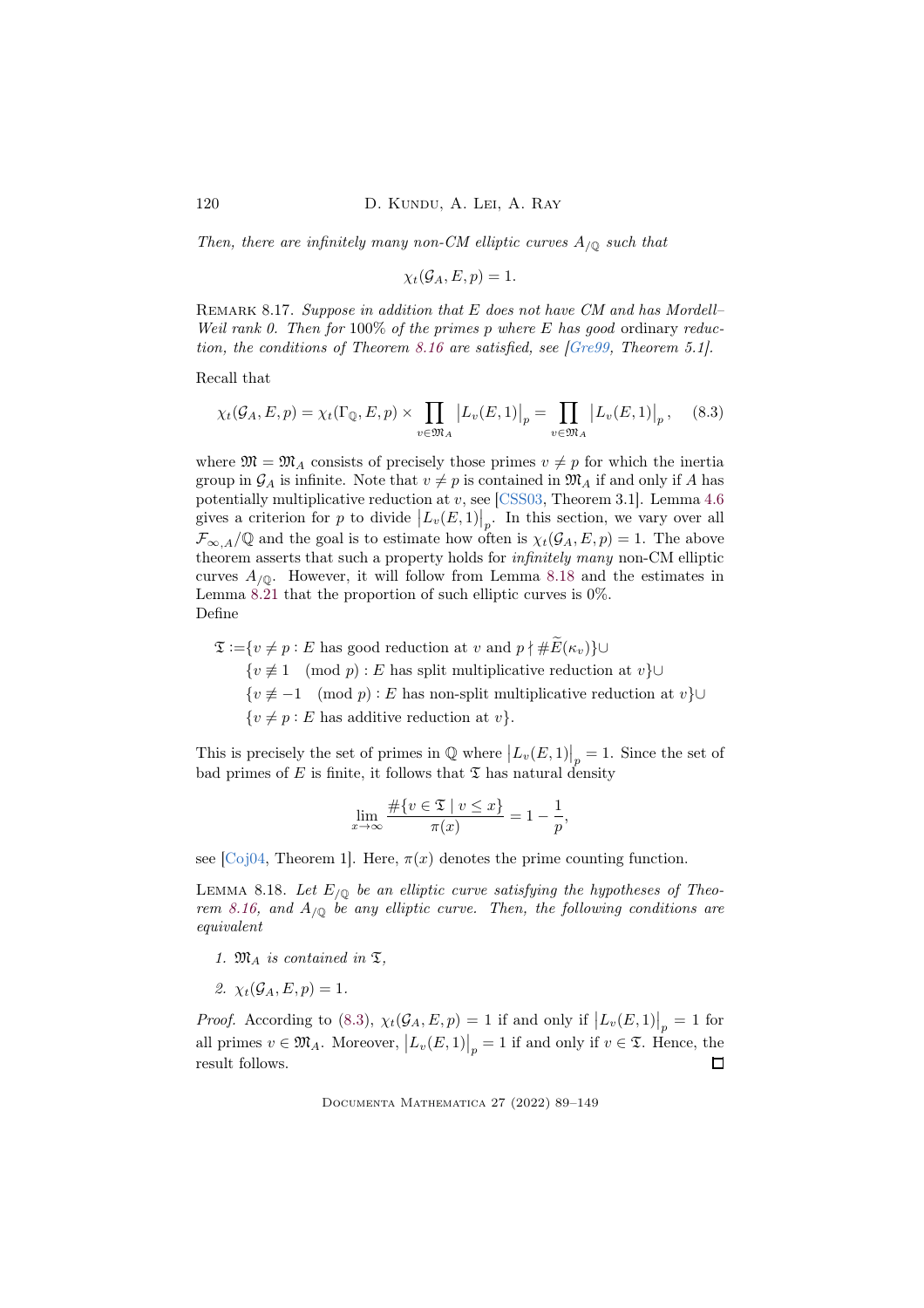*Then, there are infinitely many non-CM elliptic curves $A_{/\mathbb{Q}}$ such that*

$$\chi_t(\mathcal{G}_A, E, p) = 1.$$

Remark 8.17. *Suppose in addition that $E$ does not have CM and has Mordell–Weil rank 0. Then for 100% of the primes $p$ where $E$ has good* ordinary *reduction, the conditions of Theorem 8.16 are satisfied, see [Gre99, Theorem 5.1].*

Recall that

$$\chi_t(\mathcal{G}_A, E, p) = \chi_t(\Gamma_{\mathbb{Q}}, E, p) \times \prod_{v \in \mathfrak{M}_A} \left|L_v(E,1)\right|_p = \prod_{v \in \mathfrak{M}_A} \left|L_v(E,1)\right|_p, \quad (8.3)$$

where $\mathfrak{M} = \mathfrak{M}_A$ consists of precisely those primes $v \neq p$ for which the inertia group in $\mathcal{G}_A$ is infinite. Note that $v \neq p$ is contained in $\mathfrak{M}_A$ if and only if $A$ has potentially multiplicative reduction at $v$, see [CSS03, Theorem 3.1]. Lemma 4.6 gives a criterion for $p$ to divide $\left|L_v(E,1)\right|_p$. In this section, we vary over all $\mathcal{F}_{\infty,A}/\mathbb{Q}$ and the goal is to estimate how often is $\chi_t(\mathcal{G}_A, E, p) = 1$. The above theorem asserts that such a property holds for *infinitely many* non-CM elliptic curves $A_{/\mathbb{Q}}$. However, it will follow from Lemma 8.18 and the estimates in Lemma 8.21 that the proportion of such elliptic curves is 0%.
Define

$$\begin{aligned}
\mathfrak{T} :=& \{v \neq p : E \text{ has good reduction at } v \text{ and } p \nmid \#\widetilde{E}(\kappa_v)\} \cup \\
& \{v \not\equiv 1 \pmod p : E \text{ has split multiplicative reduction at } v\} \cup \\
& \{v \not\equiv -1 \pmod p : E \text{ has non-split multiplicative reduction at } v\} \cup \\
& \{v \neq p : E \text{ has additive reduction at } v\}.
\end{aligned}$$

This is precisely the set of primes in $\mathbb{Q}$ where $\left|L_v(E,1)\right|_p = 1$. Since the set of bad primes of $E$ is finite, it follows that $\mathfrak{T}$ has natural density

$$\lim_{x\to\infty} \frac{\#\{v \in \mathfrak{T} \mid v \leq x\}}{\pi(x)} = 1 - \frac{1}{p},$$

see [Coj04, Theorem 1]. Here, $\pi(x)$ denotes the prime counting function.

Lemma 8.18. *Let $E_{/\mathbb{Q}}$ be an elliptic curve satisfying the hypotheses of Theorem 8.16, and $A_{/\mathbb{Q}}$ be any elliptic curve. Then, the following conditions are equivalent*

1. *$\mathfrak{M}_A$ is contained in $\mathfrak{T}$,*
2. *$\chi_t(\mathcal{G}_A, E, p) = 1$.*

*Proof.* According to (8.3), $\chi_t(\mathcal{G}_A, E, p) = 1$ if and only if $\left|L_v(E,1)\right|_p = 1$ for all primes $v \in \mathfrak{M}_A$. Moreover, $\left|L_v(E,1)\right|_p = 1$ if and only if $v \in \mathfrak{T}$. Hence, the result follows. ☐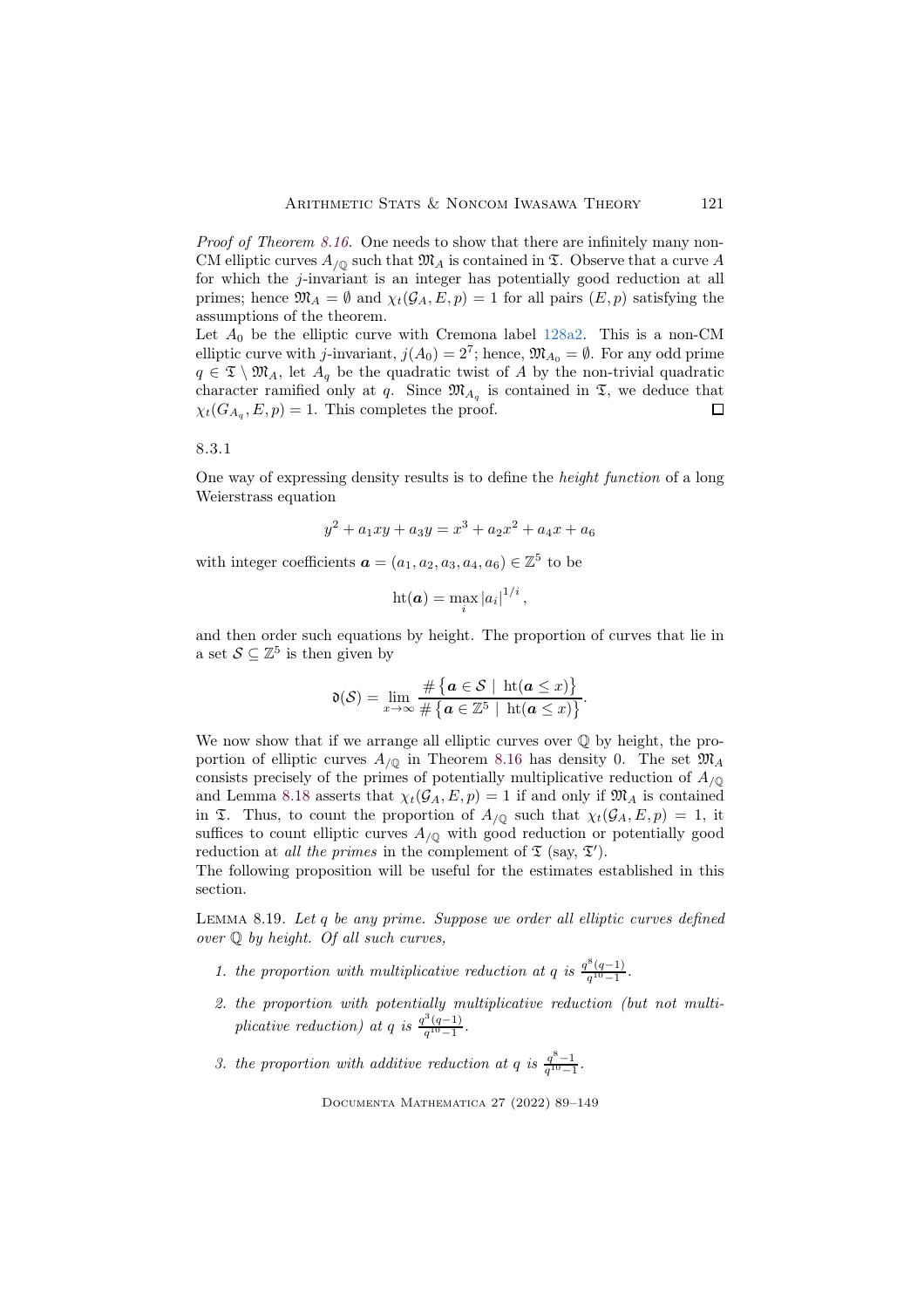*Proof of Theorem 8.16.* One needs to show that there are infinitely many non-CM elliptic curves $A_{/\mathbb{Q}}$ such that $\mathfrak{M}_A$ is contained in $\mathfrak{T}$. Observe that a curve $A$ for which the $j$-invariant is an integer has potentially good reduction at all primes; hence $\mathfrak{M}_A = \emptyset$ and $\chi_t(\mathcal{G}_A, E, p) = 1$ for all pairs $(E, p)$ satisfying the assumptions of the theorem.

Let $A_0$ be the elliptic curve with Cremona label 128a2. This is a non-CM elliptic curve with $j$-invariant, $j(A_0) = 2^7$; hence, $\mathfrak{M}_{A_0} = \emptyset$. For any odd prime $q \in \mathfrak{T} \setminus \mathfrak{M}_A$, let $A_q$ be the quadratic twist of $A$ by the non-trivial quadratic character ramified only at $q$. Since $\mathfrak{M}_{A_q}$ is contained in $\mathfrak{T}$, we deduce that $\chi_t(G_{A_q}, E, p) = 1$. This completes the proof. ◻

8.3.1

One way of expressing density results is to define the *height function* of a long Weierstrass equation

$$y^2 + a_1xy + a_3y = x^3 + a_2x^2 + a_4x + a_6$$

with integer coefficients $\boldsymbol{a} = (a_1, a_2, a_3, a_4, a_6) \in \mathbb{Z}^5$ to be

$$\mathrm{ht}(\boldsymbol{a}) = \max_i |a_i|^{1/i},$$

and then order such equations by height. The proportion of curves that lie in a set $\mathcal{S} \subseteq \mathbb{Z}^5$ is then given by

$$\mathfrak{d}(\mathcal{S}) = \lim_{x\to\infty} \frac{\#\left\{\boldsymbol{a} \in \mathcal{S} \mid \mathrm{ht}(\boldsymbol{a} \leq x)\right\}}{\#\left\{\boldsymbol{a} \in \mathbb{Z}^5 \mid \mathrm{ht}(\boldsymbol{a} \leq x)\right\}}.$$

We now show that if we arrange all elliptic curves over $\mathbb{Q}$ by height, the proportion of elliptic curves $A_{/\mathbb{Q}}$ in Theorem 8.16 has density 0. The set $\mathfrak{M}_A$ consists precisely of the primes of potentially multiplicative reduction of $A_{/\mathbb{Q}}$ and Lemma 8.18 asserts that $\chi_t(\mathcal{G}_A, E, p) = 1$ if and only if $\mathfrak{M}_A$ is contained in $\mathfrak{T}$. Thus, to count the proportion of $A_{/\mathbb{Q}}$ such that $\chi_t(\mathcal{G}_A, E, p) = 1$, it suffices to count elliptic curves $A_{/\mathbb{Q}}$ with good reduction or potentially good reduction at *all the primes* in the complement of $\mathfrak{T}$ (say, $\mathfrak{T}'$).

The following proposition will be useful for the estimates established in this section.

Lemma 8.19. *Let $q$ be any prime. Suppose we order all elliptic curves defined over $\mathbb{Q}$ by height. Of all such curves,*

1. *the proportion with multiplicative reduction at $q$ is $\frac{q^8(q-1)}{q^{10}-1}$.*
2. *the proportion with potentially multiplicative reduction (but not multiplicative reduction) at $q$ is $\frac{q^3(q-1)}{q^{10}-1}$.*
3. *the proportion with additive reduction at $q$ is $\frac{q^8-1}{q^{10}-1}$.*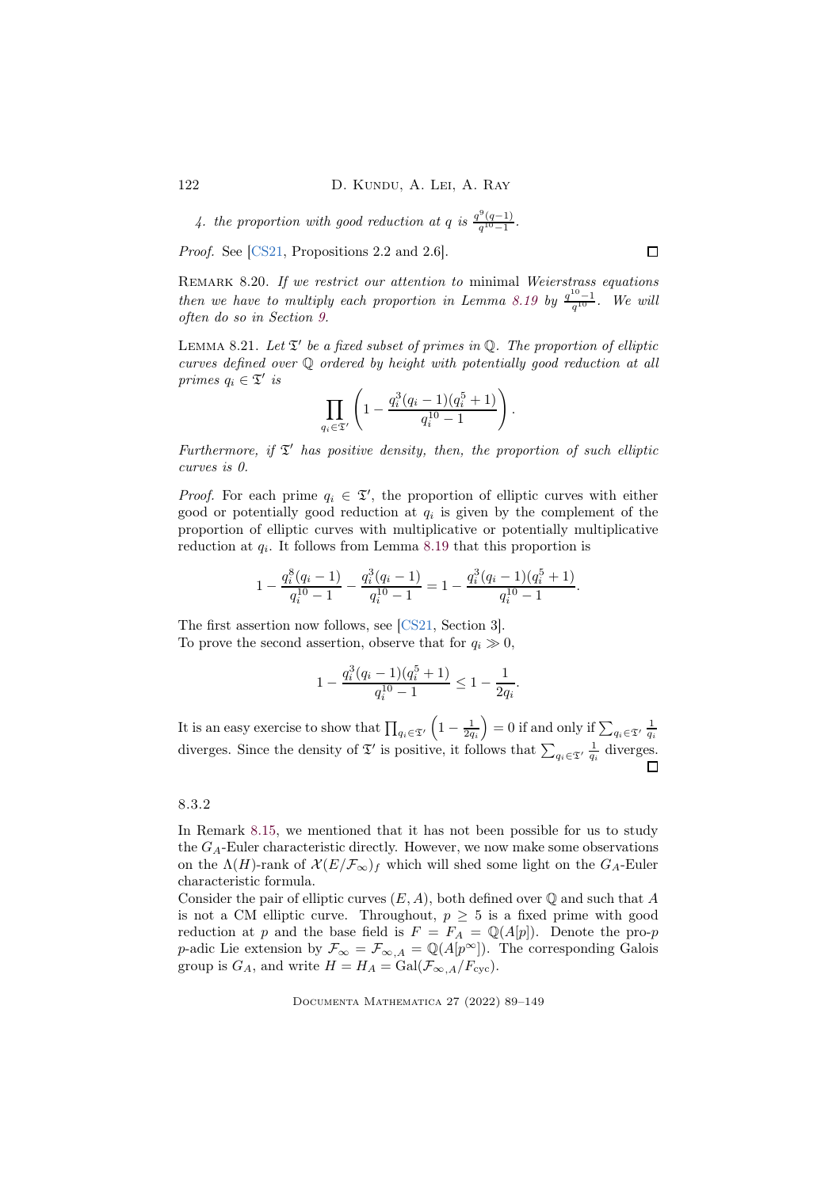4. *the proportion with good reduction at $q$ is $\frac{q^9(q-1)}{q^{10}-1}$.*

*Proof.* See [CS21, Propositions 2.2 and 2.6]. ☐

Remark 8.20. *If we restrict our attention to* minimal *Weierstrass equations then we have to multiply each proportion in Lemma 8.19 by $\frac{q^{10}-1}{q^{10}}$. We will often do so in Section 9.*

Lemma 8.21. *Let $\mathfrak{T}'$ be a fixed subset of primes in $\mathbb{Q}$. The proportion of elliptic curves defined over $\mathbb{Q}$ ordered by height with potentially good reduction at all primes $q_i \in \mathfrak{T}'$ is*

$$\prod_{q_i \in \mathfrak{T}'} \left(1 - \frac{q_i^3(q_i-1)(q_i^5+1)}{q_i^{10}-1}\right).$$

*Furthermore, if $\mathfrak{T}'$ has positive density, then, the proportion of such elliptic curves is 0.*

*Proof.* For each prime $q_i \in \mathfrak{T}'$, the proportion of elliptic curves with either good or potentially good reduction at $q_i$ is given by the complement of the proportion of elliptic curves with multiplicative or potentially multiplicative reduction at $q_i$. It follows from Lemma 8.19 that this proportion is

$$1 - \frac{q_i^8(q_i-1)}{q_i^{10}-1} - \frac{q_i^3(q_i-1)}{q_i^{10}-1} = 1 - \frac{q_i^3(q_i-1)(q_i^5+1)}{q_i^{10}-1}.$$

The first assertion now follows, see [CS21, Section 3].
To prove the second assertion, observe that for $q_i \gg 0$,

$$1 - \frac{q_i^3(q_i-1)(q_i^5+1)}{q_i^{10}-1} \leq 1 - \frac{1}{2q_i}.$$

It is an easy exercise to show that $\prod_{q_i \in \mathfrak{T}'} \left(1 - \frac{1}{2q_i}\right) = 0$ if and only if $\sum_{q_i \in \mathfrak{T}'} \frac{1}{q_i}$ diverges. Since the density of $\mathfrak{T}'$ is positive, it follows that $\sum_{q_i \in \mathfrak{T}'} \frac{1}{q_i}$ diverges. ☐

8.3.2

In Remark 8.15, we mentioned that it has not been possible for us to study the $G_A$-Euler characteristic directly. However, we now make some observations on the $\Lambda(H)$-rank of $\mathcal{X}(E/\mathcal{F}_\infty)_f$ which will shed some light on the $G_A$-Euler characteristic formula.
Consider the pair of elliptic curves $(E, A)$, both defined over $\mathbb{Q}$ and such that $A$ is not a CM elliptic curve. Throughout, $p \geq 5$ is a fixed prime with good reduction at $p$ and the base field is $F = F_A = \mathbb{Q}(A[p])$. Denote the pro-$p$ $p$-adic Lie extension by $\mathcal{F}_\infty = \mathcal{F}_{\infty,A} = \mathbb{Q}(A[p^\infty])$. The corresponding Galois group is $G_A$, and write $H = H_A = \operatorname{Gal}(\mathcal{F}_{\infty,A}/F_{\mathrm{cyc}})$.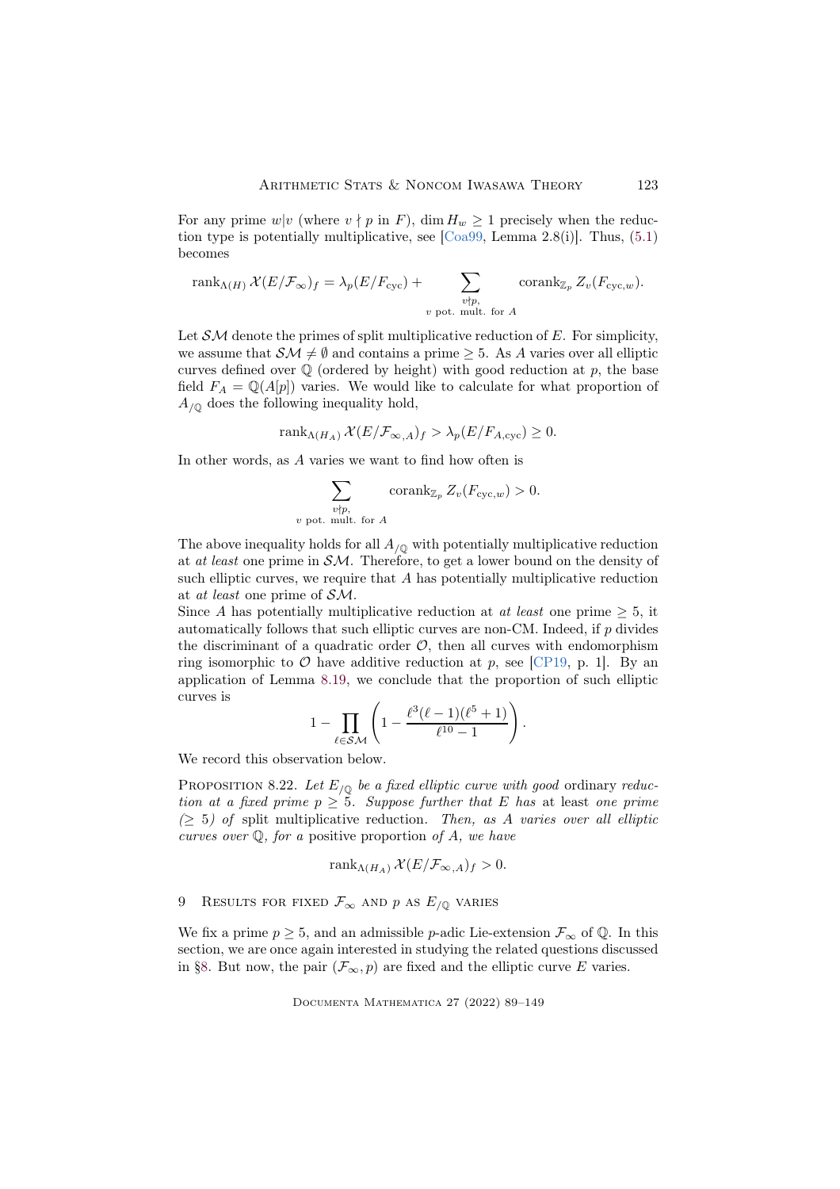For any prime $w|v$ (where $v \nmid p$ in $F$), $\dim H_w \geq 1$ precisely when the reduction type is potentially multiplicative, see [Coa99, Lemma 2.8(i)]. Thus, (5.1) becomes

$$\operatorname{rank}_{\Lambda(H)} \mathcal{X}(E/\mathcal{F}_\infty)_f = \lambda_p(E/F_{\text{cyc}}) + \sum_{\substack{v \nmid p, \\ v \text{ pot. mult. for } A}} \operatorname{corank}_{\mathbb{Z}_p} Z_v(F_{\text{cyc},w}).$$

Let $\mathcal{SM}$ denote the primes of split multiplicative reduction of $E$. For simplicity, we assume that $\mathcal{SM} \neq \emptyset$ and contains a prime $\geq 5$. As $A$ varies over all elliptic curves defined over $\mathbb{Q}$ (ordered by height) with good reduction at $p$, the base field $F_A = \mathbb{Q}(A[p])$ varies. We would like to calculate for what proportion of $A_{/\mathbb{Q}}$ does the following inequality hold,

$$\operatorname{rank}_{\Lambda(H_A)} \mathcal{X}(E/\mathcal{F}_{\infty,A})_f > \lambda_p(E/F_{A,\text{cyc}}) \geq 0.$$

In other words, as $A$ varies we want to find how often is

$$\sum_{\substack{v \nmid p, \\ v \text{ pot. mult. for } A}} \operatorname{corank}_{\mathbb{Z}_p} Z_v(F_{\text{cyc},w}) > 0.$$

The above inequality holds for all $A_{/\mathbb{Q}}$ with potentially multiplicative reduction at *at least* one prime in $\mathcal{SM}$. Therefore, to get a lower bound on the density of such elliptic curves, we require that $A$ has potentially multiplicative reduction at *at least* one prime of $\mathcal{SM}$.

Since $A$ has potentially multiplicative reduction at *at least* one prime $\geq 5$, it automatically follows that such elliptic curves are non-CM. Indeed, if $p$ divides the discriminant of a quadratic order $\mathcal{O}$, then all curves with endomorphism ring isomorphic to $\mathcal{O}$ have additive reduction at $p$, see [CP19, p. 1]. By an application of Lemma 8.19, we conclude that the proportion of such elliptic curves is

$$1 - \prod_{\ell \in \mathcal{SM}} \left(1 - \frac{\ell^3(\ell-1)(\ell^5+1)}{\ell^{10}-1}\right).$$

We record this observation below.

Proposition 8.22. *Let $E_{/\mathbb{Q}}$ be a fixed elliptic curve with good* ordinary *reduction at a fixed prime $p \geq 5$. Suppose further that $E$ has* at least *one prime ($\geq 5$) of* split *multiplicative reduction. Then, as $A$ varies over all elliptic curves over $\mathbb{Q}$, for a* positive proportion *of $A$, we have*

$$\operatorname{rank}_{\Lambda(H_A)} \mathcal{X}(E/\mathcal{F}_{\infty,A})_f > 0.$$

## 9 Results for fixed $\mathcal{F}_\infty$ and $p$ as $E_{/\mathbb{Q}}$ varies

We fix a prime $p \geq 5$, and an admissible $p$-adic Lie-extension $\mathcal{F}_\infty$ of $\mathbb{Q}$. In this section, we are once again interested in studying the related questions discussed in §8. But now, the pair $(\mathcal{F}_\infty, p)$ are fixed and the elliptic curve $E$ varies.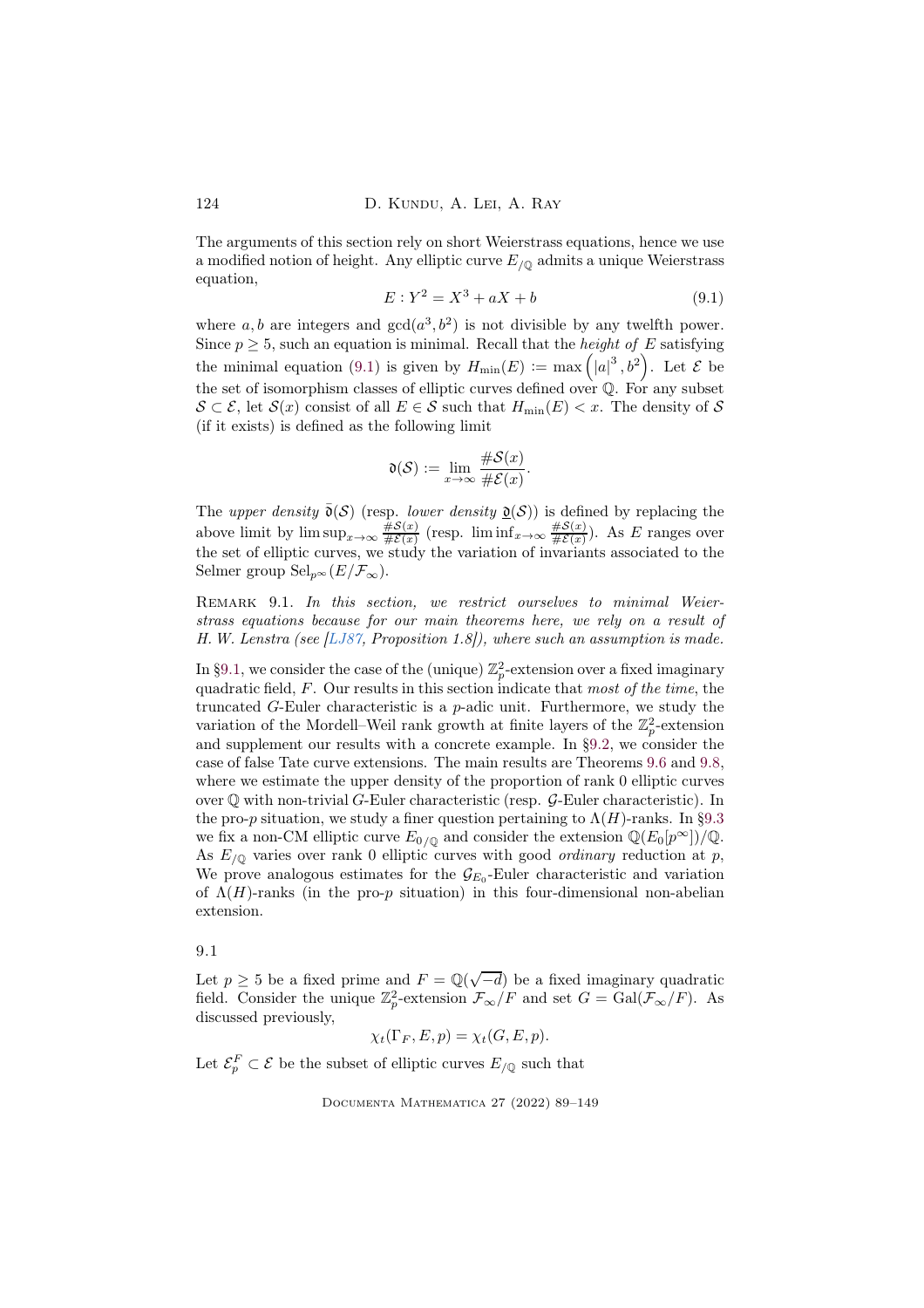The arguments of this section rely on short Weierstrass equations, hence we use a modified notion of height. Any elliptic curve $E_{/\mathbb{Q}}$ admits a unique Weierstrass equation,

$$E : Y^2 = X^3 + aX + b \tag{9.1}$$

where $a, b$ are integers and $\gcd(a^3, b^2)$ is not divisible by any twelfth power. Since $p \geq 5$, such an equation is minimal. Recall that the *height of* $E$ satisfying the minimal equation (9.1) is given by $H_{\min}(E) := \max\left(|a|^3, b^2\right)$. Let $\mathcal{E}$ be the set of isomorphism classes of elliptic curves defined over $\mathbb{Q}$. For any subset $\mathcal{S} \subset \mathcal{E}$, let $\mathcal{S}(x)$ consist of all $E \in \mathcal{S}$ such that $H_{\min}(E) < x$. The density of $\mathcal{S}$ (if it exists) is defined as the following limit

$$\mathfrak{d}(\mathcal{S}) := \lim_{x \to \infty} \frac{\#\mathcal{S}(x)}{\#\mathcal{E}(x)}.$$

The *upper density* $\bar{\mathfrak{d}}(\mathcal{S})$ (resp. *lower density* $\underline{\mathfrak{d}}(\mathcal{S})$) is defined by replacing the above limit by $\limsup_{x\to\infty} \frac{\#\mathcal{S}(x)}{\#\mathcal{E}(x)}$ (resp. $\liminf_{x\to\infty} \frac{\#\mathcal{S}(x)}{\#\mathcal{E}(x)}$). As $E$ ranges over the set of elliptic curves, we study the variation of invariants associated to the Selmer group $\mathrm{Sel}_{p^\infty}(E/\mathcal{F}_\infty)$.

Remark 9.1. *In this section, we restrict ourselves to minimal Weierstrass equations because for our main theorems here, we rely on a result of H. W. Lenstra (see [LJ87, Proposition 1.8]), where such an assumption is made.*

In §9.1, we consider the case of the (unique) $\mathbb{Z}_p^2$-extension over a fixed imaginary quadratic field, $F$. Our results in this section indicate that *most of the time*, the truncated $G$-Euler characteristic is a $p$-adic unit. Furthermore, we study the variation of the Mordell–Weil rank growth at finite layers of the $\mathbb{Z}_p^2$-extension and supplement our results with a concrete example. In §9.2, we consider the case of false Tate curve extensions. The main results are Theorems 9.6 and 9.8, where we estimate the upper density of the proportion of rank 0 elliptic curves over $\mathbb{Q}$ with non-trivial $G$-Euler characteristic (resp. $\mathcal{G}$-Euler characteristic). In the pro-$p$ situation, we study a finer question pertaining to $\Lambda(H)$-ranks. In §9.3 we fix a non-CM elliptic curve $E_{0/\mathbb{Q}}$ and consider the extension $\mathbb{Q}(E_0[p^\infty])/\mathbb{Q}$. As $E_{/\mathbb{Q}}$ varies over rank 0 elliptic curves with good *ordinary* reduction at $p$, We prove analogous estimates for the $\mathcal{G}_{E_0}$-Euler characteristic and variation of $\Lambda(H)$-ranks (in the pro-$p$ situation) in this four-dimensional non-abelian extension.

## 9.1

Let $p \geq 5$ be a fixed prime and $F = \mathbb{Q}(\sqrt{-d})$ be a fixed imaginary quadratic field. Consider the unique $\mathbb{Z}_p^2$-extension $\mathcal{F}_\infty/F$ and set $G = \mathrm{Gal}(\mathcal{F}_\infty/F)$. As discussed previously,

$$\chi_t(\Gamma_F, E, p) = \chi_t(G, E, p).$$

Let $\mathcal{E}_p^F \subset \mathcal{E}$ be the subset of elliptic curves $E_{/\mathbb{Q}}$ such that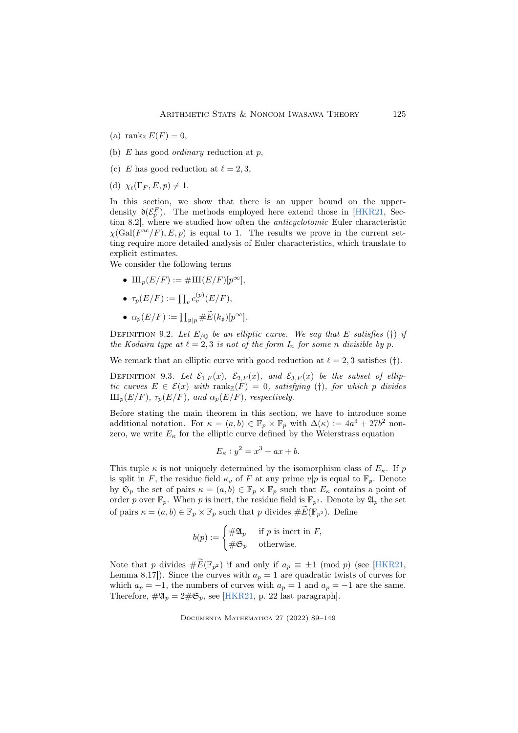(a) $\mathrm{rank}_{\mathbb{Z}} E(F) = 0$,

(b) $E$ has good *ordinary* reduction at $p$,

(c) $E$ has good reduction at $\ell = 2, 3$,

(d) $\chi_t(\Gamma_F, E, p) \neq 1$.

In this section, we show that there is an upper bound on the upper-density $\bar{\mathfrak{d}}(\mathcal{E}_p^F)$. The methods employed here extend those in [HKR21, Section 8.2], where we studied how often the *anticyclotomic* Euler characteristic $\chi(\mathrm{Gal}(F^{\mathrm{ac}}/F), E, p)$ is equal to 1. The results we prove in the current setting require more detailed analysis of Euler characteristics, which translate to explicit estimates.

We consider the following terms

- $\text{Ш}_p(E/F) := \#\text{Ш}(E/F)[p^\infty]$,
- $\tau_p(E/F) := \prod_v c_v^{(p)}(E/F)$,
- $\alpha_p(E/F) := \prod_{\mathfrak{p}|p} \#\widetilde{E}(k_{\mathfrak{p}})[p^\infty]$.

Definition 9.2. *Let $E_{/\mathbb{Q}}$ be an elliptic curve. We say that $E$ satisfies (†) if the Kodaira type at $\ell = 2, 3$ is not of the form $I_n$ for some $n$ divisible by $p$.*

We remark that an elliptic curve with good reduction at $\ell = 2, 3$ satisfies (†).

Definition 9.3. *Let $\mathcal{E}_{1,F}(x)$, $\mathcal{E}_{2,F}(x)$, and $\mathcal{E}_{3,F}(x)$ be the subset of elliptic curves $E \in \mathcal{E}(x)$ with $\mathrm{rank}_{\mathbb{Z}}(F) = 0$, satisfying (†), for which $p$ divides $\text{Ш}_p(E/F)$, $\tau_p(E/F)$, and $\alpha_p(E/F)$, respectively.*

Before stating the main theorem in this section, we have to introduce some additional notation. For $\kappa = (a, b) \in \mathbb{F}_p \times \mathbb{F}_p$ with $\Delta(\kappa) := 4a^3 + 27b^2$ nonzero, we write $E_\kappa$ for the elliptic curve defined by the Weierstrass equation

$$E_\kappa : y^2 = x^3 + ax + b.$$

This tuple $\kappa$ is not uniquely determined by the isomorphism class of $E_\kappa$. If $p$ is split in $F$, the residue field $\kappa_v$ of $F$ at any prime $v|p$ is equal to $\mathbb{F}_p$. Denote by $\mathfrak{S}_p$ the set of pairs $\kappa = (a, b) \in \mathbb{F}_p \times \mathbb{F}_p$ such that $E_\kappa$ contains a point of order $p$ over $\mathbb{F}_p$. When $p$ is inert, the residue field is $\mathbb{F}_{p^2}$. Denote by $\mathfrak{A}_p$ the set of pairs $\kappa = (a, b) \in \mathbb{F}_p \times \mathbb{F}_p$ such that $p$ divides $\#\widetilde{E}(\mathbb{F}_{p^2})$. Define

$$b(p) := \begin{cases} \#\mathfrak{A}_p & \text{if } p \text{ is inert in } F, \\ \#\mathfrak{S}_p & \text{otherwise.} \end{cases}$$

Note that $p$ divides $\#\widetilde{E}(\mathbb{F}_{p^2})$ if and only if $a_p \equiv \pm 1 \pmod{p}$ (see [HKR21, Lemma 8.17]). Since the curves with $a_p = 1$ are quadratic twists of curves for which $a_p = -1$, the numbers of curves with $a_p = 1$ and $a_p = -1$ are the same. Therefore, $\#\mathfrak{A}_p = 2\#\mathfrak{S}_p$, see [HKR21, p. 22 last paragraph].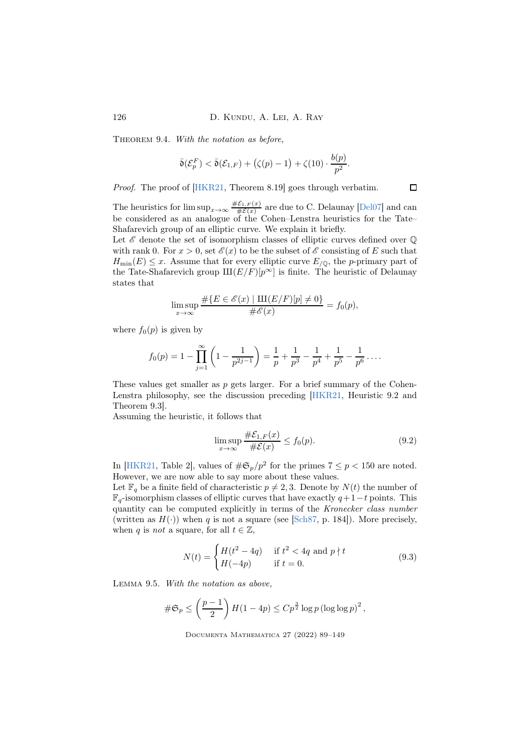Theorem 9.4. *With the notation as before,*

$$\bar{\mathfrak{d}}(\mathcal{E}_p^F) < \bar{\mathfrak{d}}(\mathcal{E}_{1,F}) + \big(\zeta(p) - 1\big) + \zeta(10) \cdot \frac{b(p)}{p^2}.$$

*Proof.* The proof of [HKR21, Theorem 8.19] goes through verbatim. □

The heuristics for $\limsup_{x\to\infty} \frac{\#\mathcal{E}_{1,F}(x)}{\#\mathcal{E}(x)}$ are due to C. Delaunay [Del07] and can be considered as an analogue of the Cohen–Lenstra heuristics for the Tate–Shafarevich group of an elliptic curve. We explain it briefly.

Let $\mathscr{E}$ denote the set of isomorphism classes of elliptic curves defined over $\mathbb{Q}$ with rank 0. For $x > 0$, set $\mathscr{E}(x)$ to be the subset of $\mathscr{E}$ consisting of $E$ such that $H_{\min}(E) \leq x$. Assume that for every elliptic curve $E_{/\mathbb{Q}}$, the $p$-primary part of the Tate-Shafarevich group $\text{Ш}(E/F)[p^\infty]$ is finite. The heuristic of Delaunay states that

$$\limsup_{x\to\infty} \frac{\#\{E \in \mathscr{E}(x) \mid \text{Ш}(E/F)[p] \neq 0\}}{\#\mathscr{E}(x)} = f_0(p),$$

where $f_0(p)$ is given by

$$f_0(p) = 1 - \prod_{j=1}^{\infty}\left(1 - \frac{1}{p^{2j-1}}\right) = \frac{1}{p} + \frac{1}{p^3} - \frac{1}{p^4} + \frac{1}{p^5} - \frac{1}{p^6} \cdots.$$

These values get smaller as $p$ gets larger. For a brief summary of the Cohen-Lenstra philosophy, see the discussion preceding [HKR21, Heuristic 9.2 and Theorem 9.3].

Assuming the heuristic, it follows that

$$\limsup_{x\to\infty} \frac{\#\mathcal{E}_{1,F}(x)}{\#\mathcal{E}(x)} \leq f_0(p). \tag{9.2}$$

In [HKR21, Table 2], values of $\#\mathfrak{S}_p/p^2$ for the primes $7 \leq p < 150$ are noted. However, we are now able to say more about these values.

Let $\mathbb{F}_q$ be a finite field of characteristic $p \neq 2, 3$. Denote by $N(t)$ the number of $\mathbb{F}_q$-isomorphism classes of elliptic curves that have exactly $q+1-t$ points. This quantity can be computed explicitly in terms of the *Kronecker class number* (written as $H(\cdot)$) when $q$ is not a square (see [Sch87, p. 184]). More precisely, when $q$ is *not* a square, for all $t \in \mathbb{Z}$,

$$N(t) = \begin{cases} H(t^2 - 4q) & \text{if } t^2 < 4q \text{ and } p \nmid t \\ H(-4p) & \text{if } t = 0. \end{cases} \tag{9.3}$$

Lemma 9.5. *With the notation as above,*

$$\#\mathfrak{S}_p \leq \left(\frac{p-1}{2}\right) H(1 - 4p) \leq Cp^{\frac{3}{2}} \log p \left(\log\log p\right)^2,$$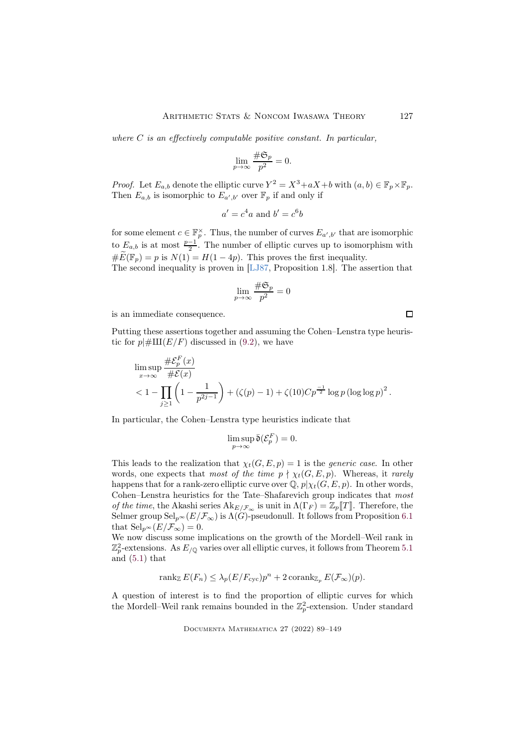*where $C$ is an effectively computable positive constant. In particular,*

$$\lim_{p\to\infty} \frac{\#\mathfrak{S}_p}{p^2} = 0.$$

*Proof.* Let $E_{a,b}$ denote the elliptic curve $Y^2 = X^3+aX+b$ with $(a,b) \in \mathbb{F}_p \times \mathbb{F}_p$. Then $E_{a,b}$ is isomorphic to $E_{a',b'}$ over $\mathbb{F}_p$ if and only if

$$a' = c^4 a \text{ and } b' = c^6 b$$

for some element $c \in \mathbb{F}_p^\times$. Thus, the number of curves $E_{a',b'}$ that are isomorphic to $E_{a,b}$ is at most $\frac{p-1}{2}$. The number of elliptic curves up to isomorphism with $\#\widetilde{E}(\mathbb{F}_p) = p$ is $N(1) = H(1-4p)$. This proves the first inequality.
The second inequality is proven in [LJ87, Proposition 1.8]. The assertion that

$$\lim_{p\to\infty} \frac{\#\mathfrak{S}_p}{p^2} = 0$$

is an immediate consequence. $\square$

Putting these assertions together and assuming the Cohen–Lenstra type heuristic for $p|\#\text{Ш}(E/F)$ discussed in (9.2), we have

$$\begin{aligned}
&\limsup_{x\to\infty} \frac{\#\mathcal{E}_p^F(x)}{\#\mathcal{E}(x)} \\
&< 1 - \prod_{j\geq 1}\left(1 - \frac{1}{p^{2j-1}}\right) + (\zeta(p) - 1) + \zeta(10) C p^{\frac{-1}{2}} \log p \left(\log\log p\right)^2.
\end{aligned}$$

In particular, the Cohen–Lenstra type heuristics indicate that

$$\limsup_{p\to\infty} \tilde{\mathfrak{d}}(\mathcal{E}_p^F) = 0.$$

This leads to the realization that $\chi_t(G,E,p) = 1$ is the *generic case*. In other words, one expects that *most of the time* $p \nmid \chi_t(G,E,p)$. Whereas, it *rarely* happens that for a rank-zero elliptic curve over $\mathbb{Q}$, $p|\chi_t(G,E,p)$. In other words, Cohen–Lenstra heuristics for the Tate–Shafarevich group indicates that *most of the time*, the Akashi series $\mathrm{Ak}_{E/\mathcal{F}_\infty}$ is unit in $\Lambda(\Gamma_F) = \mathbb{Z}_p[\![T]\!]$. Therefore, the Selmer group $\mathrm{Sel}_{p^\infty}(E/\mathcal{F}_\infty)$ is $\Lambda(G)$-pseudonull. It follows from Proposition 6.1 that $\mathrm{Sel}_{p^\infty}(E/\mathcal{F}_\infty) = 0$.
We now discuss some implications on the growth of the Mordell–Weil rank in $\mathbb{Z}_p^2$-extensions. As $E_{/\mathbb{Q}}$ varies over all elliptic curves, it follows from Theorem 5.1 and (5.1) that

$$\mathrm{rank}_{\mathbb{Z}} E(F_n) \leq \lambda_p(E/F_{\mathrm{cyc}}) p^n + 2\,\mathrm{corank}_{\mathbb{Z}_p} E(\mathcal{F}_\infty)(p).$$

A question of interest is to find the proportion of elliptic curves for which the Mordell–Weil rank remains bounded in the $\mathbb{Z}_p^2$-extension. Under standard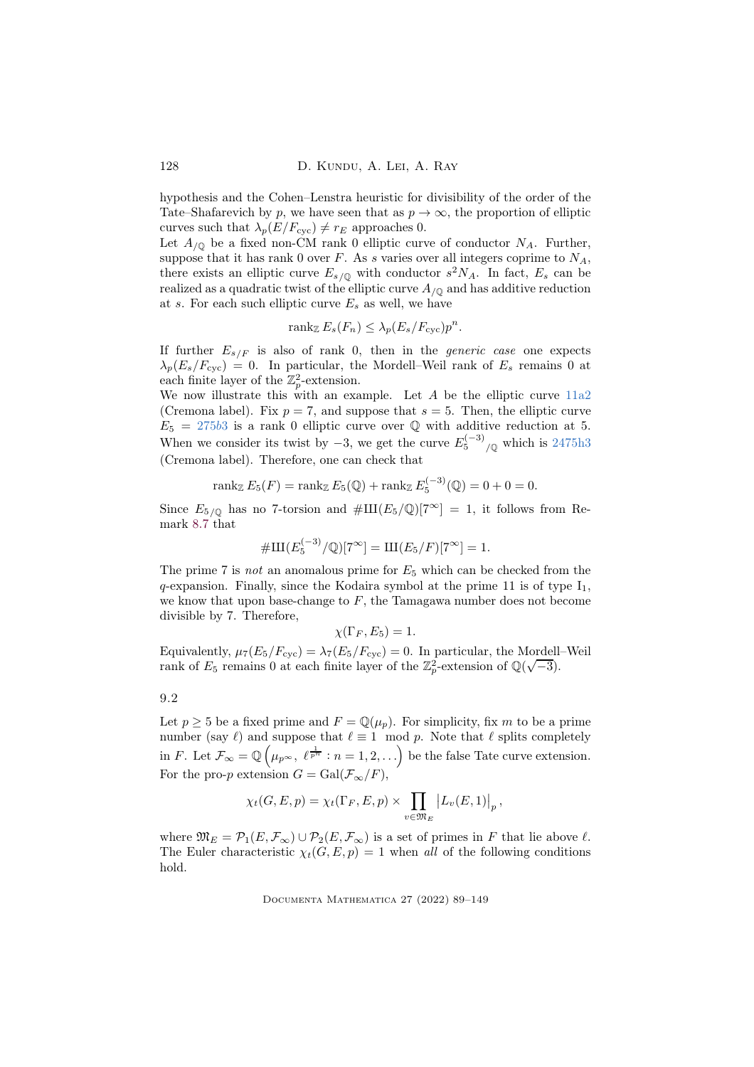hypothesis and the Cohen–Lenstra heuristic for divisibility of the order of the Tate–Shafarevich by $p$, we have seen that as $p \to \infty$, the proportion of elliptic curves such that $\lambda_p(E/F_{\mathrm{cyc}}) \neq r_E$ approaches 0.

Let $A_{/\mathbb{Q}}$ be a fixed non-CM rank 0 elliptic curve of conductor $N_A$. Further, suppose that it has rank 0 over $F$. As $s$ varies over all integers coprime to $N_A$, there exists an elliptic curve $E_{s/\mathbb{Q}}$ with conductor $s^2 N_A$. In fact, $E_s$ can be realized as a quadratic twist of the elliptic curve $A_{/\mathbb{Q}}$ and has additive reduction at $s$. For each such elliptic curve $E_s$ as well, we have

$$\operatorname{rank}_{\mathbb{Z}} E_s(F_n) \leq \lambda_p(E_s/F_{\mathrm{cyc}}) p^n.$$

If further $E_{s/F}$ is also of rank 0, then in the *generic case* one expects $\lambda_p(E_s/F_{\mathrm{cyc}}) = 0$. In particular, the Mordell–Weil rank of $E_s$ remains 0 at each finite layer of the $\mathbb{Z}_p^2$-extension.

We now illustrate this with an example. Let $A$ be the elliptic curve 11a2 (Cremona label). Fix $p = 7$, and suppose that $s = 5$. Then, the elliptic curve $E_5 = 275b3$ is a rank 0 elliptic curve over $\mathbb{Q}$ with additive reduction at 5. When we consider its twist by $-3$, we get the curve $E_5^{(-3)}{}_{/\mathbb{Q}}$ which is 2475h3 (Cremona label). Therefore, one can check that

$$\operatorname{rank}_{\mathbb{Z}} E_5(F) = \operatorname{rank}_{\mathbb{Z}} E_5(\mathbb{Q}) + \operatorname{rank}_{\mathbb{Z}} E_5^{(-3)}(\mathbb{Q}) = 0 + 0 = 0.$$

Since $E_{5/\mathbb{Q}}$ has no 7-torsion and $\#\text{Ш}(E_5/\mathbb{Q})[7^\infty] = 1$, it follows from Remark 8.7 that

$$\#\text{Ш}(E_5^{(-3)}/\mathbb{Q})[7^\infty] = \text{Ш}(E_5/F)[7^\infty] = 1.$$

The prime 7 is *not* an anomalous prime for $E_5$ which can be checked from the $q$-expansion. Finally, since the Kodaira symbol at the prime 11 is of type $\mathrm{I}_1$, we know that upon base-change to $F$, the Tamagawa number does not become divisible by 7. Therefore,

$$\chi(\Gamma_F, E_5) = 1.$$

Equivalently, $\mu_7(E_5/F_{\mathrm{cyc}}) = \lambda_7(E_5/F_{\mathrm{cyc}}) = 0$. In particular, the Mordell–Weil rank of $E_5$ remains 0 at each finite layer of the $\mathbb{Z}_p^2$-extension of $\mathbb{Q}(\sqrt{-3})$.

9.2

Let $p \geq 5$ be a fixed prime and $F = \mathbb{Q}(\mu_p)$. For simplicity, fix $m$ to be a prime number (say $\ell$) and suppose that $\ell \equiv 1 \mod p$. Note that $\ell$ splits completely in $F$. Let $\mathcal{F}_\infty = \mathbb{Q}\left(\mu_{p^\infty},\ \ell^{\frac{1}{p^n}} : n = 1, 2, \dots\right)$ be the false Tate curve extension. For the pro-$p$ extension $G = \operatorname{Gal}(\mathcal{F}_\infty/F)$,

$$\chi_t(G, E, p) = \chi_t(\Gamma_F, E, p) \times \prod_{v \in \mathfrak{M}_E} \left|L_v(E, 1)\right|_p,$$

where $\mathfrak{M}_E = \mathcal{P}_1(E, \mathcal{F}_\infty) \cup \mathcal{P}_2(E, \mathcal{F}_\infty)$ is a set of primes in $F$ that lie above $\ell$. The Euler characteristic $\chi_t(G, E, p) = 1$ when *all* of the following conditions hold.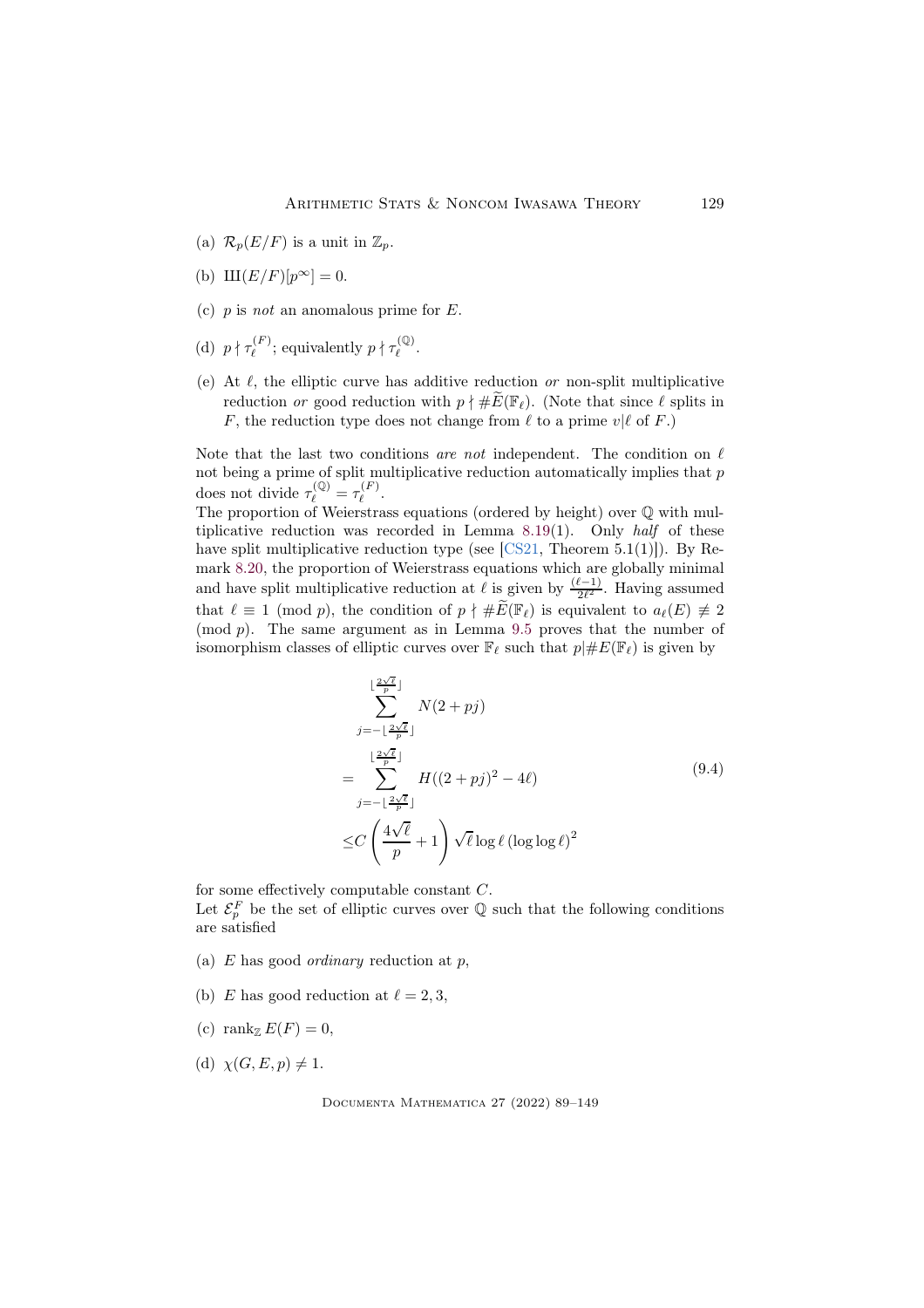(a) $\mathcal{R}_p(E/F)$ is a unit in $\mathbb{Z}_p$.

(b) $Ш(E/F)[p^\infty] = 0$.

(c) $p$ is *not* an anomalous prime for $E$.

(d) $p \nmid \tau_\ell^{(F)}$; equivalently $p \nmid \tau_\ell^{(\mathbb{Q})}$.

(e) At $\ell$, the elliptic curve has additive reduction *or* non-split multiplicative reduction *or* good reduction with $p \nmid \#\widetilde{E}(\mathbb{F}_\ell)$. (Note that since $\ell$ splits in $F$, the reduction type does not change from $\ell$ to a prime $v|\ell$ of $F$.)

Note that the last two conditions *are not* independent. The condition on $\ell$ not being a prime of split multiplicative reduction automatically implies that $p$ does not divide $\tau_\ell^{(\mathbb{Q})} = \tau_\ell^{(F)}$.
The proportion of Weierstrass equations (ordered by height) over $\mathbb{Q}$ with multiplicative reduction was recorded in Lemma 8.19(1). Only *half* of these have split multiplicative reduction type (see [CS21, Theorem 5.1(1)]). By Remark 8.20, the proportion of Weierstrass equations which are globally minimal and have split multiplicative reduction at $\ell$ is given by $\frac{(\ell-1)}{2\ell^2}$. Having assumed that $\ell \equiv 1 \pmod{p}$, the condition of $p \nmid \#\widetilde{E}(\mathbb{F}_\ell)$ is equivalent to $a_\ell(E) \not\equiv 2 \pmod{p}$. The same argument as in Lemma 9.5 proves that the number of isomorphism classes of elliptic curves over $\mathbb{F}_\ell$ such that $p|\#E(\mathbb{F}_\ell)$ is given by

$$
\begin{aligned}
&\sum_{j=-\lfloor \frac{2\sqrt{\ell}}{p} \rfloor}^{\lfloor \frac{2\sqrt{\ell}}{p} \rfloor} N(2+pj) \\
=&\sum_{j=-\lfloor \frac{2\sqrt{\ell}}{p} \rfloor}^{\lfloor \frac{2\sqrt{\ell}}{p} \rfloor} H((2+pj)^2 - 4\ell) \\
\leq & C\left(\frac{4\sqrt{\ell}}{p} + 1\right)\sqrt{\ell}\log\ell\,(\log\log\ell)^2
\end{aligned}
\tag{9.4}
$$

for some effectively computable constant $C$.
Let $\mathcal{E}_p^F$ be the set of elliptic curves over $\mathbb{Q}$ such that the following conditions are satisfied

(a) $E$ has good *ordinary* reduction at $p$,

(b) $E$ has good reduction at $\ell = 2, 3$,

(c) $\operatorname{rank}_{\mathbb{Z}} E(F) = 0$,

(d) $\chi(G, E, p) \neq 1$.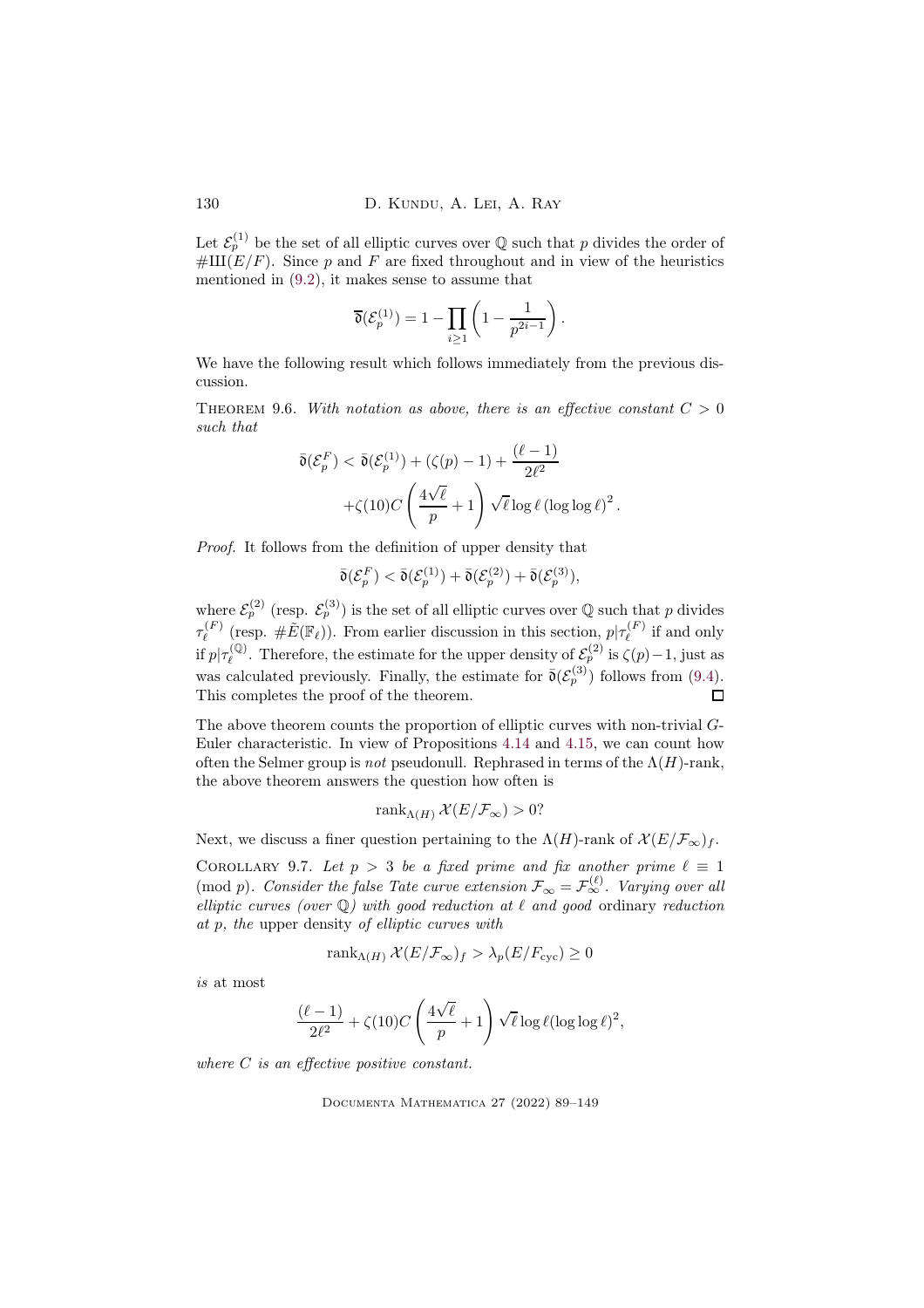Let $\mathcal{E}_p^{(1)}$ be the set of all elliptic curves over $\mathbb{Q}$ such that $p$ divides the order of $\#\text{Ш}(E/F)$. Since $p$ and $F$ are fixed throughout and in view of the heuristics mentioned in (9.2), it makes sense to assume that

$$\overline{\mathfrak{d}}(\mathcal{E}_p^{(1)}) = 1 - \prod_{i\geq 1}\left(1 - \frac{1}{p^{2i-1}}\right).$$

We have the following result which follows immediately from the previous discussion.

Theorem 9.6. *With notation as above, there is an effective constant $C > 0$ such that*

$$\begin{aligned}\bar{\mathfrak{d}}(\mathcal{E}_p^F) < \bar{\mathfrak{d}}(\mathcal{E}_p^{(1)}) + (\zeta(p) - 1) + \frac{(\ell-1)}{2\ell^2} \\ + \zeta(10) C\left(\frac{4\sqrt{\ell}}{p} + 1\right)\sqrt{\ell}\log\ell\,(\log\log\ell)^2.\end{aligned}$$

*Proof.* It follows from the definition of upper density that

$$\bar{\mathfrak{d}}(\mathcal{E}_p^F) < \bar{\mathfrak{d}}(\mathcal{E}_p^{(1)}) + \bar{\mathfrak{d}}(\mathcal{E}_p^{(2)}) + \bar{\mathfrak{d}}(\mathcal{E}_p^{(3)}),$$

where $\mathcal{E}_p^{(2)}$ (resp. $\mathcal{E}_p^{(3)}$) is the set of all elliptic curves over $\mathbb{Q}$ such that $p$ divides $\tau_\ell^{(F)}$ (resp. $\#\tilde{E}(\mathbb{F}_\ell)$). From earlier discussion in this section, $p|\tau_\ell^{(F)}$ if and only if $p|\tau_\ell^{(\mathbb{Q})}$. Therefore, the estimate for the upper density of $\mathcal{E}_p^{(2)}$ is $\zeta(p)-1$, just as was calculated previously. Finally, the estimate for $\bar{\mathfrak{d}}(\mathcal{E}_p^{(3)})$ follows from (9.4). This completes the proof of the theorem. ∎

The above theorem counts the proportion of elliptic curves with non-trivial $G$-Euler characteristic. In view of Propositions 4.14 and 4.15, we can count how often the Selmer group is *not* pseudonull. Rephrased in terms of the $\Lambda(H)$-rank, the above theorem answers the question how often is

$$\operatorname{rank}_{\Lambda(H)} \mathcal{X}(E/\mathcal{F}_\infty) > 0?$$

Next, we discuss a finer question pertaining to the $\Lambda(H)$-rank of $\mathcal{X}(E/\mathcal{F}_\infty)_f$.

Corollary 9.7. *Let $p > 3$ be a fixed prime and fix another prime $\ell \equiv 1 \pmod p$. Consider the false Tate curve extension $\mathcal{F}_\infty = \mathcal{F}_\infty^{(\ell)}$. Varying over all elliptic curves (over $\mathbb{Q}$) with good reduction at $\ell$ and good* ordinary *reduction at $p$, the* upper density *of elliptic curves with*

$$\operatorname{rank}_{\Lambda(H)} \mathcal{X}(E/\mathcal{F}_\infty)_f > \lambda_p(E/F_{\text{cyc}}) \geq 0$$

*is* at most

$$\frac{(\ell-1)}{2\ell^2} + \zeta(10)C\left(\frac{4\sqrt{\ell}}{p} + 1\right)\sqrt{\ell}\log\ell(\log\log\ell)^2,$$

*where $C$ is an effective positive constant.*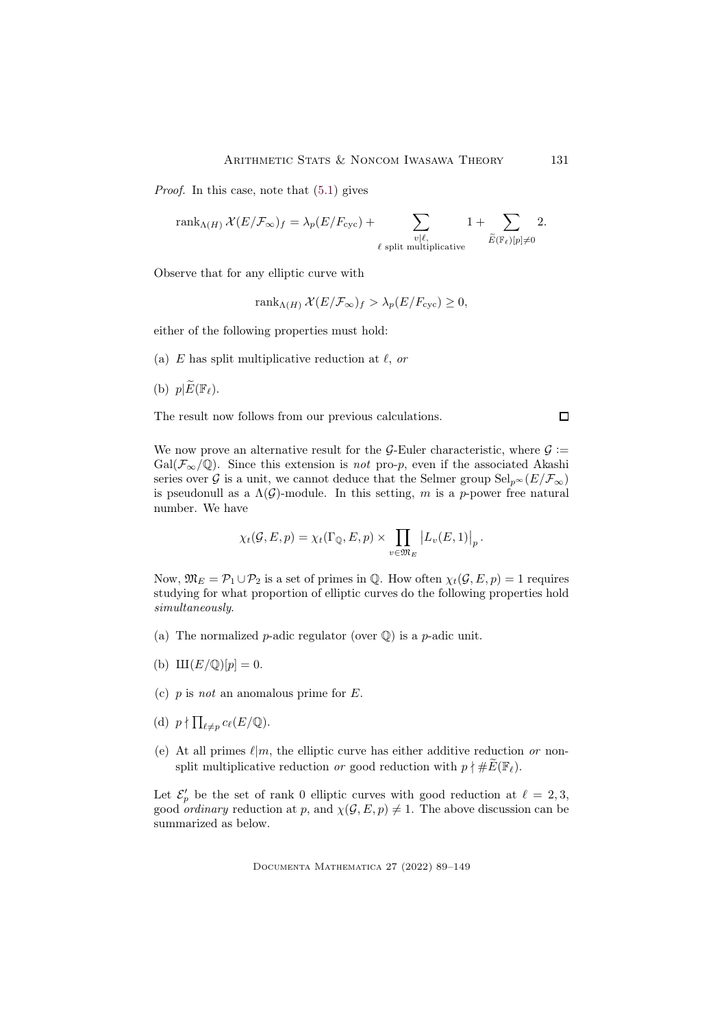*Proof.* In this case, note that (5.1) gives

$$\operatorname{rank}_{\Lambda(H)} \mathcal{X}(E/\mathcal{F}_\infty)_f = \lambda_p(E/F_{\mathrm{cyc}}) + \sum_{\substack{v|\ell, \\ \ell \text{ split multiplicative}}} 1 + \sum_{\widetilde{E}(\mathbb{F}_\ell)[p]\neq 0} 2.$$

Observe that for any elliptic curve with

$$\operatorname{rank}_{\Lambda(H)} \mathcal{X}(E/\mathcal{F}_\infty)_f > \lambda_p(E/F_{\mathrm{cyc}}) \geq 0,$$

either of the following properties must hold:

(a) $E$ has split multiplicative reduction at $\ell$, *or*

(b) $p | \widetilde{E}(\mathbb{F}_\ell)$.

The result now follows from our previous calculations. ∎

We now prove an alternative result for the $\mathcal{G}$-Euler characteristic, where $\mathcal{G} := \operatorname{Gal}(\mathcal{F}_\infty/\mathbb{Q})$. Since this extension is *not* pro-$p$, even if the associated Akashi series over $\mathcal{G}$ is a unit, we cannot deduce that the Selmer group $\operatorname{Sel}_{p^\infty}(E/\mathcal{F}_\infty)$ is pseudonull as a $\Lambda(\mathcal{G})$-module. In this setting, $m$ is a $p$-power free natural number. We have

$$\chi_t(\mathcal{G}, E, p) = \chi_t(\Gamma_{\mathbb{Q}}, E, p) \times \prod_{v \in \mathfrak{M}_E} \left| L_v(E, 1) \right|_p.$$

Now, $\mathfrak{M}_E = \mathcal{P}_1 \cup \mathcal{P}_2$ is a set of primes in $\mathbb{Q}$. How often $\chi_t(\mathcal{G}, E, p) = 1$ requires studying for what proportion of elliptic curves do the following properties hold *simultaneously*.

(a) The normalized $p$-adic regulator (over $\mathbb{Q}$) is a $p$-adic unit.

(b) $Ш(E/\mathbb{Q})[p] = 0$.

(c) $p$ is *not* an anomalous prime for $E$.

(d) $p \nmid \prod_{\ell \neq p} c_\ell(E/\mathbb{Q})$.

(e) At all primes $\ell | m$, the elliptic curve has either additive reduction *or* non-split multiplicative reduction *or* good reduction with $p \nmid \# \widetilde{E}(\mathbb{F}_\ell)$.

Let $\mathcal{E}_p'$ be the set of rank 0 elliptic curves with good reduction at $\ell = 2, 3$, good *ordinary* reduction at $p$, and $\chi(\mathcal{G}, E, p) \neq 1$. The above discussion can be summarized as below.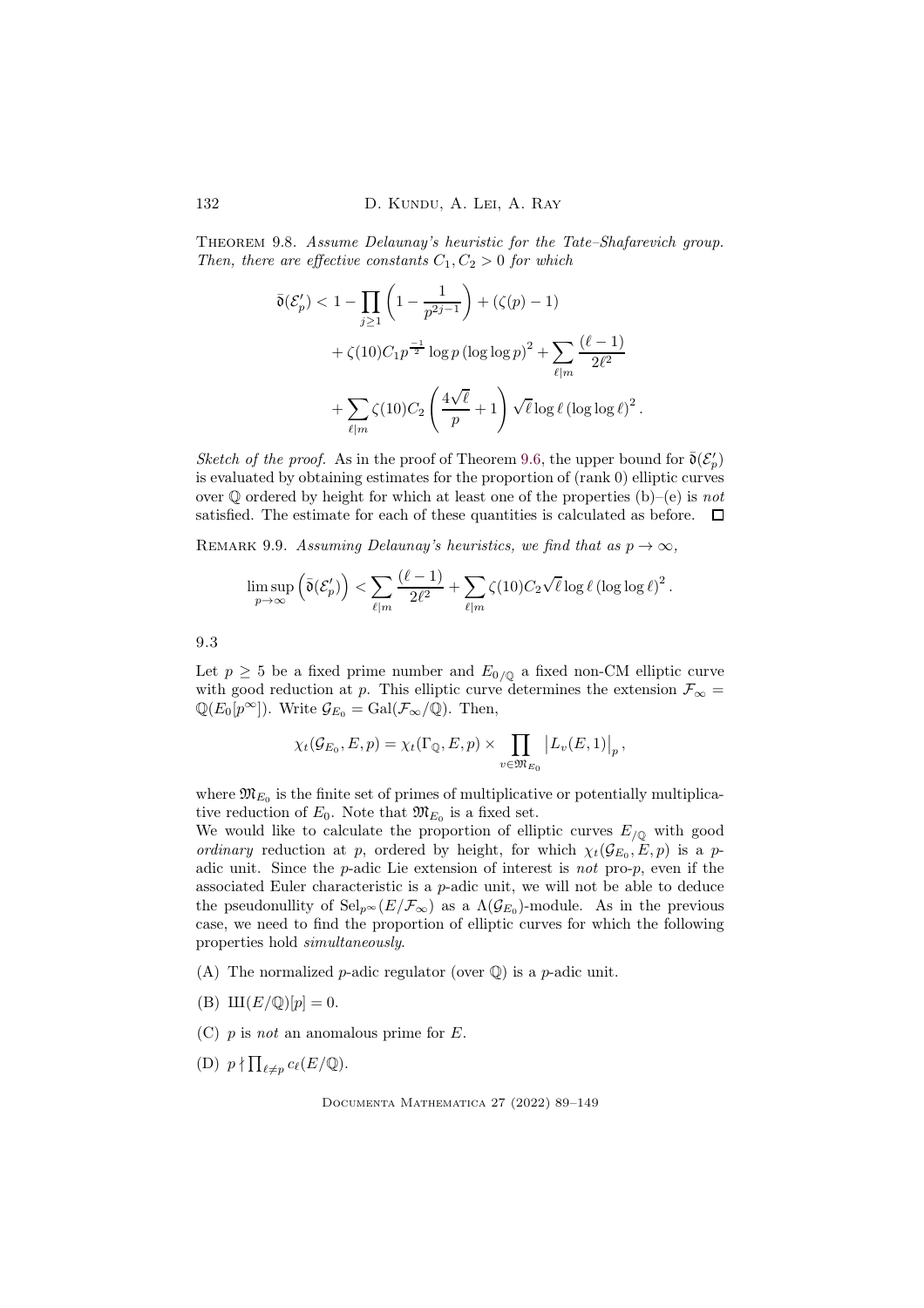Theorem 9.8. *Assume Delaunay's heuristic for the Tate–Shafarevich group. Then, there are effective constants $C_1, C_2 > 0$ for which*

$$\begin{aligned}
\bar{\mathfrak{d}}(\mathcal{E}'_p) < 1 - \prod_{j\geq 1}\left(1 - \frac{1}{p^{2j-1}}\right) + (\zeta(p) - 1) \\
+ \zeta(10) C_1 p^{\frac{-1}{2}} \log p \left(\log\log p\right)^2 + \sum_{\ell \mid m} \frac{(\ell-1)}{2\ell^2} \\
+ \sum_{\ell\mid m} \zeta(10) C_2 \left(\frac{4\sqrt{\ell}}{p} + 1\right)\sqrt{\ell}\log\ell\left(\log\log\ell\right)^2.
\end{aligned}$$

*Sketch of the proof.* As in the proof of Theorem 9.6, the upper bound for $\bar{\mathfrak{d}}(\mathcal{E}'_p)$ is evaluated by obtaining estimates for the proportion of (rank 0) elliptic curves over $\mathbb{Q}$ ordered by height for which at least one of the properties (b)–(e) is *not* satisfied. The estimate for each of these quantities is calculated as before. $\square$

Remark 9.9. *Assuming Delaunay's heuristics, we find that as $p \to \infty$,*

$$\limsup_{p\to\infty}\left(\bar{\mathfrak{d}}(\mathcal{E}'_p)\right) < \sum_{\ell\mid m}\frac{(\ell-1)}{2\ell^2} + \sum_{\ell\mid m}\zeta(10) C_2\sqrt{\ell}\log\ell\left(\log\log\ell\right)^2.$$

9.3

Let $p \geq 5$ be a fixed prime number and $E_{0/\mathbb{Q}}$ a fixed non-CM elliptic curve with good reduction at $p$. This elliptic curve determines the extension $\mathcal{F}_\infty = \mathbb{Q}(E_0[p^\infty])$. Write $\mathcal{G}_{E_0} = \operatorname{Gal}(\mathcal{F}_\infty/\mathbb{Q})$. Then,

$$\chi_t(\mathcal{G}_{E_0}, E, p) = \chi_t(\Gamma_{\mathbb{Q}}, E, p) \times \prod_{v\in\mathfrak{M}_{E_0}} \left|L_v(E,1)\right|_p,$$

where $\mathfrak{M}_{E_0}$ is the finite set of primes of multiplicative or potentially multiplicative reduction of $E_0$. Note that $\mathfrak{M}_{E_0}$ is a fixed set.

We would like to calculate the proportion of elliptic curves $E_{/\mathbb{Q}}$ with good *ordinary* reduction at $p$, ordered by height, for which $\chi_t(\mathcal{G}_{E_0}, E, p)$ is a $p$-adic unit. Since the $p$-adic Lie extension of interest is *not* pro-$p$, even if the associated Euler characteristic is a $p$-adic unit, we will not be able to deduce the pseudonullity of $\operatorname{Sel}_{p^\infty}(E/\mathcal{F}_\infty)$ as a $\Lambda(\mathcal{G}_{E_0})$-module. As in the previous case, we need to find the proportion of elliptic curves for which the following properties hold *simultaneously*.

(A) The normalized $p$-adic regulator (over $\mathbb{Q}$) is a $p$-adic unit.

(B) $Ш(E/\mathbb{Q})[p] = 0$.

(C) $p$ is *not* an anomalous prime for $E$.

(D) $p \nmid \prod_{\ell\neq p} c_\ell(E/\mathbb{Q})$.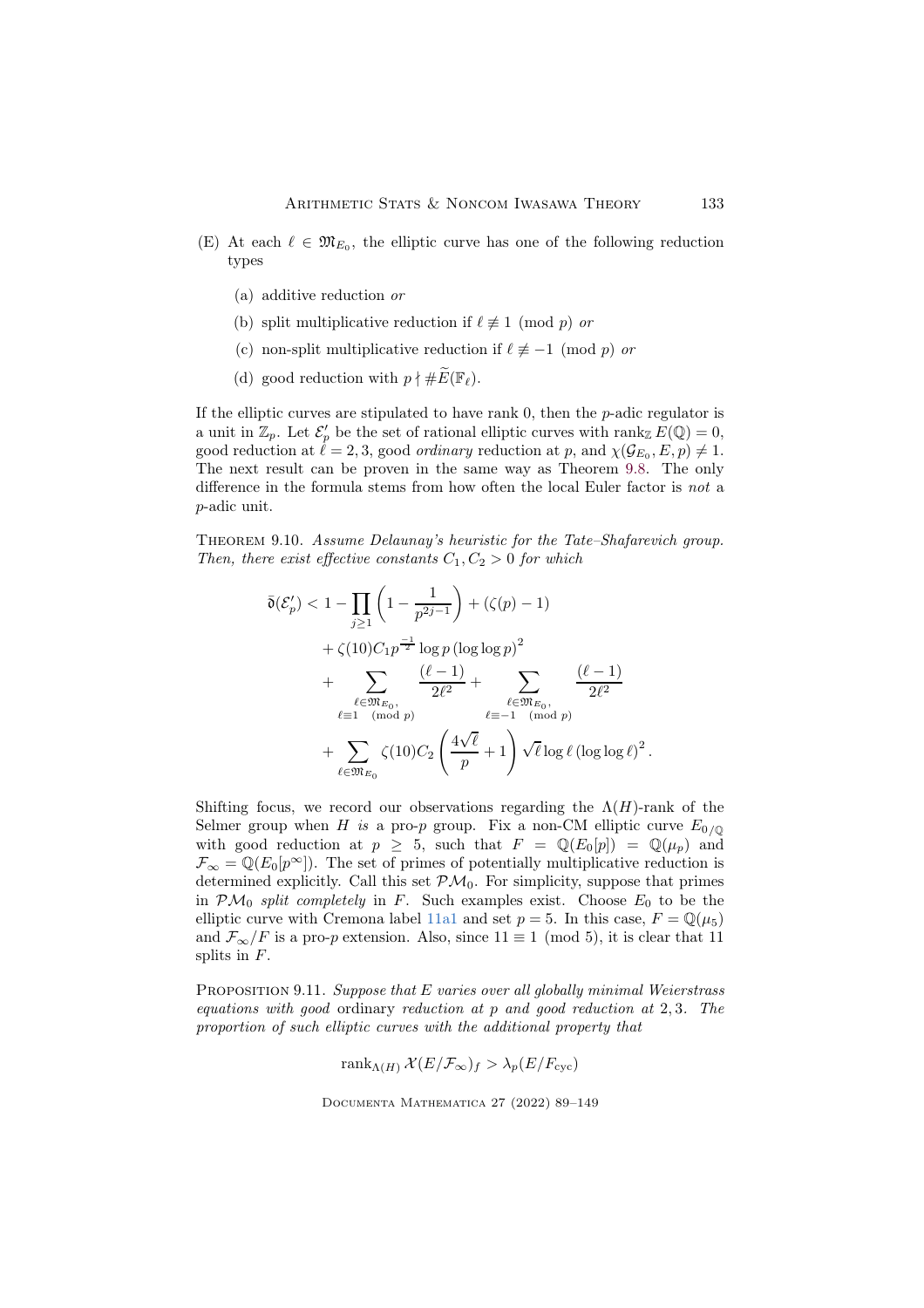(E) At each $\ell \in \mathfrak{M}_{E_0}$, the elliptic curve has one of the following reduction types

  (a) additive reduction *or*

  (b) split multiplicative reduction if $\ell \not\equiv 1 \pmod{p}$ *or*

  (c) non-split multiplicative reduction if $\ell \not\equiv -1 \pmod{p}$ *or*

  (d) good reduction with $p \nmid \#\widetilde{E}(\mathbb{F}_\ell)$.

If the elliptic curves are stipulated to have rank 0, then the $p$-adic regulator is a unit in $\mathbb{Z}_p$. Let $\mathcal{E}'_p$ be the set of rational elliptic curves with $\operatorname{rank}_{\mathbb{Z}} E(\mathbb{Q}) = 0$, good reduction at $\ell = 2, 3$, good *ordinary* reduction at $p$, and $\chi(\mathcal{G}_{E_0}, E, p) \neq 1$. The next result can be proven in the same way as Theorem 9.8. The only difference in the formula stems from how often the local Euler factor is *not* a $p$-adic unit.

Theorem 9.10. *Assume Delaunay's heuristic for the Tate–Shafarevich group. Then, there exist effective constants $C_1, C_2 > 0$ for which*

$$
\begin{aligned}
\bar{\mathfrak{d}}(\mathcal{E}'_p) < {} & 1 - \prod_{j \geq 1}\left(1 - \frac{1}{p^{2j-1}}\right) + (\zeta(p) - 1) \\
& + \zeta(10) C_1 p^{\frac{-1}{2}} \log p \left(\log\log p\right)^2 \\
& + \sum_{\substack{\ell \in \mathfrak{M}_{E_0},\\ \ell \equiv 1 \pmod{p}}} \frac{(\ell - 1)}{2\ell^2} + \sum_{\substack{\ell \in \mathfrak{M}_{E_0},\\ \ell \equiv -1 \pmod{p}}} \frac{(\ell - 1)}{2\ell^2} \\
& + \sum_{\ell \in \mathfrak{M}_{E_0}} \zeta(10) C_2 \left(\frac{4\sqrt{\ell}}{p} + 1\right) \sqrt{\ell} \log \ell \left(\log\log \ell\right)^2.
\end{aligned}
$$

Shifting focus, we record our observations regarding the $\Lambda(H)$-rank of the Selmer group when $H$ *is* a pro-$p$ group. Fix a non-CM elliptic curve $E_{0/\mathbb{Q}}$ with good reduction at $p \geq 5$, such that $F = \mathbb{Q}(E_0[p]) = \mathbb{Q}(\mu_p)$ and $\mathcal{F}_\infty = \mathbb{Q}(E_0[p^\infty])$. The set of primes of potentially multiplicative reduction is determined explicitly. Call this set $\mathcal{PM}_0$. For simplicity, suppose that primes in $\mathcal{PM}_0$ *split completely* in $F$. Such examples exist. Choose $E_0$ to be the elliptic curve with Cremona label 11a1 and set $p = 5$. In this case, $F = \mathbb{Q}(\mu_5)$ and $\mathcal{F}_\infty/F$ is a pro-$p$ extension. Also, since $11 \equiv 1 \pmod{5}$, it is clear that 11 splits in $F$.

Proposition 9.11. *Suppose that $E$ varies over all globally minimal Weierstrass equations with good* ordinary *reduction at $p$ and good reduction at $2, 3$. The proportion of such elliptic curves with the additional property that*

$$
\operatorname{rank}_{\Lambda(H)} \mathcal{X}(E/\mathcal{F}_\infty)_f > \lambda_p(E/F_{\mathrm{cyc}})
$$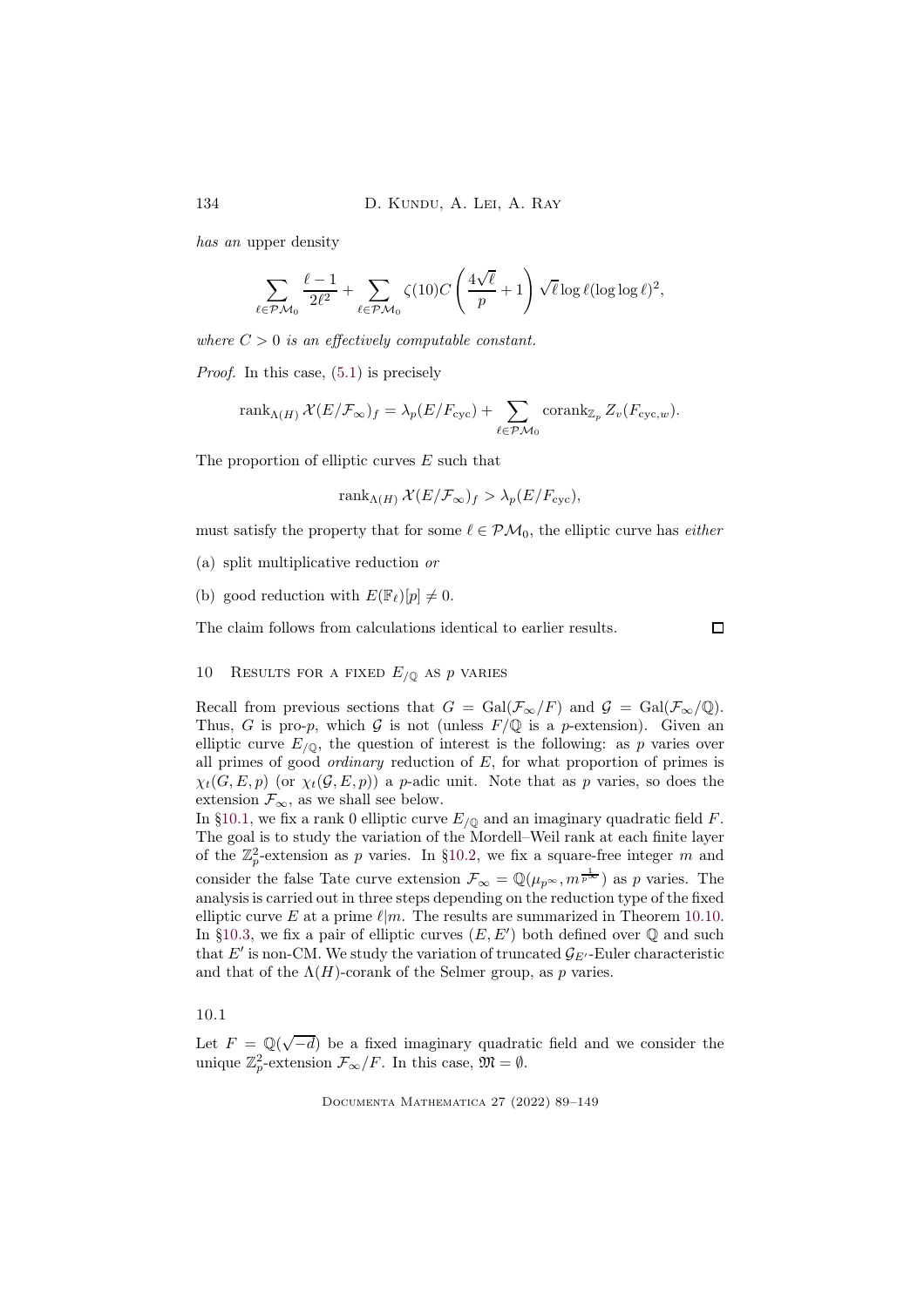*has an* upper density

$$\sum_{\ell \in \mathcal{PM}_0} \frac{\ell-1}{2\ell^2} + \sum_{\ell \in \mathcal{PM}_0} \zeta(10) C \left( \frac{4\sqrt{\ell}}{p} + 1 \right) \sqrt{\ell} \log \ell (\log\log \ell)^2,$$

*where $C > 0$ is an effectively computable constant.*

*Proof.* In this case, (5.1) is precisely

$$\operatorname{rank}_{\Lambda(H)} \mathcal{X}(E/\mathcal{F}_\infty)_f = \lambda_p(E/F_{\text{cyc}}) + \sum_{\ell \in \mathcal{PM}_0} \operatorname{corank}_{\mathbb{Z}_p} Z_v(F_{\text{cyc},w}).$$

The proportion of elliptic curves $E$ such that

$$\operatorname{rank}_{\Lambda(H)} \mathcal{X}(E/\mathcal{F}_\infty)_f > \lambda_p(E/F_{\text{cyc}}),$$

must satisfy the property that for some $\ell \in \mathcal{PM}_0$, the elliptic curve has *either*

(a) split multiplicative reduction *or*

(b) good reduction with $E(\mathbb{F}_\ell)[p] \neq 0$.

The claim follows from calculations identical to earlier results. ∎

## 10 Results for a fixed $E_{/\mathbb{Q}}$ as $p$ varies

Recall from previous sections that $G = \operatorname{Gal}(\mathcal{F}_\infty/F)$ and $\mathcal{G} = \operatorname{Gal}(\mathcal{F}_\infty/\mathbb{Q})$. Thus, $G$ is pro-$p$, which $\mathcal{G}$ is not (unless $F/\mathbb{Q}$ is a $p$-extension). Given an elliptic curve $E_{/\mathbb{Q}}$, the question of interest is the following: as $p$ varies over all primes of good *ordinary* reduction of $E$, for what proportion of primes is $\chi_t(G, E, p)$ (or $\chi_t(\mathcal{G}, E, p)$) a $p$-adic unit. Note that as $p$ varies, so does the extension $\mathcal{F}_\infty$, as we shall see below.
In §10.1, we fix a rank 0 elliptic curve $E_{/\mathbb{Q}}$ and an imaginary quadratic field $F$. The goal is to study the variation of the Mordell–Weil rank at each finite layer of the $\mathbb{Z}_p^2$-extension as $p$ varies. In §10.2, we fix a square-free integer $m$ and consider the false Tate curve extension $\mathcal{F}_\infty = \mathbb{Q}(\mu_{p^\infty}, m^{\frac{1}{p^\infty}})$ as $p$ varies. The analysis is carried out in three steps depending on the reduction type of the fixed elliptic curve $E$ at a prime $\ell | m$. The results are summarized in Theorem 10.10. In §10.3, we fix a pair of elliptic curves $(E, E')$ both defined over $\mathbb{Q}$ and such that $E'$ is non-CM. We study the variation of truncated $\mathcal{G}_{E'}$-Euler characteristic and that of the $\Lambda(H)$-corank of the Selmer group, as $p$ varies.

### 10.1

Let $F = \mathbb{Q}(\sqrt{-d})$ be a fixed imaginary quadratic field and we consider the unique $\mathbb{Z}_p^2$-extension $\mathcal{F}_\infty/F$. In this case, $\mathfrak{M} = \emptyset$.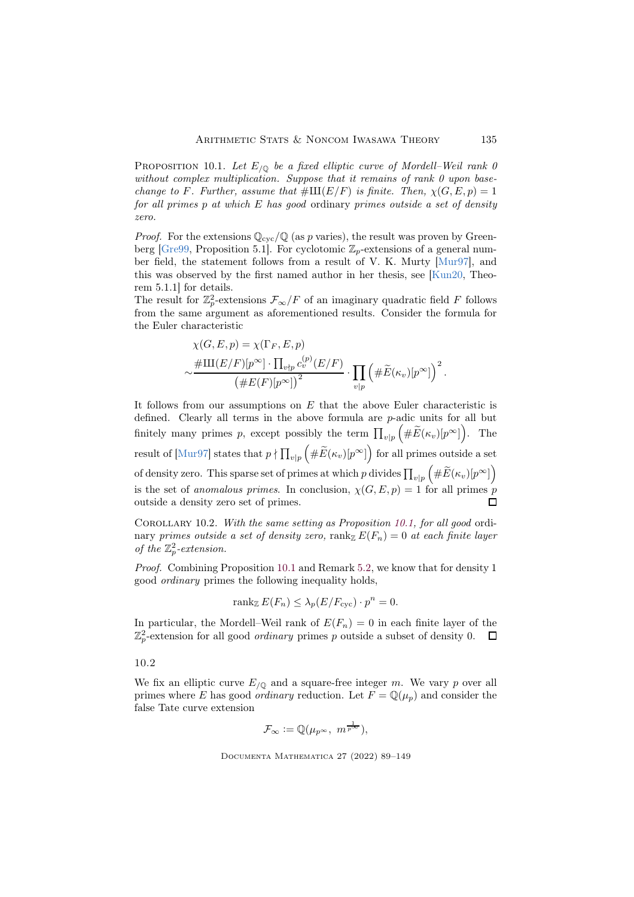**Proposition 10.1.** *Let $E_{/\mathbb{Q}}$ be a fixed elliptic curve of Mordell–Weil rank 0 without complex multiplication. Suppose that it remains of rank 0 upon base-change to $F$. Further, assume that $\#\text{Ш}(E/F)$ is finite. Then, $\chi(G, E, p) = 1$ for all primes $p$ at which $E$ has good* ordinary *primes outside a set of density zero.*

*Proof.* For the extensions $\mathbb{Q}_{\text{cyc}}/\mathbb{Q}$ (as $p$ varies), the result was proven by Greenberg [Gre99, Proposition 5.1]. For cyclotomic $\mathbb{Z}_p$-extensions of a general number field, the statement follows from a result of V. K. Murty [Mur97], and this was observed by the first named author in her thesis, see [Kun20, Theorem 5.1.1] for details.
The result for $\mathbb{Z}_p^2$-extensions $\mathcal{F}_\infty/F$ of an imaginary quadratic field $F$ follows from the same argument as aforementioned results. Consider the formula for the Euler characteristic

$$\begin{aligned}\chi(G, E, p) &= \chi(\Gamma_F, E, p)\\ &\sim \frac{\#\text{Ш}(E/F)[p^\infty] \cdot \prod_{v\nmid p} c_v^{(p)}(E/F)}{\left(\#E(F)[p^\infty]\right)^2} \cdot \prod_{v|p} \left(\#\widetilde{E}(\kappa_v)[p^\infty]\right)^2.\end{aligned}$$

It follows from our assumptions on $E$ that the above Euler characteristic is defined. Clearly all terms in the above formula are $p$-adic units for all but finitely many primes $p$, except possibly the term $\prod_{v|p}\left(\#\widetilde{E}(\kappa_v)[p^\infty]\right)$. The result of [Mur97] states that $p \nmid \prod_{v|p}\left(\#\widetilde{E}(\kappa_v)[p^\infty]\right)$ for all primes outside a set of density zero. This sparse set of primes at which $p$ divides $\prod_{v|p}\left(\#\widetilde{E}(\kappa_v)[p^\infty]\right)$ is the set of *anomalous primes*. In conclusion, $\chi(G, E, p) = 1$ for all primes $p$ outside a density zero set of primes. □

**Corollary 10.2.** *With the same setting as Proposition 10.1, for all good* ordinary *primes outside a set of density zero,* $\operatorname{rank}_{\mathbb{Z}} E(F_n) = 0$ *at each finite layer of the $\mathbb{Z}_p^2$-extension.*

*Proof.* Combining Proposition 10.1 and Remark 5.2, we know that for density 1 good *ordinary* primes the following inequality holds,

$$\operatorname{rank}_{\mathbb{Z}} E(F_n) \leq \lambda_p(E/F_{\text{cyc}}) \cdot p^n = 0.$$

In particular, the Mordell–Weil rank of $E(F_n) = 0$ in each finite layer of the $\mathbb{Z}_p^2$-extension for all good *ordinary* primes $p$ outside a subset of density 0. □

## 10.2

We fix an elliptic curve $E_{/\mathbb{Q}}$ and a square-free integer $m$. We vary $p$ over all primes where $E$ has good *ordinary* reduction. Let $F = \mathbb{Q}(\mu_p)$ and consider the false Tate curve extension

$$\mathcal{F}_\infty := \mathbb{Q}(\mu_{p^\infty},\ m^{\frac{1}{p^\infty}}),$$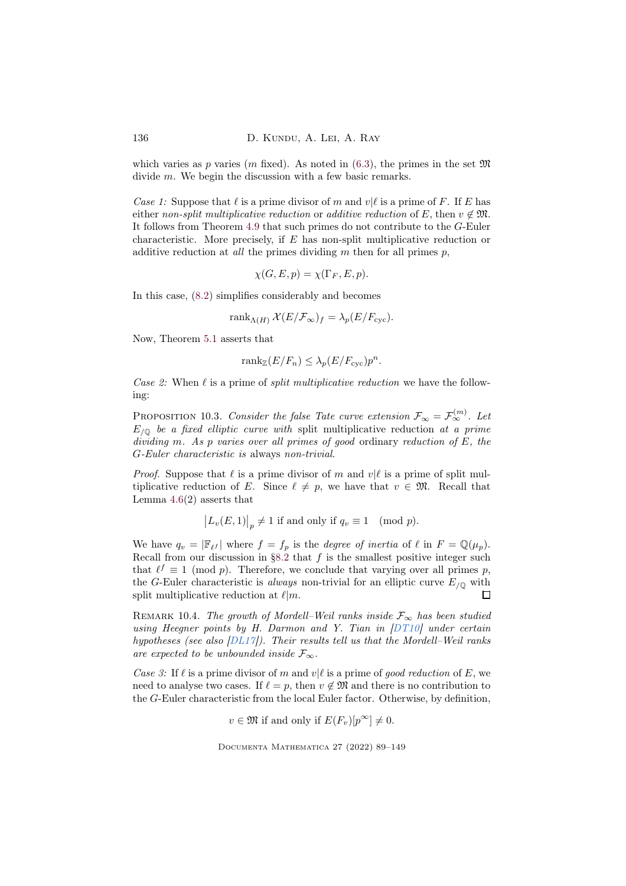which varies as $p$ varies ($m$ fixed). As noted in (6.3), the primes in the set $\mathfrak{M}$ divide $m$. We begin the discussion with a few basic remarks.

*Case 1:* Suppose that $\ell$ is a prime divisor of $m$ and $v|\ell$ is a prime of $F$. If $E$ has either *non-split multiplicative reduction* or *additive reduction* of $E$, then $v \notin \mathfrak{M}$. It follows from Theorem 4.9 that such primes do not contribute to the $G$-Euler characteristic. More precisely, if $E$ has non-split multiplicative reduction or additive reduction at *all* the primes dividing $m$ then for all primes $p$,

$$\chi(G, E, p) = \chi(\Gamma_F, E, p).$$

In this case, (8.2) simplifies considerably and becomes

$$\operatorname{rank}_{\Lambda(H)} \mathcal{X}(E/\mathcal{F}_\infty)_f = \lambda_p(E/F_{\mathrm{cyc}}).$$

Now, Theorem 5.1 asserts that

$$\operatorname{rank}_{\mathbb{Z}}(E/F_n) \leq \lambda_p(E/F_{\mathrm{cyc}})p^n.$$

*Case 2:* When $\ell$ is a prime of *split multiplicative reduction* we have the following:

Proposition 10.3. *Consider the false Tate curve extension $\mathcal{F}_\infty = \mathcal{F}_\infty^{(m)}$. Let $E_{/\mathbb{Q}}$ be a fixed elliptic curve with* split *multiplicative reduction at a prime dividing $m$. As $p$ varies over all primes of good* ordinary *reduction of $E$, the $G$-Euler characteristic is* always *non-trivial.*

*Proof.* Suppose that $\ell$ is a prime divisor of $m$ and $v|\ell$ is a prime of split multiplicative reduction of $E$. Since $\ell \neq p$, we have that $v \in \mathfrak{M}$. Recall that Lemma 4.6(2) asserts that

$$\left|L_v(E,1)\right|_p \neq 1 \text{ if and only if } q_v \equiv 1 \pmod{p}.$$

We have $q_v = |\mathbb{F}_{\ell^f}|$ where $f = f_p$ is the *degree of inertia* of $\ell$ in $F = \mathbb{Q}(\mu_p)$. Recall from our discussion in §8.2 that $f$ is the smallest positive integer such that $\ell^f \equiv 1 \pmod{p}$. Therefore, we conclude that varying over all primes $p$, the $G$-Euler characteristic is *always* non-trivial for an elliptic curve $E_{/\mathbb{Q}}$ with split multiplicative reduction at $\ell|m$. □

Remark 10.4. *The growth of Mordell–Weil ranks inside $\mathcal{F}_\infty$ has been studied using Heegner points by H. Darmon and Y. Tian in [DT10] under certain hypotheses (see also [DL17]). Their results tell us that the Mordell–Weil ranks are expected to be unbounded inside $\mathcal{F}_\infty$.*

*Case 3:* If $\ell$ is a prime divisor of $m$ and $v|\ell$ is a prime of *good reduction* of $E$, we need to analyse two cases. If $\ell = p$, then $v \notin \mathfrak{M}$ and there is no contribution to the $G$-Euler characteristic from the local Euler factor. Otherwise, by definition,

$$v \in \mathfrak{M} \text{ if and only if } E(F_v)[p^\infty] \neq 0.$$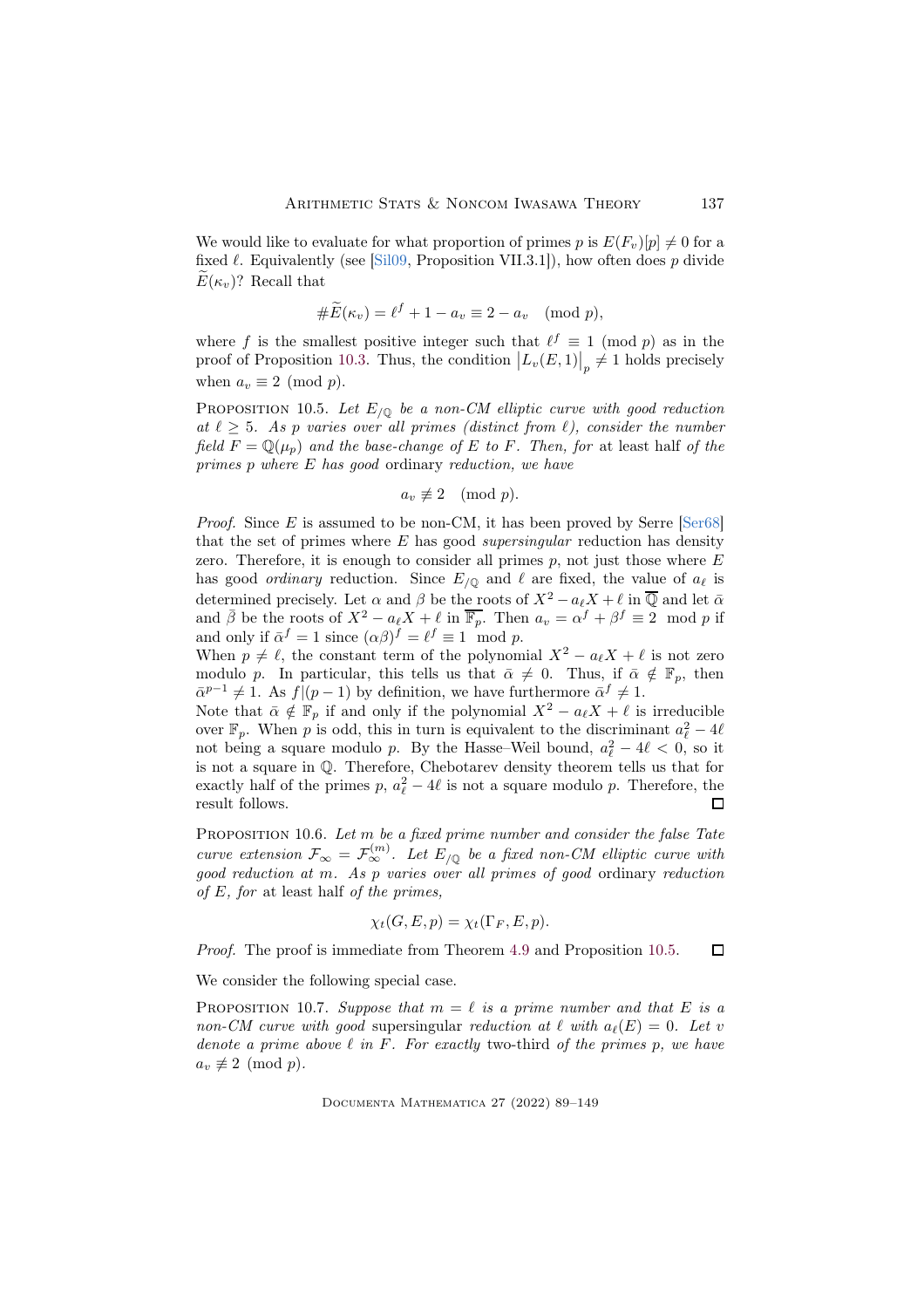We would like to evaluate for what proportion of primes $p$ is $E(F_v)[p] \neq 0$ for a fixed $\ell$. Equivalently (see [Sil09, Proposition VII.3.1]), how often does $p$ divide $\widetilde{E}(\kappa_v)$? Recall that

$$\#\widetilde{E}(\kappa_v) = \ell^f + 1 - a_v \equiv 2 - a_v \pmod{p},$$

where $f$ is the smallest positive integer such that $\ell^f \equiv 1 \pmod{p}$ as in the proof of Proposition 10.3. Thus, the condition $\left|L_v(E,1)\right|_p \neq 1$ holds precisely when $a_v \equiv 2 \pmod{p}$.

Proposition 10.5. *Let $E_{/\mathbb{Q}}$ be a non-CM elliptic curve with good reduction at $\ell \geq 5$. As $p$ varies over all primes (distinct from $\ell$), consider the number field $F = \mathbb{Q}(\mu_p)$ and the base-change of $E$ to $F$. Then, for* at least half *of the primes $p$ where $E$ has good* ordinary *reduction, we have*

$$a_v \not\equiv 2 \pmod{p}.$$

*Proof.* Since $E$ is assumed to be non-CM, it has been proved by Serre [Ser68] that the set of primes where $E$ has good *supersingular* reduction has density zero. Therefore, it is enough to consider all primes $p$, not just those where $E$ has good *ordinary* reduction. Since $E_{/\mathbb{Q}}$ and $\ell$ are fixed, the value of $a_\ell$ is determined precisely. Let $\alpha$ and $\beta$ be the roots of $X^2 - a_\ell X + \ell$ in $\overline{\mathbb{Q}}$ and let $\bar{\alpha}$ and $\bar{\beta}$ be the roots of $X^2 - a_\ell X + \ell$ in $\overline{\mathbb{F}_p}$. Then $a_v = \alpha^f + \beta^f \equiv 2 \mod p$ if and only if $\bar{\alpha}^f = 1$ since $(\alpha\beta)^f = \ell^f \equiv 1 \mod p$.

When $p \neq \ell$, the constant term of the polynomial $X^2 - a_\ell X + \ell$ is not zero modulo $p$. In particular, this tells us that $\bar{\alpha} \neq 0$. Thus, if $\bar{\alpha} \notin \mathbb{F}_p$, then $\bar{\alpha}^{p-1} \neq 1$. As $f|(p-1)$ by definition, we have furthermore $\bar{\alpha}^f \neq 1$.

Note that $\bar{\alpha} \notin \mathbb{F}_p$ if and only if the polynomial $X^2 - a_\ell X + \ell$ is irreducible over $\mathbb{F}_p$. When $p$ is odd, this in turn is equivalent to the discriminant $a_\ell^2 - 4\ell$ not being a square modulo $p$. By the Hasse–Weil bound, $a_\ell^2 - 4\ell < 0$, so it is not a square in $\mathbb{Q}$. Therefore, Chebotarev density theorem tells us that for exactly half of the primes $p$, $a_\ell^2 - 4\ell$ is not a square modulo $p$. Therefore, the result follows. ∎

Proposition 10.6. *Let $m$ be a fixed prime number and consider the false Tate curve extension $\mathcal{F}_\infty = \mathcal{F}_\infty^{(m)}$. Let $E_{/\mathbb{Q}}$ be a fixed non-CM elliptic curve with good reduction at $m$. As $p$ varies over all primes of good* ordinary *reduction of $E$, for* at least half *of the primes,*

$$\chi_t(G, E, p) = \chi_t(\Gamma_F, E, p).$$

*Proof.* The proof is immediate from Theorem 4.9 and Proposition 10.5. ∎

We consider the following special case.

Proposition 10.7. *Suppose that $m = \ell$ is a prime number and that $E$ is a non-CM curve with good* supersingular *reduction at $\ell$ with $a_\ell(E) = 0$. Let $v$ denote a prime above $\ell$ in $F$. For exactly* two-third *of the primes $p$, we have $a_v \not\equiv 2 \pmod{p}$.*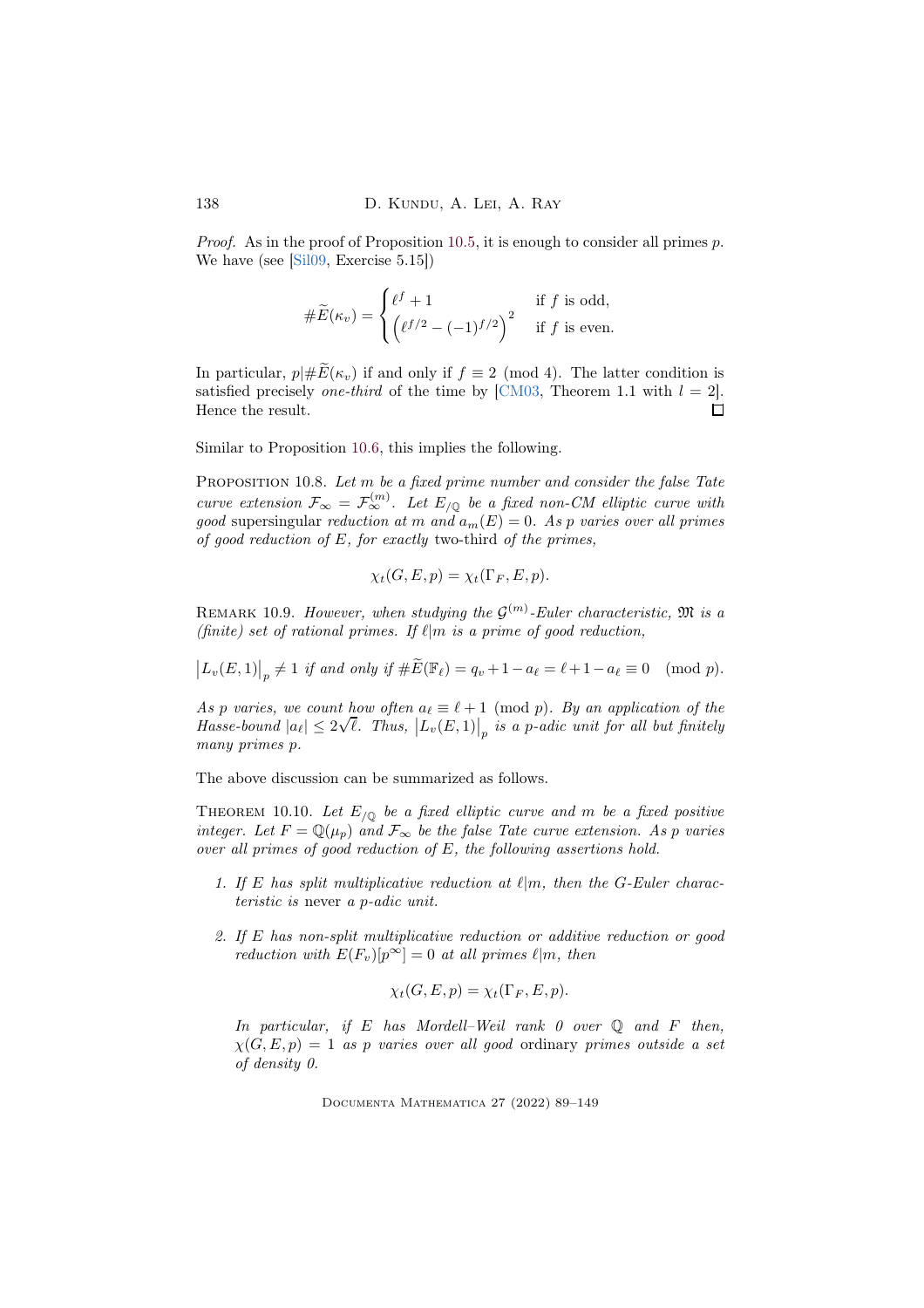*Proof.* As in the proof of Proposition 10.5, it is enough to consider all primes $p$. We have (see [Sil09, Exercise 5.15])

$$\#\widetilde{E}(\kappa_v) = \begin{cases} \ell^f + 1 & \text{if } f \text{ is odd,} \\ \left(\ell^{f/2} - (-1)^{f/2}\right)^2 & \text{if } f \text{ is even.} \end{cases}$$

In particular, $p | \#\widetilde{E}(\kappa_v)$ if and only if $f \equiv 2 \pmod 4$. The latter condition is satisfied precisely *one-third* of the time by [CM03, Theorem 1.1 with $l = 2$]. Hence the result. ◻

Similar to Proposition 10.6, this implies the following.

Proposition 10.8. *Let $m$ be a fixed prime number and consider the false Tate curve extension $\mathcal{F}_\infty = \mathcal{F}_\infty^{(m)}$. Let $E_{/\mathbb{Q}}$ be a fixed non-CM elliptic curve with* good *supersingular* *reduction at $m$ and $a_m(E) = 0$. As $p$ varies over all primes of good reduction of $E$, for exactly* two-third *of the primes,*

$$\chi_t(G, E, p) = \chi_t(\Gamma_F, E, p).$$

Remark 10.9. *However, when studying the $\mathcal{G}^{(m)}$-Euler characteristic, $\mathfrak{M}$ is a (finite) set of rational primes. If $\ell | m$ is a prime of good reduction,*

$$\left| L_v(E, 1) \right|_p \neq 1 \text{ if and only if } \#\widetilde{E}(\mathbb{F}_\ell) = q_v + 1 - a_\ell = \ell + 1 - a_\ell \equiv 0 \pmod p.$$

*As $p$ varies, we count how often $a_\ell \equiv \ell + 1 \pmod p$. By an application of the Hasse-bound $|a_\ell| \leq 2\sqrt{\ell}$. Thus, $\left| L_v(E, 1) \right|_p$ is a $p$-adic unit for all but finitely many primes $p$.*

The above discussion can be summarized as follows.

Theorem 10.10. *Let $E_{/\mathbb{Q}}$ be a fixed elliptic curve and $m$ be a fixed positive integer. Let $F = \mathbb{Q}(\mu_p)$ and $\mathcal{F}_\infty$ be the false Tate curve extension. As $p$ varies over all primes of good reduction of $E$, the following assertions hold.*

1. *If $E$ has split multiplicative reduction at $\ell | m$, then the $G$-Euler characteristic is* never *a $p$-adic unit.*
2. *If $E$ has non-split multiplicative reduction or additive reduction or good reduction with $E(F_v)[p^\infty] = 0$ at all primes $\ell | m$, then*

$$\chi_t(G, E, p) = \chi_t(\Gamma_F, E, p).$$

*In particular, if $E$ has Mordell–Weil rank 0 over $\mathbb{Q}$ and $F$ then, $\chi(G, E, p) = 1$ as $p$ varies over all good* ordinary *primes outside a set of density 0.*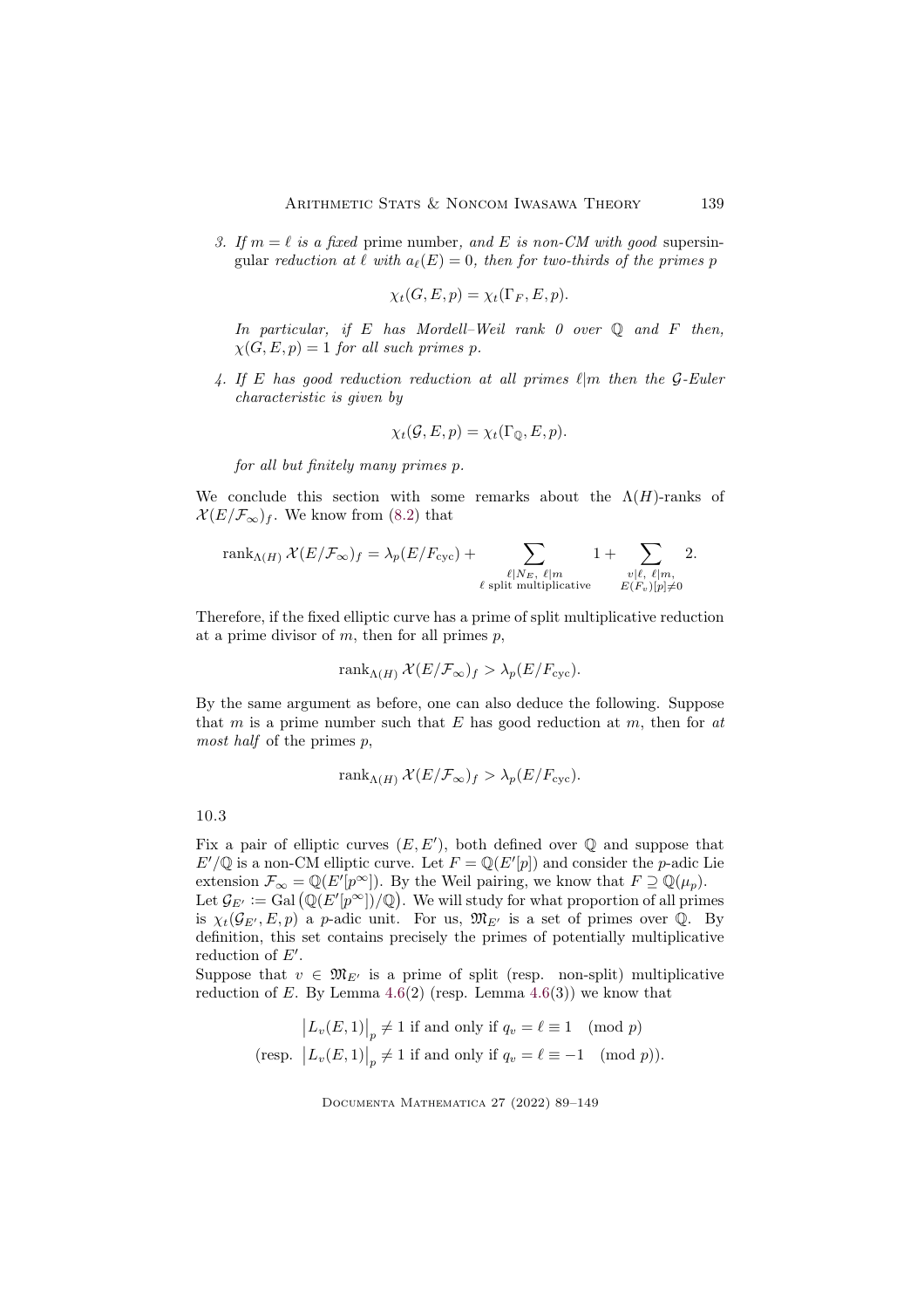3. *If $m = \ell$ is a fixed* prime number*, and $E$ is non-CM with good* supersingular *reduction at $\ell$ with $a_\ell(E) = 0$, then for two-thirds of the primes $p$*

$$\chi_t(G, E, p) = \chi_t(\Gamma_F, E, p).$$

*In particular, if $E$ has Mordell–Weil rank 0 over $\mathbb{Q}$ and $F$ then, $\chi(G, E, p) = 1$ for all such primes $p$.*

4. *If $E$ has good reduction reduction at all primes $\ell | m$ then the $\mathcal{G}$-Euler characteristic is given by*

$$\chi_t(\mathcal{G}, E, p) = \chi_t(\Gamma_{\mathbb{Q}}, E, p).$$

*for all but finitely many primes $p$.*

We conclude this section with some remarks about the $\Lambda(H)$-ranks of $\mathcal{X}(E/\mathcal{F}_\infty)_f$. We know from (8.2) that

$$\operatorname{rank}_{\Lambda(H)} \mathcal{X}(E/\mathcal{F}_\infty)_f = \lambda_p(E/F_{\mathrm{cyc}}) + \sum_{\substack{\ell | N_E,\ \ell | m \\ \ell \text{ split multiplicative}}} 1 + \sum_{\substack{v|\ell,\ \ell | m, \\ E(F_v)[p] \neq 0}} 2.$$

Therefore, if the fixed elliptic curve has a prime of split multiplicative reduction at a prime divisor of $m$, then for all primes $p$,

$$\operatorname{rank}_{\Lambda(H)} \mathcal{X}(E/\mathcal{F}_\infty)_f > \lambda_p(E/F_{\mathrm{cyc}}).$$

By the same argument as before, one can also deduce the following. Suppose that $m$ is a prime number such that $E$ has good reduction at $m$, then for *at most half* of the primes $p$,

$$\operatorname{rank}_{\Lambda(H)} \mathcal{X}(E/\mathcal{F}_\infty)_f > \lambda_p(E/F_{\mathrm{cyc}}).$$

10.3

Fix a pair of elliptic curves $(E, E')$, both defined over $\mathbb{Q}$ and suppose that $E'/\mathbb{Q}$ is a non-CM elliptic curve. Let $F = \mathbb{Q}(E'[p])$ and consider the $p$-adic Lie extension $\mathcal{F}_\infty = \mathbb{Q}(E'[p^\infty])$. By the Weil pairing, we know that $F \supseteq \mathbb{Q}(\mu_p)$. Let $\mathcal{G}_{E'} := \operatorname{Gal}\left(\mathbb{Q}(E'[p^\infty])/\mathbb{Q}\right)$. We will study for what proportion of all primes is $\chi_t(\mathcal{G}_{E'}, E, p)$ a $p$-adic unit. For us, $\mathfrak{M}_{E'}$ is a set of primes over $\mathbb{Q}$. By definition, this set contains precisely the primes of potentially multiplicative reduction of $E'$.

Suppose that $v \in \mathfrak{M}_{E'}$ is a prime of split (resp. non-split) multiplicative reduction of $E$. By Lemma 4.6(2) (resp. Lemma 4.6(3)) we know that

$$\left|L_v(E,1)\right|_p \neq 1 \text{ if and only if } q_v = \ell \equiv 1 \pmod p$$
$$(\text{resp. } \left|L_v(E,1)\right|_p \neq 1 \text{ if and only if } q_v = \ell \equiv -1 \pmod p)).$$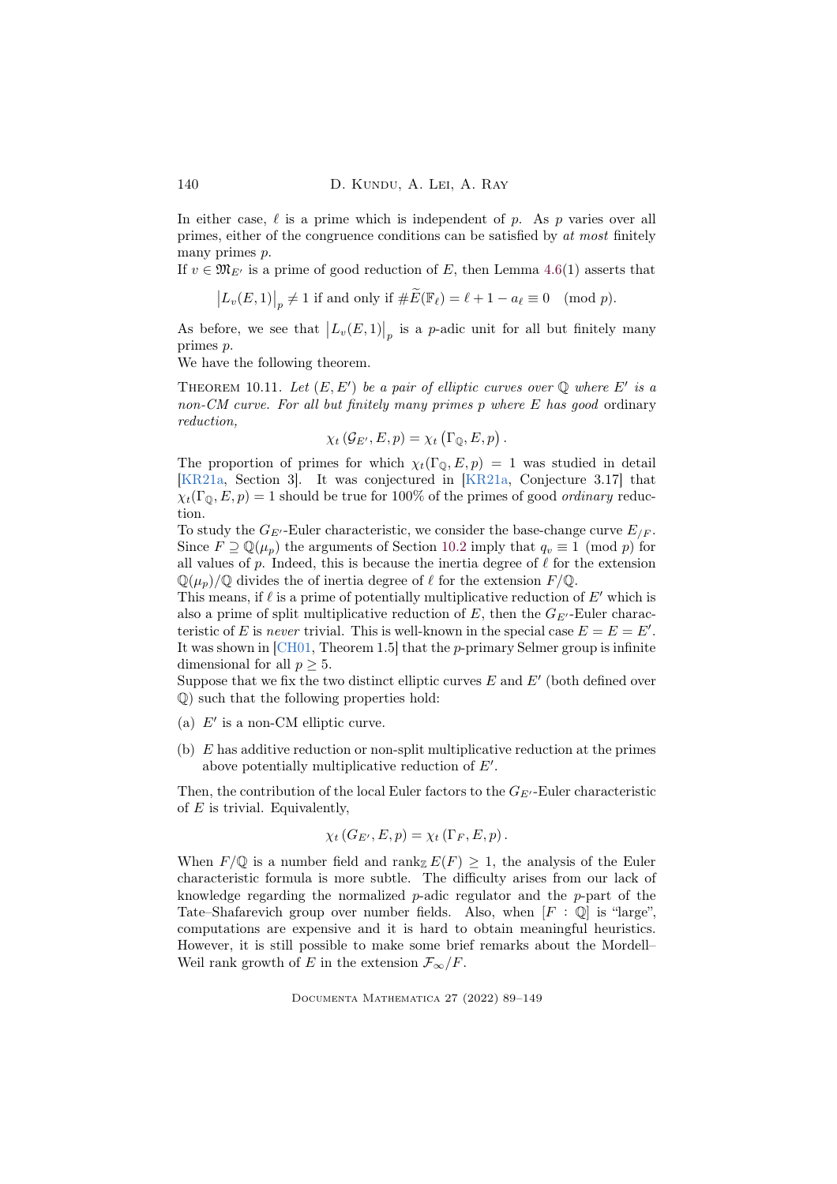In either case, $\ell$ is a prime which is independent of $p$. As $p$ varies over all primes, either of the congruence conditions can be satisfied by *at most* finitely many primes $p$.

If $v \in \mathfrak{M}_{E'}$ is a prime of good reduction of $E$, then Lemma 4.6(1) asserts that

$$\left|L_v(E,1)\right|_p \neq 1 \text{ if and only if } \#\widetilde{E}(\mathbb{F}_\ell) = \ell + 1 - a_\ell \equiv 0 \pmod{p}.$$

As before, we see that $\left|L_v(E,1)\right|_p$ is a $p$-adic unit for all but finitely many primes $p$.

We have the following theorem.

Theorem 10.11. *Let $(E, E')$ be a pair of elliptic curves over $\mathbb{Q}$ where $E'$ is a non-CM curve. For all but finitely many primes $p$ where $E$ has good* ordinary *reduction,*

$$\chi_t\left(\mathcal{G}_{E'}, E, p\right) = \chi_t\left(\Gamma_{\mathbb{Q}}, E, p\right).$$

The proportion of primes for which $\chi_t(\Gamma_{\mathbb{Q}}, E, p) = 1$ was studied in detail [KR21a, Section 3]. It was conjectured in [KR21a, Conjecture 3.17] that $\chi_t(\Gamma_{\mathbb{Q}}, E, p) = 1$ should be true for 100% of the primes of good *ordinary* reduction.

To study the $G_{E'}$-Euler characteristic, we consider the base-change curve $E_{/F}$. Since $F \supseteq \mathbb{Q}(\mu_p)$ the arguments of Section 10.2 imply that $q_v \equiv 1 \pmod{p}$ for all values of $p$. Indeed, this is because the inertia degree of $\ell$ for the extension $\mathbb{Q}(\mu_p)/\mathbb{Q}$ divides the of inertia degree of $\ell$ for the extension $F/\mathbb{Q}$.

This means, if $\ell$ is a prime of potentially multiplicative reduction of $E'$ which is also a prime of split multiplicative reduction of $E$, then the $G_{E'}$-Euler characteristic of $E$ is *never* trivial. This is well-known in the special case $E = E = E'$. It was shown in [CH01, Theorem 1.5] that the $p$-primary Selmer group is infinite dimensional for all $p \geq 5$.

Suppose that we fix the two distinct elliptic curves $E$ and $E'$ (both defined over $\mathbb{Q}$) such that the following properties hold:

(a) $E'$ is a non-CM elliptic curve.

(b) $E$ has additive reduction or non-split multiplicative reduction at the primes above potentially multiplicative reduction of $E'$.

Then, the contribution of the local Euler factors to the $G_{E'}$-Euler characteristic of $E$ is trivial. Equivalently,

$$\chi_t\left(G_{E'}, E, p\right) = \chi_t\left(\Gamma_F, E, p\right).$$

When $F/\mathbb{Q}$ is a number field and $\operatorname{rank}_{\mathbb{Z}} E(F) \geq 1$, the analysis of the Euler characteristic formula is more subtle. The difficulty arises from our lack of knowledge regarding the normalized $p$-adic regulator and the $p$-part of the Tate–Shafarevich group over number fields. Also, when $[F : \mathbb{Q}]$ is "large", computations are expensive and it is hard to obtain meaningful heuristics. However, it is still possible to make some brief remarks about the Mordell–Weil rank growth of $E$ in the extension $\mathcal{F}_\infty/F$.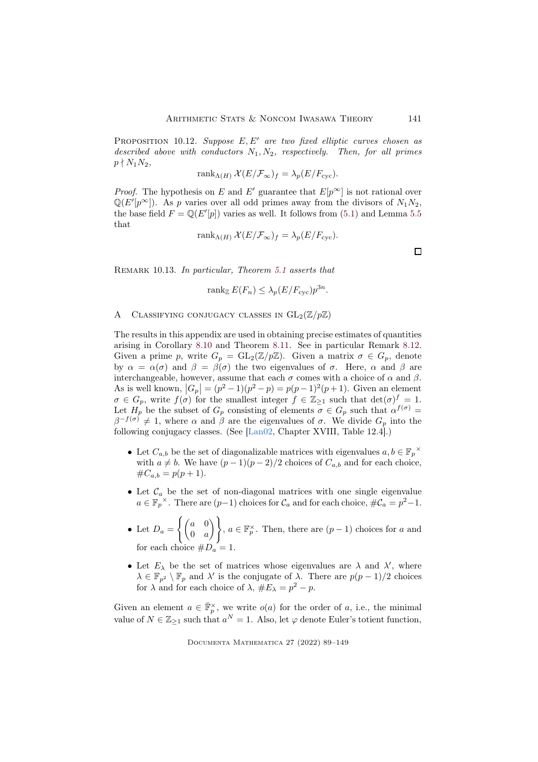Proposition 10.12. *Suppose $E, E'$ are two fixed elliptic curves chosen as described above with conductors $N_1, N_2$, respectively. Then, for all primes $p \nmid N_1 N_2$,*

$$\operatorname{rank}_{\Lambda(H)} \mathcal{X}(E/\mathcal{F}_\infty)_f = \lambda_p(E/F_{\text{cyc}}).$$

*Proof.* The hypothesis on $E$ and $E'$ guarantee that $E[p^\infty]$ is not rational over $\mathbb{Q}(E'[p^\infty])$. As $p$ varies over all odd primes away from the divisors of $N_1 N_2$, the base field $F = \mathbb{Q}(E'[p])$ varies as well. It follows from (5.1) and Lemma 5.5 that

$$\operatorname{rank}_{\Lambda(H)} \mathcal{X}(E/\mathcal{F}_\infty)_f = \lambda_p(E/F_{\text{cyc}}).$$

□

Remark 10.13. *In particular, Theorem 5.1 asserts that*

$$\operatorname{rank}_{\mathbb{Z}} E(F_n) \leq \lambda_p(E/F_{\text{cyc}}) p^{3n}.$$

## A Classifying conjugacy classes in $\mathrm{GL}_2(\mathbb{Z}/p\mathbb{Z})$

The results in this appendix are used in obtaining precise estimates of quantities arising in Corollary 8.10 and Theorem 8.11. See in particular Remark 8.12. Given a prime $p$, write $G_p = \mathrm{GL}_2(\mathbb{Z}/p\mathbb{Z})$. Given a matrix $\sigma \in G_p$, denote by $\alpha = \alpha(\sigma)$ and $\beta = \beta(\sigma)$ the two eigenvalues of $\sigma$. Here, $\alpha$ and $\beta$ are interchangeable, however, assume that each $\sigma$ comes with a choice of $\alpha$ and $\beta$. As is well known, $|G_p| = (p^2-1)(p^2-p) = p(p-1)^2(p+1)$. Given an element $\sigma \in G_p$, write $f(\sigma)$ for the smallest integer $f \in \mathbb{Z}_{\geq 1}$ such that $\det(\sigma)^f = 1$. Let $H_p$ be the subset of $G_p$ consisting of elements $\sigma \in G_p$ such that $\alpha^{f(\sigma)} = \beta^{-f(\sigma)} \neq 1$, where $\alpha$ and $\beta$ are the eigenvalues of $\sigma$. We divide $G_p$ into the following conjugacy classes. (See [Lan02, Chapter XVIII, Table 12.4].)

- Let $C_{a,b}$ be the set of diagonalizable matrices with eigenvalues $a, b \in \mathbb{F}_p^\times$ with $a \neq b$. We have $(p-1)(p-2)/2$ choices of $C_{a,b}$ and for each choice, $\#C_{a,b} = p(p+1)$.
- Let $\mathcal{C}_a$ be the set of non-diagonal matrices with one single eigenvalue $a \in \mathbb{F}_p^\times$. There are $(p-1)$ choices for $\mathcal{C}_a$ and for each choice, $\#\mathcal{C}_a = p^2-1$.
- Let $D_a = \left\{ \begin{pmatrix} a & 0 \\ 0 & a \end{pmatrix} \right\}$, $a \in \mathbb{F}_p^\times$. Then, there are $(p-1)$ choices for $a$ and for each choice $\#D_a = 1$.
- Let $E_\lambda$ be the set of matrices whose eigenvalues are $\lambda$ and $\lambda'$, where $\lambda \in \mathbb{F}_{p^2} \setminus \mathbb{F}_p$ and $\lambda'$ is the conjugate of $\lambda$. There are $p(p-1)/2$ choices for $\lambda$ and for each choice of $\lambda$, $\#E_\lambda = p^2 - p$.

Given an element $a \in \bar{\mathbb{F}}_p^\times$, we write $o(a)$ for the order of $a$, i.e., the minimal value of $N \in \mathbb{Z}_{\geq 1}$ such that $a^N = 1$. Also, let $\varphi$ denote Euler's totient function,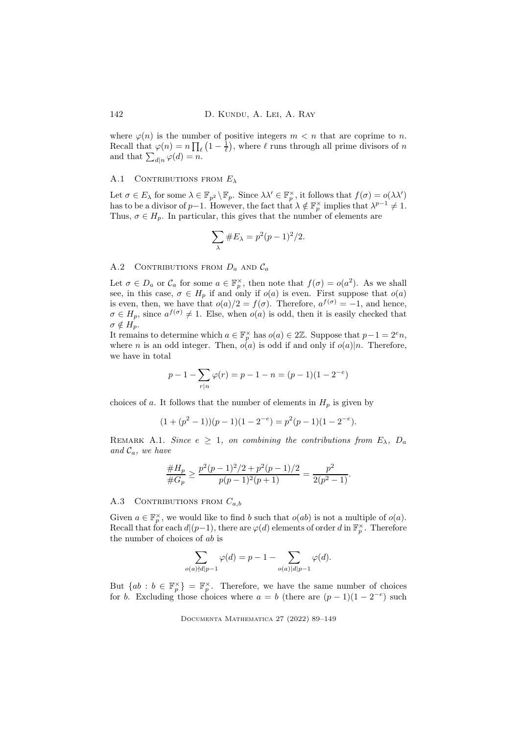where $\varphi(n)$ is the number of positive integers $m < n$ that are coprime to $n$. Recall that $\varphi(n) = n\prod_\ell\left(1-\frac{1}{\ell}\right)$, where $\ell$ runs through all prime divisors of $n$ and that $\sum_{d|n}\varphi(d) = n$.

### A.1 Contributions from $E_\lambda$

Let $\sigma \in E_\lambda$ for some $\lambda \in \mathbb{F}_{p^2}\setminus\mathbb{F}_p$. Since $\lambda\lambda' \in \mathbb{F}_p^\times$, it follows that $f(\sigma) = o(\lambda\lambda')$ has to be a divisor of $p-1$. However, the fact that $\lambda \notin \mathbb{F}_p^\times$ implies that $\lambda^{p-1} \neq 1$. Thus, $\sigma \in H_p$. In particular, this gives that the number of elements are

$$\sum_\lambda \#E_\lambda = p^2(p-1)^2/2.$$

### A.2 Contributions from $D_a$ and $\mathcal{C}_a$

Let $\sigma \in D_a$ or $\mathcal{C}_a$ for some $a \in \mathbb{F}_p^\times$, then note that $f(\sigma) = o(a^2)$. As we shall see, in this case, $\sigma \in H_p$ if and only if $o(a)$ is even. First suppose that $o(a)$ is even, then, we have that $o(a)/2 = f(\sigma)$. Therefore, $a^{f(\sigma)} = -1$, and hence, $\sigma \in H_p$, since $a^{f(\sigma)} \neq 1$. Else, when $o(a)$ is odd, then it is easily checked that $\sigma \notin H_p$.

It remains to determine which $a \in \mathbb{F}_p^\times$ has $o(a) \in 2\mathbb{Z}$. Suppose that $p-1 = 2^e n$, where $n$ is an odd integer. Then, $o(a)$ is odd if and only if $o(a)|n$. Therefore, we have in total

$$p-1-\sum_{r|n}\varphi(r) = p-1-n = (p-1)(1-2^{-e})$$

choices of $a$. It follows that the number of elements in $H_p$ is given by

$$(1+(p^2-1))(p-1)(1-2^{-e}) = p^2(p-1)(1-2^{-e}).$$

Remark A.1. *Since $e \geq 1$, on combining the contributions from $E_\lambda$, $D_a$ and $\mathcal{C}_a$, we have*

$$\frac{\#H_p}{\#G_p} \geq \frac{p^2(p-1)^2/2 + p^2(p-1)/2}{p(p-1)^2(p+1)} = \frac{p^2}{2(p^2-1)}.$$

### A.3 Contributions from $C_{a,b}$

Given $a \in \mathbb{F}_p^\times$, we would like to find $b$ such that $o(ab)$ is not a multiple of $o(a)$. Recall that for each $d|(p-1)$, there are $\varphi(d)$ elements of order $d$ in $\mathbb{F}_p^\times$. Therefore the number of choices of $ab$ is

$$\sum_{o(a)\nmid d|p-1}\varphi(d) = p-1-\sum_{o(a)|d|p-1}\varphi(d).$$

But $\{ab : b \in \mathbb{F}_p^\times\} = \mathbb{F}_p^\times$. Therefore, we have the same number of choices for $b$. Excluding those choices where $a = b$ (there are $(p-1)(1-2^{-e})$ such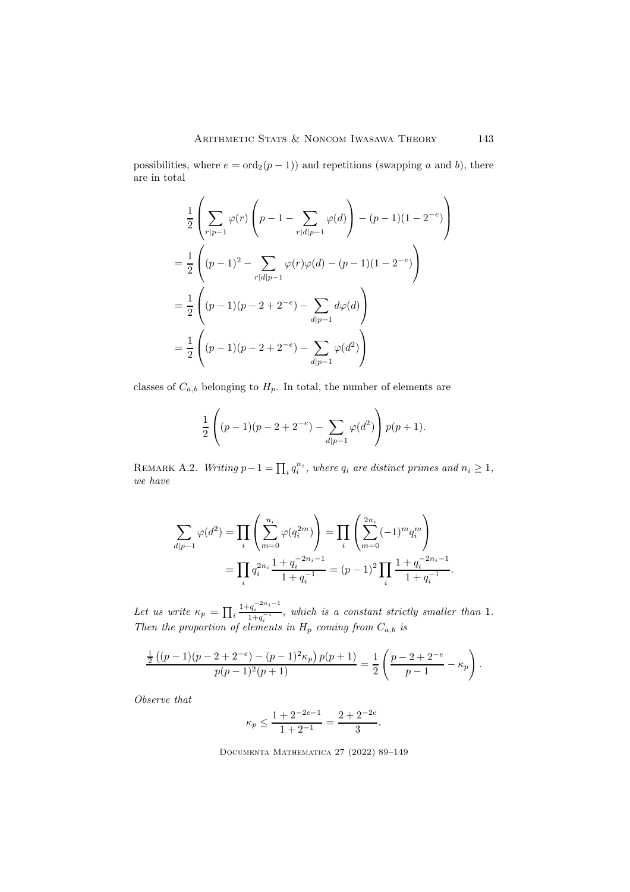possibilities, where $e = \mathrm{ord}_2(p-1)$) and repetitions (swapping $a$ and $b$), there are in total

$$
\begin{aligned}
&\frac{1}{2}\left(\sum_{r\mid p-1}\varphi(r)\left(p-1-\sum_{r\mid d\mid p-1}\varphi(d)\right)-(p-1)(1-2^{-e})\right)\\
&=\frac{1}{2}\left((p-1)^2-\sum_{r\mid d\mid p-1}\varphi(r)\varphi(d)-(p-1)(1-2^{-e})\right)\\
&=\frac{1}{2}\left((p-1)(p-2+2^{-e})-\sum_{d\mid p-1}d\varphi(d)\right)\\
&=\frac{1}{2}\left((p-1)(p-2+2^{-e})-\sum_{d\mid p-1}\varphi(d^2)\right)
\end{aligned}
$$

classes of $C_{a,b}$ belonging to $H_p$. In total, the number of elements are

$$
\frac{1}{2}\left((p-1)(p-2+2^{-e})-\sum_{d\mid p-1}\varphi(d^2)\right)p(p+1).
$$

Remark A.2. *Writing $p-1=\prod_i q_i^{n_i}$, where $q_i$ are distinct primes and $n_i \geq 1$, we have*

$$
\begin{aligned}
\sum_{d\mid p-1}\varphi(d^2)=\prod_i\left(\sum_{m=0}^{n_i}\varphi(q_i^{2m})\right)&=\prod_i\left(\sum_{m=0}^{2n_i}(-1)^m q_i^m\right)\\
&=\prod_i q_i^{2n_i}\frac{1+q_i^{-2n_i-1}}{1+q_i^{-1}}=(p-1)^2\prod_i\frac{1+q_i^{-2n_i-1}}{1+q_i^{-1}}.
\end{aligned}
$$

*Let us write $\kappa_p=\prod_i\frac{1+q_i^{-2n_i-1}}{1+q_i^{-1}}$, which is a constant strictly smaller than 1. Then the proportion of elements in $H_p$ coming from $C_{a,b}$ is*

$$
\frac{\frac{1}{2}\left((p-1)(p-2+2^{-e})-(p-1)^2\kappa_p\right)p(p+1)}{p(p-1)^2(p+1)}=\frac{1}{2}\left(\frac{p-2+2^{-e}}{p-1}-\kappa_p\right).
$$

*Observe that*

$$
\kappa_p\leq\frac{1+2^{-2e-1}}{1+2^{-1}}=\frac{2+2^{-2e}}{3}.
$$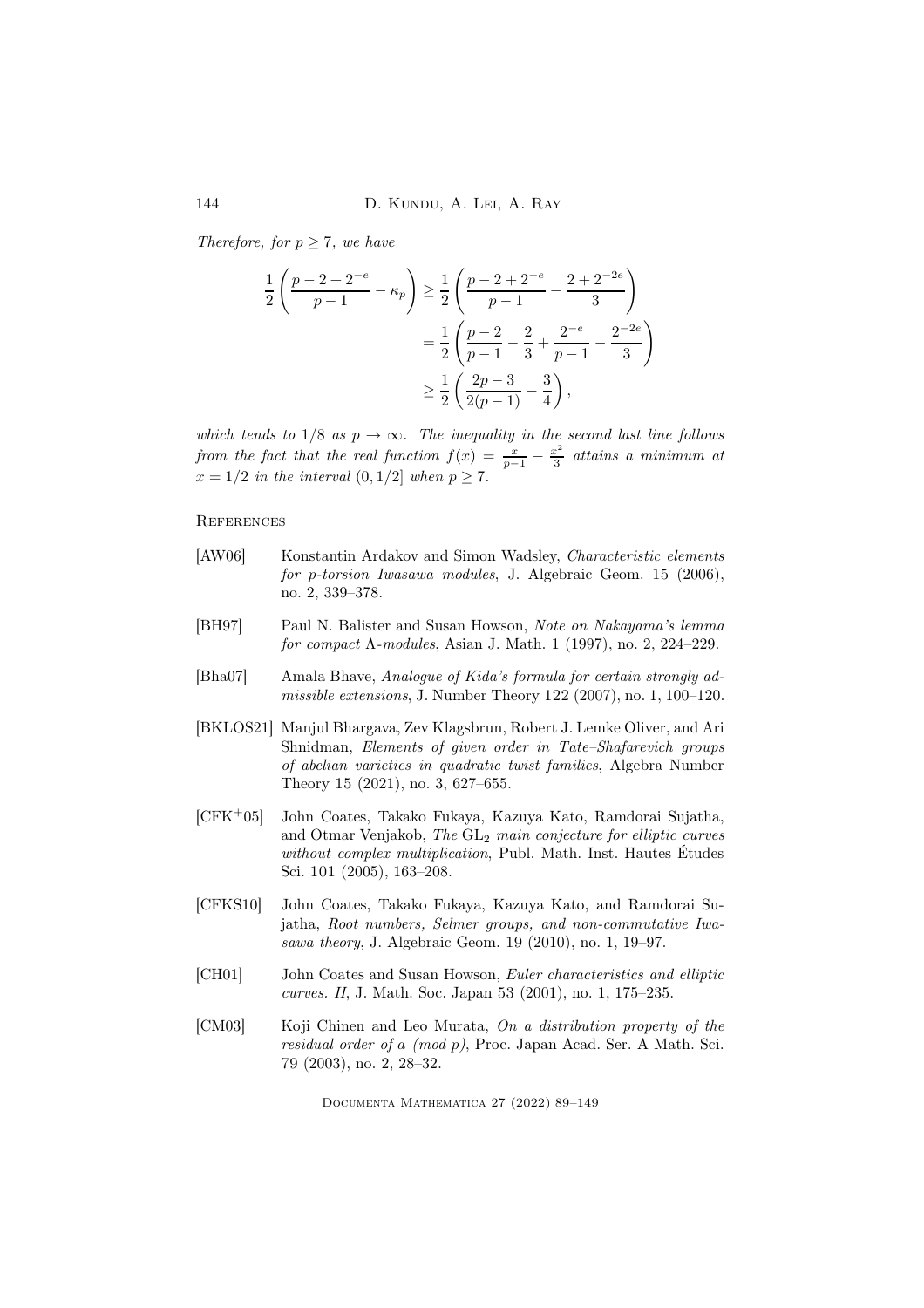*Therefore, for $p \geq 7$, we have*

$$
\begin{aligned}
\frac{1}{2}\left(\frac{p-2+2^{-e}}{p-1} - \kappa_p\right) &\geq \frac{1}{2}\left(\frac{p-2+2^{-e}}{p-1} - \frac{2+2^{-2e}}{3}\right) \\
&= \frac{1}{2}\left(\frac{p-2}{p-1} - \frac{2}{3} + \frac{2^{-e}}{p-1} - \frac{2^{-2e}}{3}\right) \\
&\geq \frac{1}{2}\left(\frac{2p-3}{2(p-1)} - \frac{3}{4}\right),
\end{aligned}
$$

*which tends to $1/8$ as $p \to \infty$. The inequality in the second last line follows from the fact that the real function $f(x) = \frac{x}{p-1} - \frac{x^2}{3}$ attains a minimum at $x = 1/2$ in the interval $(0, 1/2]$ when $p \geq 7$.*

## References

[AW06] Konstantin Ardakov and Simon Wadsley, *Characteristic elements for p-torsion Iwasawa modules*, J. Algebraic Geom. 15 (2006), no. 2, 339–378.

[BH97] Paul N. Balister and Susan Howson, *Note on Nakayama's lemma for compact Λ-modules*, Asian J. Math. 1 (1997), no. 2, 224–229.

[Bha07] Amala Bhave, *Analogue of Kida's formula for certain strongly admissible extensions*, J. Number Theory 122 (2007), no. 1, 100–120.

[BKLOS21] Manjul Bhargava, Zev Klagsbrun, Robert J. Lemke Oliver, and Ari Shnidman, *Elements of given order in Tate–Shafarevich groups of abelian varieties in quadratic twist families*, Algebra Number Theory 15 (2021), no. 3, 627–655.

[CFK+05] John Coates, Takako Fukaya, Kazuya Kato, Ramdorai Sujatha, and Otmar Venjakob, *The $\mathrm{GL}_2$ main conjecture for elliptic curves without complex multiplication*, Publ. Math. Inst. Hautes Études Sci. 101 (2005), 163–208.

[CFKS10] John Coates, Takako Fukaya, Kazuya Kato, and Ramdorai Sujatha, *Root numbers, Selmer groups, and non-commutative Iwasawa theory*, J. Algebraic Geom. 19 (2010), no. 1, 19–97.

[CH01] John Coates and Susan Howson, *Euler characteristics and elliptic curves. II*, J. Math. Soc. Japan 53 (2001), no. 1, 175–235.

[CM03] Koji Chinen and Leo Murata, *On a distribution property of the residual order of a (mod p)*, Proc. Japan Acad. Ser. A Math. Sci. 79 (2003), no. 2, 28–32.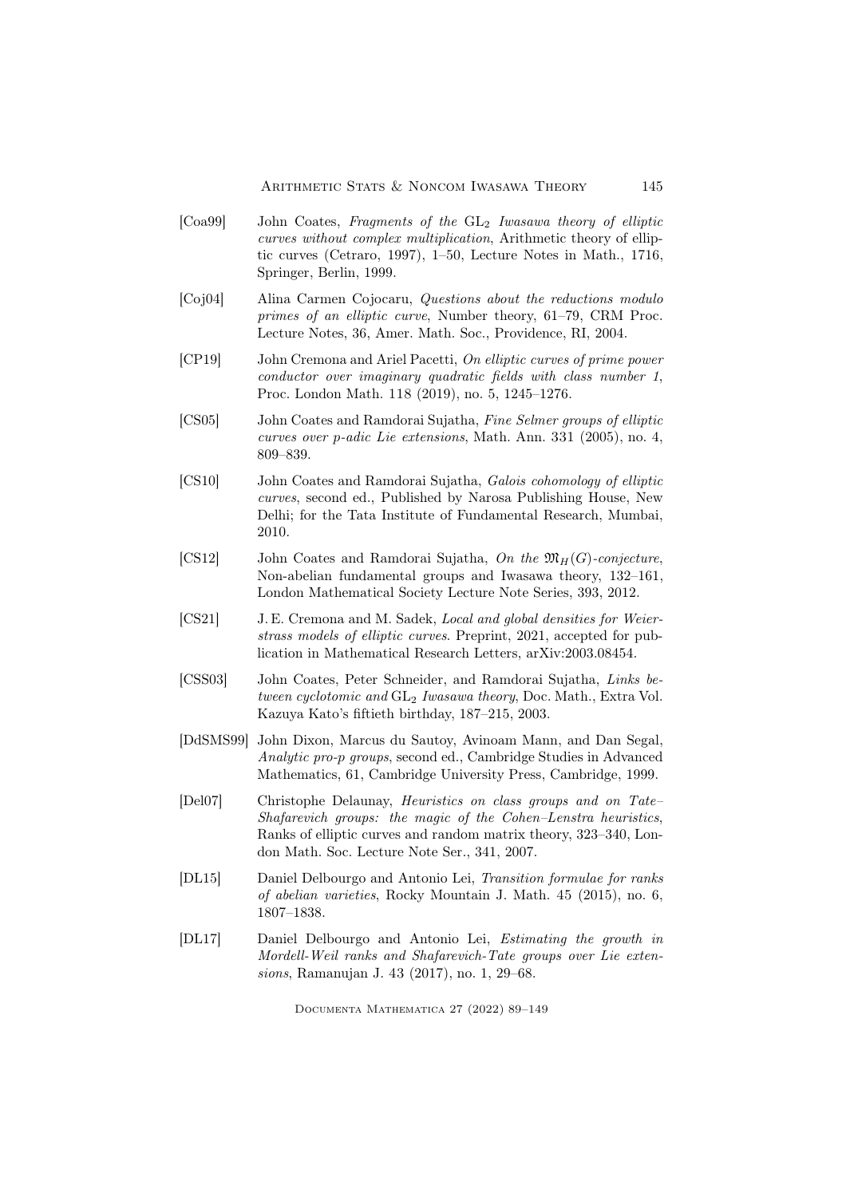[Coa99] John Coates, *Fragments of the $\mathrm{GL}_2$ Iwasawa theory of elliptic curves without complex multiplication*, Arithmetic theory of elliptic curves (Cetraro, 1997), 1–50, Lecture Notes in Math., 1716, Springer, Berlin, 1999.

[Coj04] Alina Carmen Cojocaru, *Questions about the reductions modulo primes of an elliptic curve*, Number theory, 61–79, CRM Proc. Lecture Notes, 36, Amer. Math. Soc., Providence, RI, 2004.

[CP19] John Cremona and Ariel Pacetti, *On elliptic curves of prime power conductor over imaginary quadratic fields with class number 1*, Proc. London Math. 118 (2019), no. 5, 1245–1276.

[CS05] John Coates and Ramdorai Sujatha, *Fine Selmer groups of elliptic curves over p-adic Lie extensions*, Math. Ann. 331 (2005), no. 4, 809–839.

[CS10] John Coates and Ramdorai Sujatha, *Galois cohomology of elliptic curves*, second ed., Published by Narosa Publishing House, New Delhi; for the Tata Institute of Fundamental Research, Mumbai, 2010.

[CS12] John Coates and Ramdorai Sujatha, *On the $\mathfrak{M}_H(G)$-conjecture*, Non-abelian fundamental groups and Iwasawa theory, 132–161, London Mathematical Society Lecture Note Series, 393, 2012.

[CS21] J. E. Cremona and M. Sadek, *Local and global densities for Weierstrass models of elliptic curves*. Preprint, 2021, accepted for publication in Mathematical Research Letters, arXiv:2003.08454.

[CSS03] John Coates, Peter Schneider, and Ramdorai Sujatha, *Links between cyclotomic and $\mathrm{GL}_2$ Iwasawa theory*, Doc. Math., Extra Vol. Kazuya Kato's fiftieth birthday, 187–215, 2003.

[DdSMS99] John Dixon, Marcus du Sautoy, Avinoam Mann, and Dan Segal, *Analytic pro-p groups*, second ed., Cambridge Studies in Advanced Mathematics, 61, Cambridge University Press, Cambridge, 1999.

[Del07] Christophe Delaunay, *Heuristics on class groups and on Tate–Shafarevich groups: the magic of the Cohen–Lenstra heuristics*, Ranks of elliptic curves and random matrix theory, 323–340, London Math. Soc. Lecture Note Ser., 341, 2007.

[DL15] Daniel Delbourgo and Antonio Lei, *Transition formulae for ranks of abelian varieties*, Rocky Mountain J. Math. 45 (2015), no. 6, 1807–1838.

[DL17] Daniel Delbourgo and Antonio Lei, *Estimating the growth in Mordell-Weil ranks and Shafarevich-Tate groups over Lie extensions*, Ramanujan J. 43 (2017), no. 1, 29–68.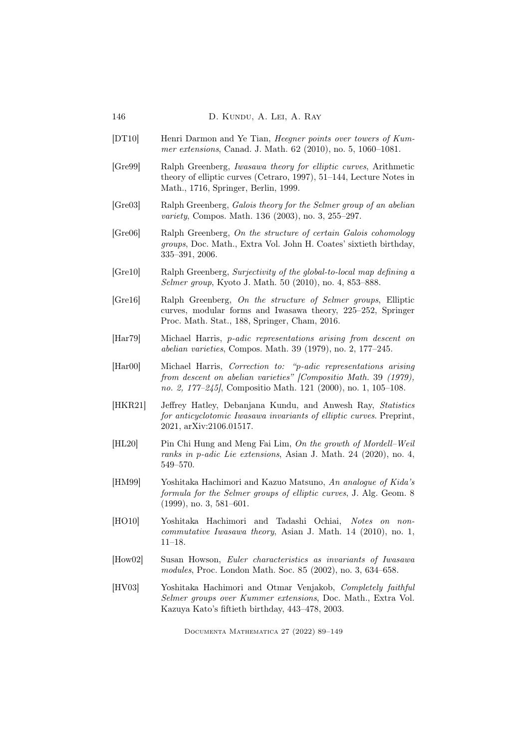[DT10] Henri Darmon and Ye Tian, *Heegner points over towers of Kummer extensions*, Canad. J. Math. 62 (2010), no. 5, 1060–1081.

[Gre99] Ralph Greenberg, *Iwasawa theory for elliptic curves*, Arithmetic theory of elliptic curves (Cetraro, 1997), 51–144, Lecture Notes in Math., 1716, Springer, Berlin, 1999.

[Gre03] Ralph Greenberg, *Galois theory for the Selmer group of an abelian variety*, Compos. Math. 136 (2003), no. 3, 255–297.

[Gre06] Ralph Greenberg, *On the structure of certain Galois cohomology groups*, Doc. Math., Extra Vol. John H. Coates' sixtieth birthday, 335–391, 2006.

[Gre10] Ralph Greenberg, *Surjectivity of the global-to-local map defining a Selmer group*, Kyoto J. Math. 50 (2010), no. 4, 853–888.

[Gre16] Ralph Greenberg, *On the structure of Selmer groups*, Elliptic curves, modular forms and Iwasawa theory, 225–252, Springer Proc. Math. Stat., 188, Springer, Cham, 2016.

[Har79] Michael Harris, *p-adic representations arising from descent on abelian varieties*, Compos. Math. 39 (1979), no. 2, 177–245.

[Har00] Michael Harris, *Correction to: "p-adic representations arising from descent on abelian varieties" [Compositio Math. 39 (1979), no. 2, 177–245]*, Compositio Math. 121 (2000), no. 1, 105–108.

[HKR21] Jeffrey Hatley, Debanjana Kundu, and Anwesh Ray, *Statistics for anticyclotomic Iwasawa invariants of elliptic curves*. Preprint, 2021, arXiv:2106.01517.

[HL20] Pin Chi Hung and Meng Fai Lim, *On the growth of Mordell–Weil ranks in p-adic Lie extensions*, Asian J. Math. 24 (2020), no. 4, 549–570.

[HM99] Yoshitaka Hachimori and Kazuo Matsuno, *An analogue of Kida's formula for the Selmer groups of elliptic curves*, J. Alg. Geom. 8 (1999), no. 3, 581–601.

[HO10] Yoshitaka Hachimori and Tadashi Ochiai, *Notes on non-commutative Iwasawa theory*, Asian J. Math. 14 (2010), no. 1, 11–18.

[How02] Susan Howson, *Euler characteristics as invariants of Iwasawa modules*, Proc. London Math. Soc. 85 (2002), no. 3, 634–658.

[HV03] Yoshitaka Hachimori and Otmar Venjakob, *Completely faithful Selmer groups over Kummer extensions*, Doc. Math., Extra Vol. Kazuya Kato's fiftieth birthday, 443–478, 2003.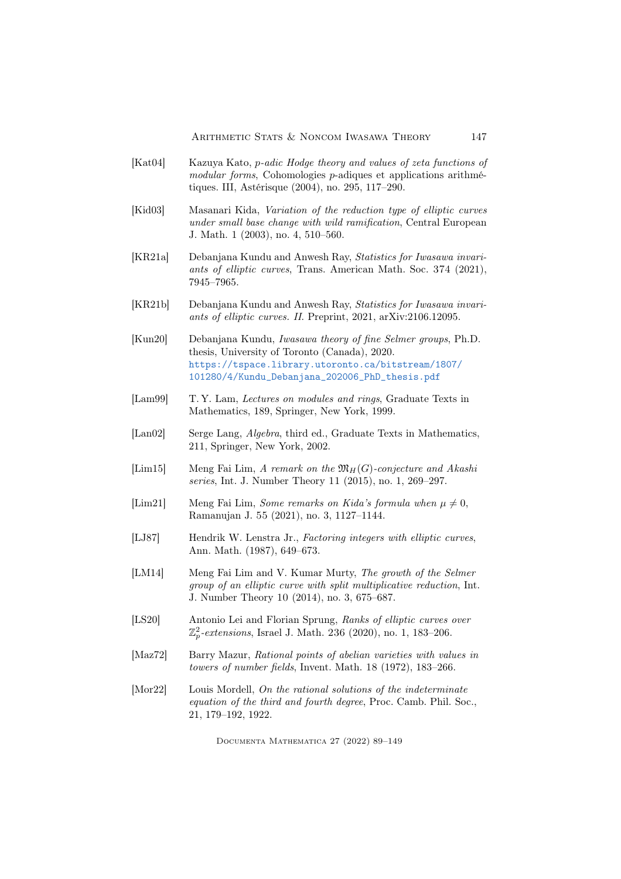[Kat04] Kazuya Kato, *p-adic Hodge theory and values of zeta functions of modular forms*, Cohomologies p-adiques et applications arithmétiques. III, Astérisque (2004), no. 295, 117–290.

[Kid03] Masanari Kida, *Variation of the reduction type of elliptic curves under small base change with wild ramification*, Central European J. Math. 1 (2003), no. 4, 510–560.

[KR21a] Debanjana Kundu and Anwesh Ray, *Statistics for Iwasawa invariants of elliptic curves*, Trans. American Math. Soc. 374 (2021), 7945–7965.

[KR21b] Debanjana Kundu and Anwesh Ray, *Statistics for Iwasawa invariants of elliptic curves. II.* Preprint, 2021, arXiv:2106.12095.

[Kun20] Debanjana Kundu, *Iwasawa theory of fine Selmer groups*, Ph.D. thesis, University of Toronto (Canada), 2020. https://tspace.library.utoronto.ca/bitstream/1807/101280/4/Kundu_Debanjana_202006_PhD_thesis.pdf

[Lam99] T. Y. Lam, *Lectures on modules and rings*, Graduate Texts in Mathematics, 189, Springer, New York, 1999.

[Lan02] Serge Lang, *Algebra*, third ed., Graduate Texts in Mathematics, 211, Springer, New York, 2002.

[Lim15] Meng Fai Lim, *A remark on the $\mathfrak{M}_H(G)$-conjecture and Akashi series*, Int. J. Number Theory 11 (2015), no. 1, 269–297.

[Lim21] Meng Fai Lim, *Some remarks on Kida's formula when $\mu \neq 0$*, Ramanujan J. 55 (2021), no. 3, 1127–1144.

[LJ87] Hendrik W. Lenstra Jr., *Factoring integers with elliptic curves*, Ann. Math. (1987), 649–673.

[LM14] Meng Fai Lim and V. Kumar Murty, *The growth of the Selmer group of an elliptic curve with split multiplicative reduction*, Int. J. Number Theory 10 (2014), no. 3, 675–687.

[LS20] Antonio Lei and Florian Sprung, *Ranks of elliptic curves over $\mathbb{Z}_p^2$-extensions*, Israel J. Math. 236 (2020), no. 1, 183–206.

[Maz72] Barry Mazur, *Rational points of abelian varieties with values in towers of number fields*, Invent. Math. 18 (1972), 183–266.

[Mor22] Louis Mordell, *On the rational solutions of the indeterminate equation of the third and fourth degree*, Proc. Camb. Phil. Soc., 21, 179–192, 1922.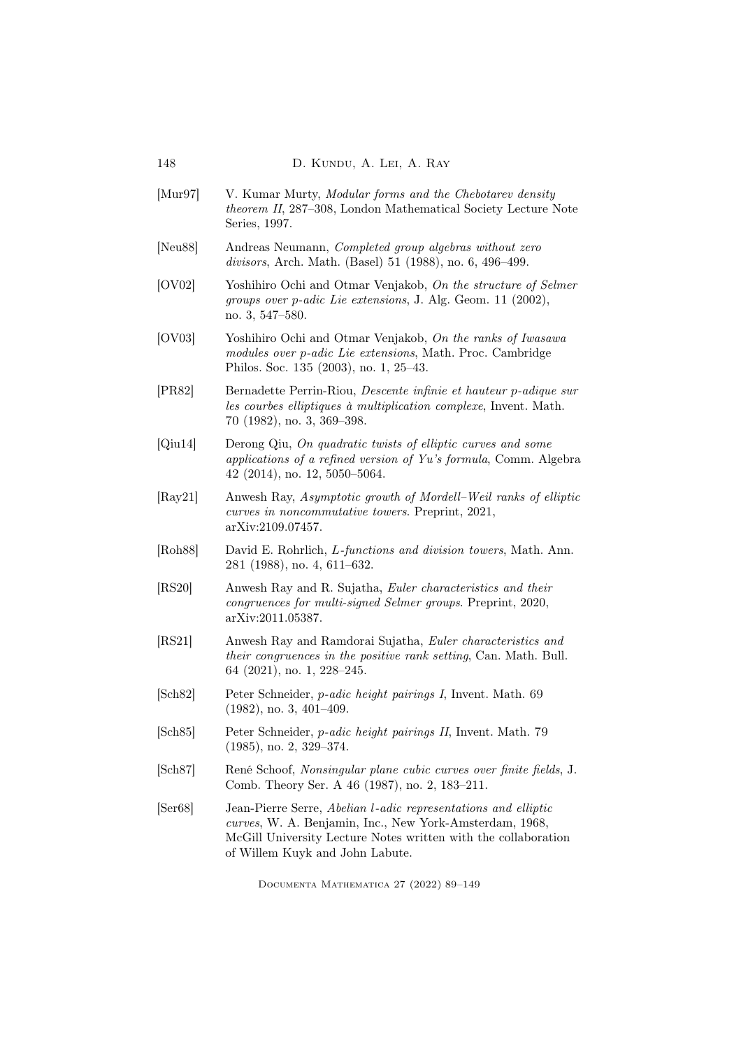[Mur97] V. Kumar Murty, *Modular forms and the Chebotarev density theorem II*, 287–308, London Mathematical Society Lecture Note Series, 1997.

[Neu88] Andreas Neumann, *Completed group algebras without zero divisors*, Arch. Math. (Basel) 51 (1988), no. 6, 496–499.

[OV02] Yoshihiro Ochi and Otmar Venjakob, *On the structure of Selmer groups over p-adic Lie extensions*, J. Alg. Geom. 11 (2002), no. 3, 547–580.

[OV03] Yoshihiro Ochi and Otmar Venjakob, *On the ranks of Iwasawa modules over p-adic Lie extensions*, Math. Proc. Cambridge Philos. Soc. 135 (2003), no. 1, 25–43.

[PR82] Bernadette Perrin-Riou, *Descente infinie et hauteur p-adique sur les courbes elliptiques à multiplication complexe*, Invent. Math. 70 (1982), no. 3, 369–398.

[Qiu14] Derong Qiu, *On quadratic twists of elliptic curves and some applications of a refined version of Yu's formula*, Comm. Algebra 42 (2014), no. 12, 5050–5064.

[Ray21] Anwesh Ray, *Asymptotic growth of Mordell–Weil ranks of elliptic curves in noncommutative towers*. Preprint, 2021, arXiv:2109.07457.

[Roh88] David E. Rohrlich, *L-functions and division towers*, Math. Ann. 281 (1988), no. 4, 611–632.

[RS20] Anwesh Ray and R. Sujatha, *Euler characteristics and their congruences for multi-signed Selmer groups*. Preprint, 2020, arXiv:2011.05387.

[RS21] Anwesh Ray and Ramdorai Sujatha, *Euler characteristics and their congruences in the positive rank setting*, Can. Math. Bull. 64 (2021), no. 1, 228–245.

[Sch82] Peter Schneider, *p-adic height pairings I*, Invent. Math. 69 (1982), no. 3, 401–409.

[Sch85] Peter Schneider, *p-adic height pairings II*, Invent. Math. 79 (1985), no. 2, 329–374.

[Sch87] René Schoof, *Nonsingular plane cubic curves over finite fields*, J. Comb. Theory Ser. A 46 (1987), no. 2, 183–211.

[Ser68] Jean-Pierre Serre, *Abelian l-adic representations and elliptic curves*, W. A. Benjamin, Inc., New York-Amsterdam, 1968, McGill University Lecture Notes written with the collaboration of Willem Kuyk and John Labute.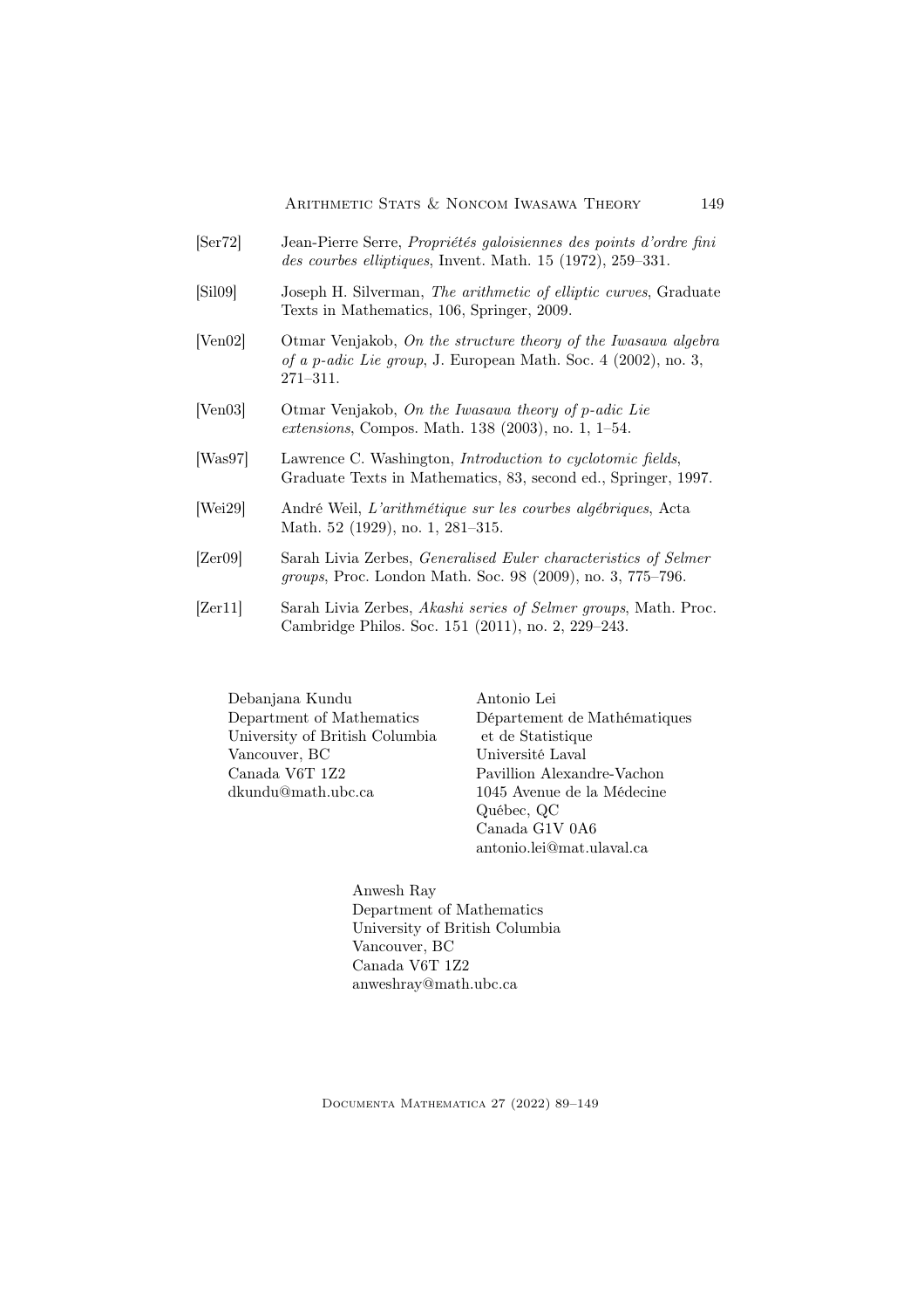[Ser72] Jean-Pierre Serre, *Propriétés galoisiennes des points d'ordre fini des courbes elliptiques*, Invent. Math. 15 (1972), 259–331.

[Sil09] Joseph H. Silverman, *The arithmetic of elliptic curves*, Graduate Texts in Mathematics, 106, Springer, 2009.

[Ven02] Otmar Venjakob, *On the structure theory of the Iwasawa algebra of a p-adic Lie group*, J. European Math. Soc. 4 (2002), no. 3, 271–311.

[Ven03] Otmar Venjakob, *On the Iwasawa theory of p-adic Lie extensions*, Compos. Math. 138 (2003), no. 1, 1–54.

[Was97] Lawrence C. Washington, *Introduction to cyclotomic fields*, Graduate Texts in Mathematics, 83, second ed., Springer, 1997.

[Wei29] André Weil, *L'arithmétique sur les courbes algébriques*, Acta Math. 52 (1929), no. 1, 281–315.

[Zer09] Sarah Livia Zerbes, *Generalised Euler characteristics of Selmer groups*, Proc. London Math. Soc. 98 (2009), no. 3, 775–796.

[Zer11] Sarah Livia Zerbes, *Akashi series of Selmer groups*, Math. Proc. Cambridge Philos. Soc. 151 (2011), no. 2, 229–243.

Debanjana Kundu
Department of Mathematics
University of British Columbia
Vancouver, BC
Canada V6T 1Z2
dkundu@math.ubc.ca

Antonio Lei
Département de Mathématiques et de Statistique
Université Laval
Pavillion Alexandre-Vachon
1045 Avenue de la Médecine
Québec, QC
Canada G1V 0A6
antonio.lei@mat.ulaval.ca

Anwesh Ray
Department of Mathematics
University of British Columbia
Vancouver, BC
Canada V6T 1Z2
anweshray@math.ubc.ca